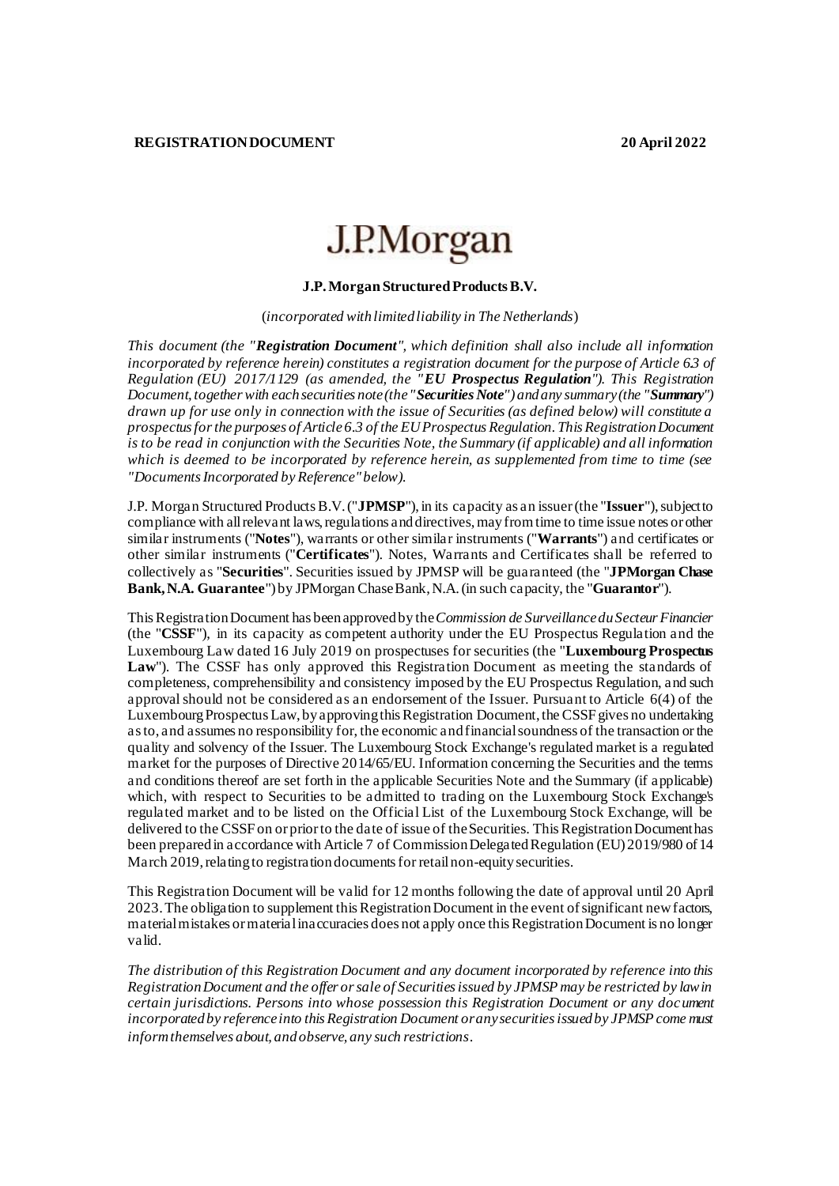**REGISTRATION DOCUMENT** **20 April 2022**

J.P.Morgan

**J.P. Morgan Structured Products B.V.**

(*incorporated with limited liability in The Netherlands*)

*This document (the "**Registration Document**", which definition shall also include all information incorporated by reference herein) constitutes a registration document for the purpose of Article 6.3 of Regulation (EU) 2017/1129 (as amended, the "**EU Prospectus Regulation**"). This Registration Document, together with each securities note (the "**Securities Note**") and any summary (the "**Summary**") drawn up for use only in connection with the issue of Securities (as defined below) will constitute a prospectus for the purposes of Article 6.3 of the EU Prospectus Regulation. This Registration Document is to be read in conjunction with the Securities Note, the Summary (if applicable) and all information which is deemed to be incorporated by reference herein, as supplemented from time to time (see "Documents Incorporated by Reference" below).*

J.P. Morgan Structured Products B.V. ("**JPMSP**"), in its capacity as an issuer (the "**Issuer**"), subject to compliance with all relevant laws, regulations and directives, may from time to time issue notes or other similar instruments ("**Notes**"), warrants or other similar instruments ("**Warrants**") and certificates or other similar instruments ("**Certificates**"). Notes, Warrants and Certificates shall be referred to collectively as "**Securities**". Securities issued by JPMSP will be guaranteed (the "**JPMorgan Chase Bank, N.A. Guarantee**") by JPMorgan Chase Bank, N.A. (in such capacity, the "**Guarantor**").

This Registration Document has been approved by the *Commission de Surveillance du Secteur Financier* (the "**CSSF**"), in its capacity as competent authority under the EU Prospectus Regulation and the Luxembourg Law dated 16 July 2019 on prospectuses for securities (the "**Luxembourg Prospectus Law**"). The CSSF has only approved this Registration Document as meeting the standards of completeness, comprehensibility and consistency imposed by the EU Prospectus Regulation, and such approval should not be considered as an endorsement of the Issuer. Pursuant to Article 6(4) of the Luxembourg Prospectus Law, by approving this Registration Document, the CSSF gives no undertaking as to, and assumes no responsibility for, the economic and financial soundness of the transaction or the quality and solvency of the Issuer. The Luxembourg Stock Exchange's regulated market is a regulated market for the purposes of Directive 2014/65/EU. Information concerning the Securities and the terms and conditions thereof are set forth in the applicable Securities Note and the Summary (if applicable) which, with respect to Securities to be admitted to trading on the Luxembourg Stock Exchange's regulated market and to be listed on the Official List of the Luxembourg Stock Exchange, will be delivered to the CSSF on or prior to the date of issue of the Securities. This Registration Document has been prepared in accordance with Article 7 of Commission Delegated Regulation (EU) 2019/980 of 14 March 2019, relating to registration documents for retail non-equity securities.

This Registration Document will be valid for 12 months following the date of approval until 20 April 2023. The obligation to supplement this Registration Document in the event of significant new factors, material mistakes or material inaccuracies does not apply once this Registration Document is no longer valid.

*The distribution of this Registration Document and any document incorporated by reference into this Registration Document and the offer or sale of Securities issued by JPMSP may be restricted by law in certain jurisdictions. Persons into whose possession this Registration Document or any document incorporated by reference into this Registration Document or any securities issued by JPMSP come must inform themselves about, and observe, any such restrictions.*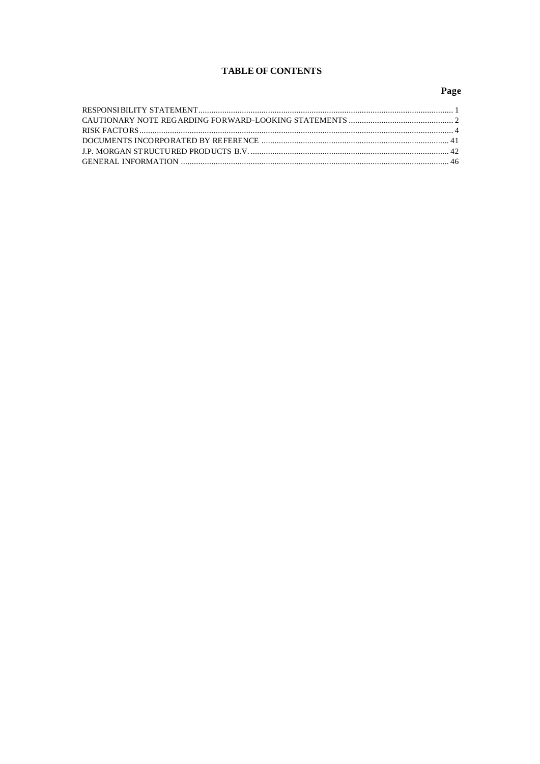# TABLE OF CONTENTS

| | Page |
|---|---|
| RESPONSIBILITY STATEMENT | 1 |
| CAUTIONARY NOTE REGARDING FORWARD-LOOKING STATEMENTS | 2 |
| RISK FACTORS | 4 |
| DOCUMENTS INCORPORATED BY REFERENCE | 41 |
| J.P. MORGAN STRUCTURED PRODUCTS B.V. | 42 |
| GENERAL INFORMATION | 46 |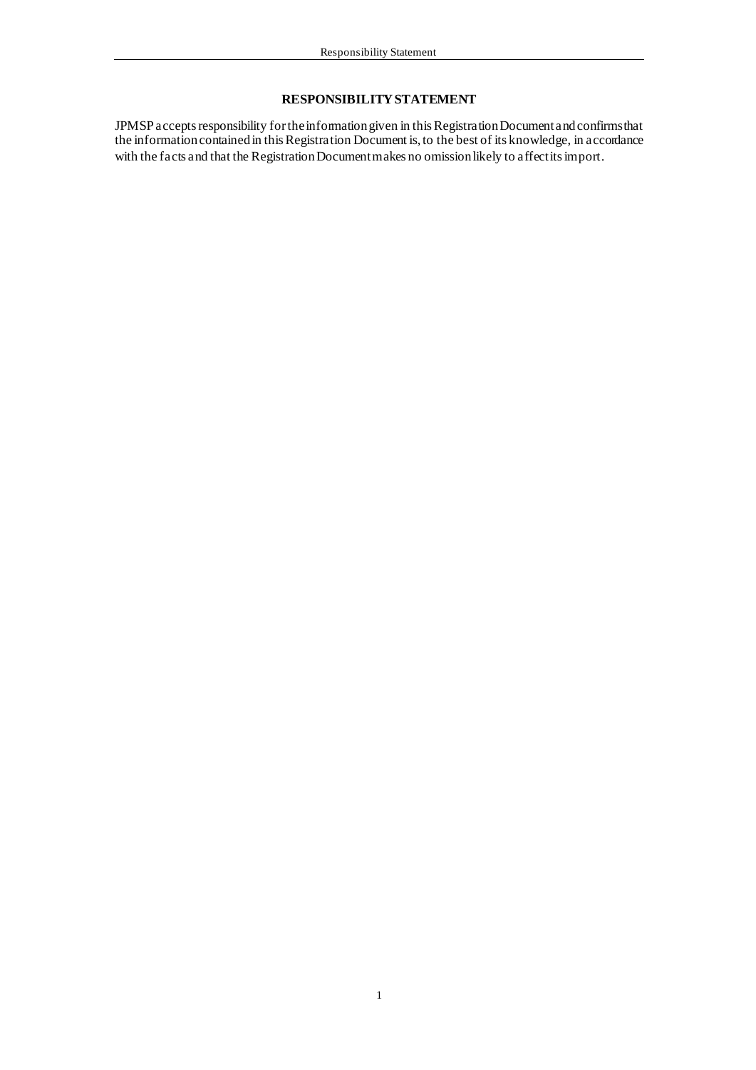# RESPONSIBILITY STATEMENT

JPMSP accepts responsibility for the information given in this Registration Document and confirms that the information contained in this Registration Document is, to the best of its knowledge, in accordance with the facts and that the Registration Document makes no omission likely to affect its import.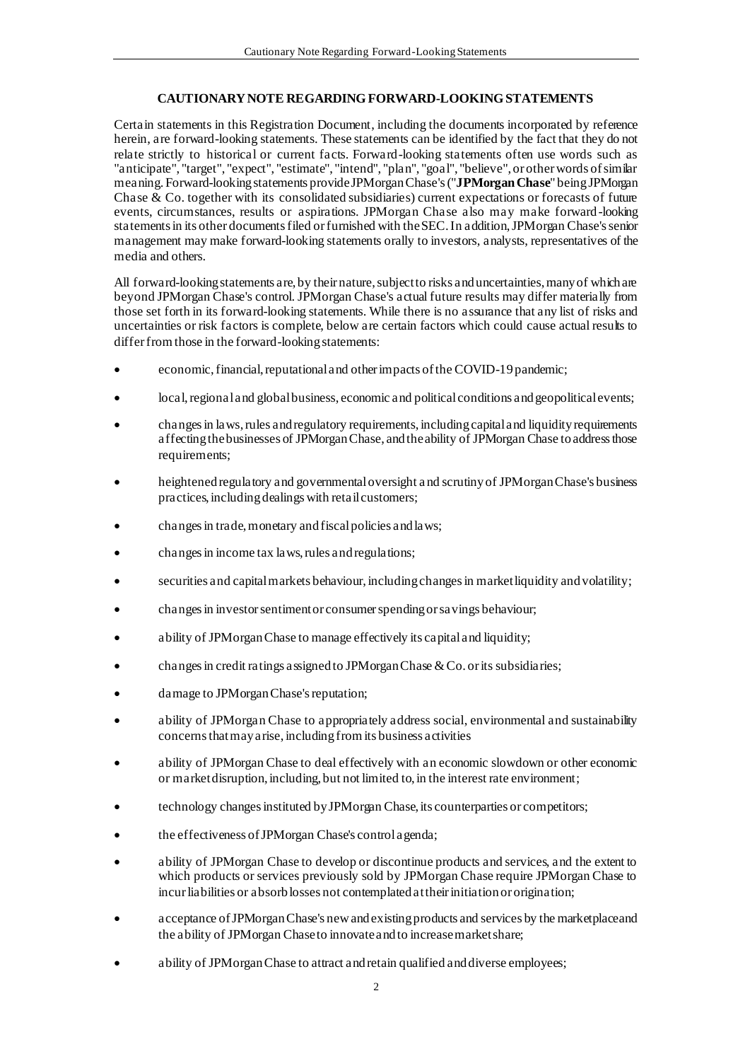## CAUTIONARY NOTE REGARDING FORWARD-LOOKING STATEMENTS

Certain statements in this Registration Document, including the documents incorporated by reference herein, are forward-looking statements. These statements can be identified by the fact that they do not relate strictly to historical or current facts. Forward-looking statements often use words such as "anticipate", "target", "expect", "estimate", "intend", "plan", "goal", "believe", or other words of similar meaning. Forward-looking statements provide JPMorgan Chase's ("**JPMorgan Chase**" being JPMorgan Chase & Co. together with its consolidated subsidiaries) current expectations or forecasts of future events, circumstances, results or aspirations. JPMorgan Chase also may make forward-looking statements in its other documents filed or furnished with the SEC. In addition, JPMorgan Chase's senior management may make forward-looking statements orally to investors, analysts, representatives of the media and others.

All forward-looking statements are, by their nature, subject to risks and uncertainties, many of which are beyond JPMorgan Chase's control. JPMorgan Chase's actual future results may differ materially from those set forth in its forward-looking statements. While there is no assurance that any list of risks and uncertainties or risk factors is complete, below are certain factors which could cause actual results to differ from those in the forward-looking statements:

- economic, financial, reputational and other impacts of the COVID-19 pandemic;
- local, regional and global business, economic and political conditions and geopolitical events;
- changes in laws, rules and regulatory requirements, including capital and liquidity requirements affecting the businesses of JPMorgan Chase, and the ability of JPMorgan Chase to address those requirements;
- heightened regulatory and governmental oversight and scrutiny of JPMorgan Chase's business practices, including dealings with retail customers;
- changes in trade, monetary and fiscal policies and laws;
- changes in income tax laws, rules and regulations;
- securities and capital markets behaviour, including changes in market liquidity and volatility;
- changes in investor sentiment or consumer spending or savings behaviour;
- ability of JPMorgan Chase to manage effectively its capital and liquidity;
- changes in credit ratings assigned to JPMorgan Chase & Co. or its subsidiaries;
- damage to JPMorgan Chase's reputation;
- ability of JPMorgan Chase to appropriately address social, environmental and sustainability concerns that may arise, including from its business activities
- ability of JPMorgan Chase to deal effectively with an economic slowdown or other economic or market disruption, including, but not limited to, in the interest rate environment;
- technology changes instituted by JPMorgan Chase, its counterparties or competitors;
- the effectiveness of JPMorgan Chase's control agenda;
- ability of JPMorgan Chase to develop or discontinue products and services, and the extent to which products or services previously sold by JPMorgan Chase require JPMorgan Chase to incur liabilities or absorb losses not contemplated at their initiation or origination;
- acceptance of JPMorgan Chase's new and existing products and services by the marketplace and the ability of JPMorgan Chase to innovate and to increase market share;
- ability of JPMorgan Chase to attract and retain qualified and diverse employees;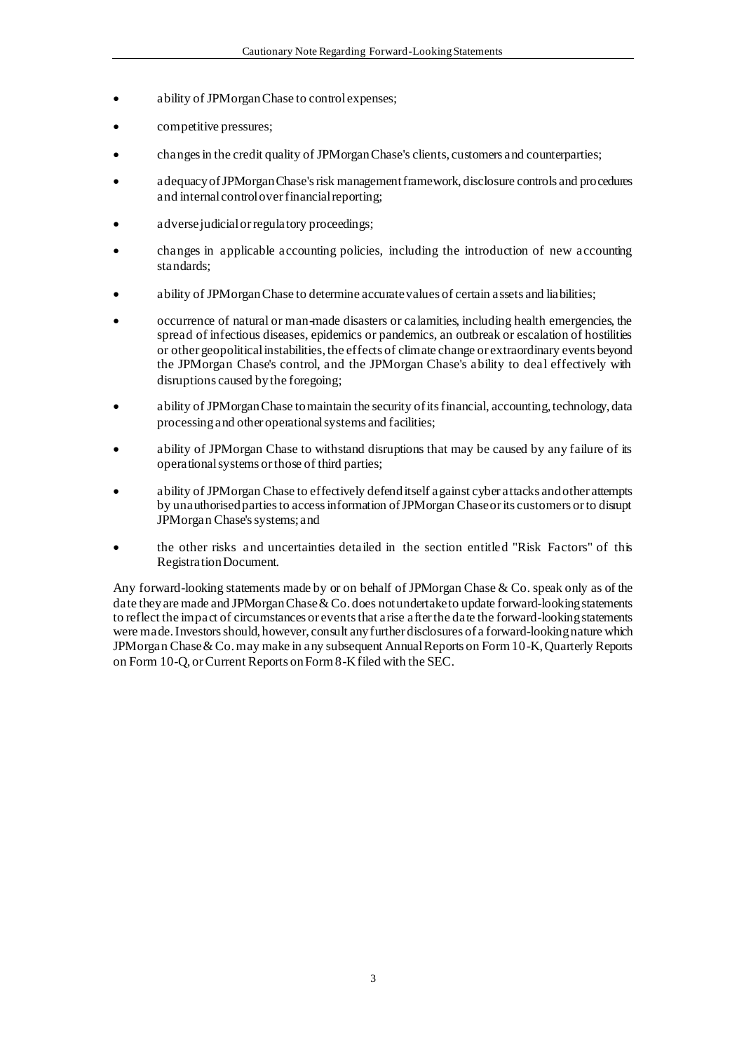- ability of JPMorgan Chase to control expenses;
- competitive pressures;
- changes in the credit quality of JPMorgan Chase's clients, customers and counterparties;
- adequacy of JPMorgan Chase's risk management framework, disclosure controls and procedures and internal control over financial reporting;
- adverse judicial or regulatory proceedings;
- changes in applicable accounting policies, including the introduction of new accounting standards;
- ability of JPMorgan Chase to determine accurate values of certain assets and liabilities;
- occurrence of natural or man-made disasters or calamities, including health emergencies, the spread of infectious diseases, epidemics or pandemics, an outbreak or escalation of hostilities or other geopolitical instabilities, the effects of climate change or extraordinary events beyond the JPMorgan Chase's control, and the JPMorgan Chase's ability to deal effectively with disruptions caused by the foregoing;
- ability of JPMorgan Chase to maintain the security of its financial, accounting, technology, data processing and other operational systems and facilities;
- ability of JPMorgan Chase to withstand disruptions that may be caused by any failure of its operational systems or those of third parties;
- ability of JPMorgan Chase to effectively defend itself against cyber attacks and other attempts by unauthorised parties to access information of JPMorgan Chase or its customers or to disrupt JPMorgan Chase's systems; and
- the other risks and uncertainties detailed in the section entitled "Risk Factors" of this Registration Document.

Any forward-looking statements made by or on behalf of JPMorgan Chase & Co. speak only as of the date they are made and JPMorgan Chase & Co. does not undertake to update forward-looking statements to reflect the impact of circumstances or events that arise after the date the forward-looking statements were made. Investors should, however, consult any further disclosures of a forward-looking nature which JPMorgan Chase & Co. may make in any subsequent Annual Reports on Form 10-K, Quarterly Reports on Form 10-Q, or Current Reports on Form 8-K filed with the SEC.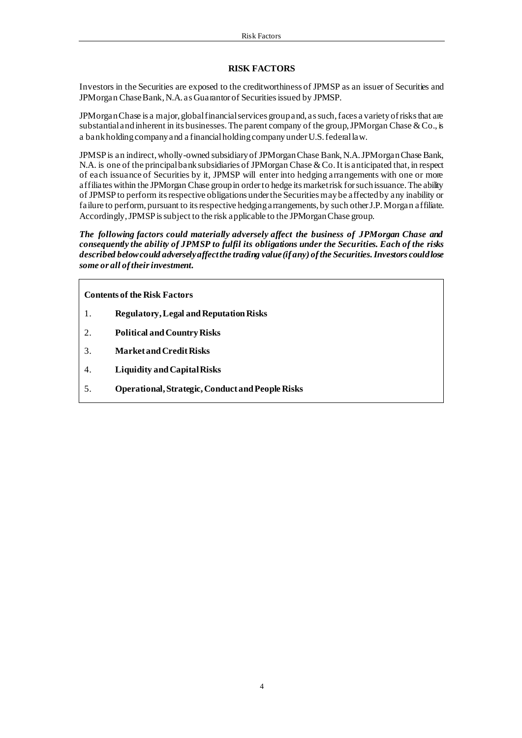# RISK FACTORS

Investors in the Securities are exposed to the creditworthiness of JPMSP as an issuer of Securities and JPMorgan Chase Bank, N.A. as Guarantor of Securities issued by JPMSP.

JPMorgan Chase is a major, global financial services group and, as such, faces a variety of risks that are substantial and inherent in its businesses. The parent company of the group, JPMorgan Chase & Co., is a bank holding company and a financial holding company under U.S. federal law.

JPMSP is an indirect, wholly-owned subsidiary of JPMorgan Chase Bank, N.A. JPMorgan Chase Bank, N.A. is one of the principal bank subsidiaries of JPMorgan Chase & Co. It is anticipated that, in respect of each issuance of Securities by it, JPMSP will enter into hedging arrangements with one or more affiliates within the JPMorgan Chase group in order to hedge its market risk for such issuance. The ability of JPMSP to perform its respective obligations under the Securities may be affected by any inability or failure to perform, pursuant to its respective hedging arrangements, by such other J.P. Morgan affiliate. Accordingly, JPMSP is subject to the risk applicable to the JPMorgan Chase group.

***The following factors could materially adversely affect the business of JPMorgan Chase and consequently the ability of JPMSP to fulfil its obligations under the Securities. Each of the risks described below could adversely affect the trading value (if any) of the Securities. Investors could lose some or all of their investment.***

**Contents of the Risk Factors**

1. **Regulatory, Legal and Reputation Risks**
2. **Political and Country Risks**
3. **Market and Credit Risks**
4. **Liquidity and Capital Risks**
5. **Operational, Strategic, Conduct and People Risks**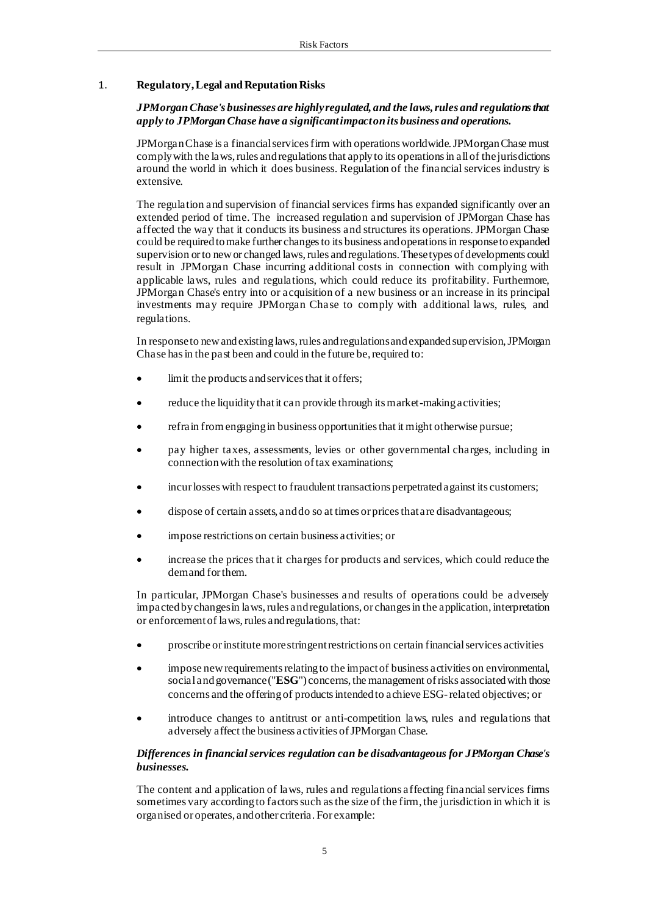## 1. Regulatory, Legal and Reputation Risks

***JPMorgan Chase's businesses are highly regulated, and the laws, rules and regulations that apply to JPMorgan Chase have a significant impact on its business and operations.***

JPMorgan Chase is a financial services firm with operations worldwide. JPMorgan Chase must comply with the laws, rules and regulations that apply to its operations in all of the jurisdictions around the world in which it does business. Regulation of the financial services industry is extensive.

The regulation and supervision of financial services firms has expanded significantly over an extended period of time. The increased regulation and supervision of JPMorgan Chase has affected the way that it conducts its business and structures its operations. JPMorgan Chase could be required to make further changes to its business and operations in response to expanded supervision or to new or changed laws, rules and regulations. These types of developments could result in JPMorgan Chase incurring additional costs in connection with complying with applicable laws, rules and regulations, which could reduce its profitability. Furthermore, JPMorgan Chase's entry into or acquisition of a new business or an increase in its principal investments may require JPMorgan Chase to comply with additional laws, rules, and regulations.

In response to new and existing laws, rules and regulations and expanded supervision, JPMorgan Chase has in the past been and could in the future be, required to:

- limit the products and services that it offers;
- reduce the liquidity that it can provide through its market-making activities;
- refrain from engaging in business opportunities that it might otherwise pursue;
- pay higher taxes, assessments, levies or other governmental charges, including in connection with the resolution of tax examinations;
- incur losses with respect to fraudulent transactions perpetrated against its customers;
- dispose of certain assets, and do so at times or prices that are disadvantageous;
- impose restrictions on certain business activities; or
- increase the prices that it charges for products and services, which could reduce the demand for them.

In particular, JPMorgan Chase's businesses and results of operations could be adversely impacted by changes in laws, rules and regulations, or changes in the application, interpretation or enforcement of laws, rules and regulations, that:

- proscribe or institute more stringent restrictions on certain financial services activities
- impose new requirements relating to the impact of business activities on environmental, social and governance ("**ESG**") concerns, the management of risks associated with those concerns and the offering of products intended to achieve ESG-related objectives; or
- introduce changes to antitrust or anti-competition laws, rules and regulations that adversely affect the business activities of JPMorgan Chase.

***Differences in financial services regulation can be disadvantageous for JPMorgan Chase's businesses.***

The content and application of laws, rules and regulations affecting financial services firms sometimes vary according to factors such as the size of the firm, the jurisdiction in which it is organised or operates, and other criteria. For example: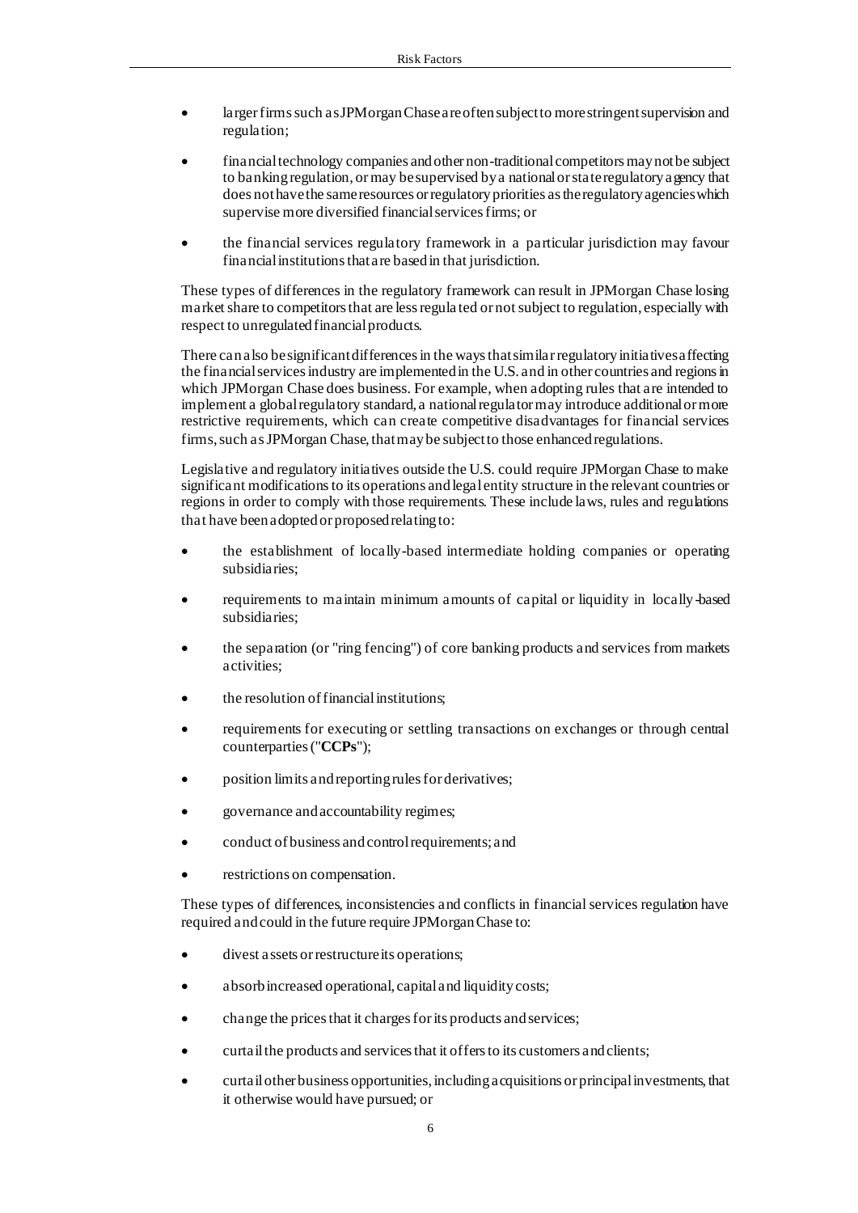- larger firms such as JPMorgan Chase are often subject to more stringent supervision and regulation;
- financial technology companies and other non-traditional competitors may not be subject to banking regulation, or may be supervised by a national or state regulatory agency that does not have the same resources or regulatory priorities as the regulatory agencies which supervise more diversified financial services firms; or
- the financial services regulatory framework in a particular jurisdiction may favour financial institutions that are based in that jurisdiction.

These types of differences in the regulatory framework can result in JPMorgan Chase losing market share to competitors that are less regulated or not subject to regulation, especially with respect to unregulated financial products.

There can also be significant differences in the ways that similar regulatory initiatives affecting the financial services industry are implemented in the U.S. and in other countries and regions in which JPMorgan Chase does business. For example, when adopting rules that are intended to implement a global regulatory standard, a national regulator may introduce additional or more restrictive requirements, which can create competitive disadvantages for financial services firms, such as JPMorgan Chase, that may be subject to those enhanced regulations.

Legislative and regulatory initiatives outside the U.S. could require JPMorgan Chase to make significant modifications to its operations and legal entity structure in the relevant countries or regions in order to comply with those requirements. These include laws, rules and regulations that have been adopted or proposed relating to:

- the establishment of locally-based intermediate holding companies or operating subsidiaries;
- requirements to maintain minimum amounts of capital or liquidity in locally-based subsidiaries;
- the separation (or "ring fencing") of core banking products and services from markets activities;
- the resolution of financial institutions;
- requirements for executing or settling transactions on exchanges or through central counterparties ("**CCPs**");
- position limits and reporting rules for derivatives;
- governance and accountability regimes;
- conduct of business and control requirements; and
- restrictions on compensation.

These types of differences, inconsistencies and conflicts in financial services regulation have required and could in the future require JPMorgan Chase to:

- divest assets or restructure its operations;
- absorb increased operational, capital and liquidity costs;
- change the prices that it charges for its products and services;
- curtail the products and services that it offers to its customers and clients;
- curtail other business opportunities, including acquisitions or principal investments, that it otherwise would have pursued; or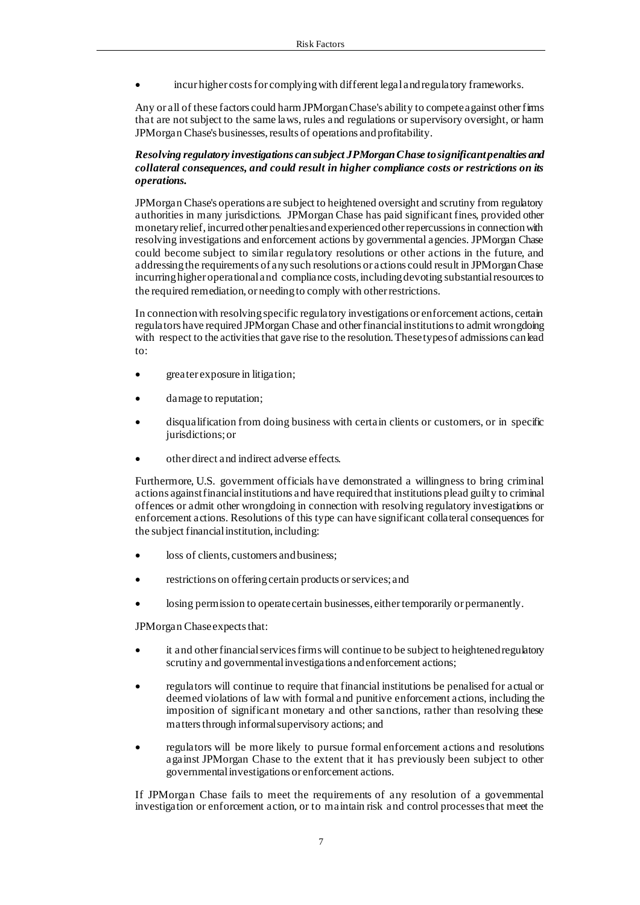- incur higher costs for complying with different legal and regulatory frameworks.

Any or all of these factors could harm JPMorgan Chase's ability to compete against other firms that are not subject to the same laws, rules and regulations or supervisory oversight, or harm JPMorgan Chase's businesses, results of operations and profitability.

***Resolving regulatory investigations can subject JPMorgan Chase to significant penalties and collateral consequences, and could result in higher compliance costs or restrictions on its operations.***

JPMorgan Chase's operations are subject to heightened oversight and scrutiny from regulatory authorities in many jurisdictions. JPMorgan Chase has paid significant fines, provided other monetary relief, incurred other penalties and experienced other repercussions in connection with resolving investigations and enforcement actions by governmental agencies. JPMorgan Chase could become subject to similar regulatory resolutions or other actions in the future, and addressing the requirements of any such resolutions or actions could result in JPMorgan Chase incurring higher operational and compliance costs, including devoting substantial resources to the required remediation, or needing to comply with other restrictions.

In connection with resolving specific regulatory investigations or enforcement actions, certain regulators have required JPMorgan Chase and other financial institutions to admit wrongdoing with respect to the activities that gave rise to the resolution. These types of admissions can lead to:

- greater exposure in litigation;
- damage to reputation;
- disqualification from doing business with certain clients or customers, or in specific jurisdictions; or
- other direct and indirect adverse effects.

Furthermore, U.S. government officials have demonstrated a willingness to bring criminal actions against financial institutions and have required that institutions plead guilty to criminal offences or admit other wrongdoing in connection with resolving regulatory investigations or enforcement actions. Resolutions of this type can have significant collateral consequences for the subject financial institution, including:

- loss of clients, customers and business;
- restrictions on offering certain products or services; and
- losing permission to operate certain businesses, either temporarily or permanently.

JPMorgan Chase expects that:

- it and other financial services firms will continue to be subject to heightened regulatory scrutiny and governmental investigations and enforcement actions;
- regulators will continue to require that financial institutions be penalised for actual or deemed violations of law with formal and punitive enforcement actions, including the imposition of significant monetary and other sanctions, rather than resolving these matters through informal supervisory actions; and
- regulators will be more likely to pursue formal enforcement actions and resolutions against JPMorgan Chase to the extent that it has previously been subject to other governmental investigations or enforcement actions.

If JPMorgan Chase fails to meet the requirements of any resolution of a governmental investigation or enforcement action, or to maintain risk and control processes that meet the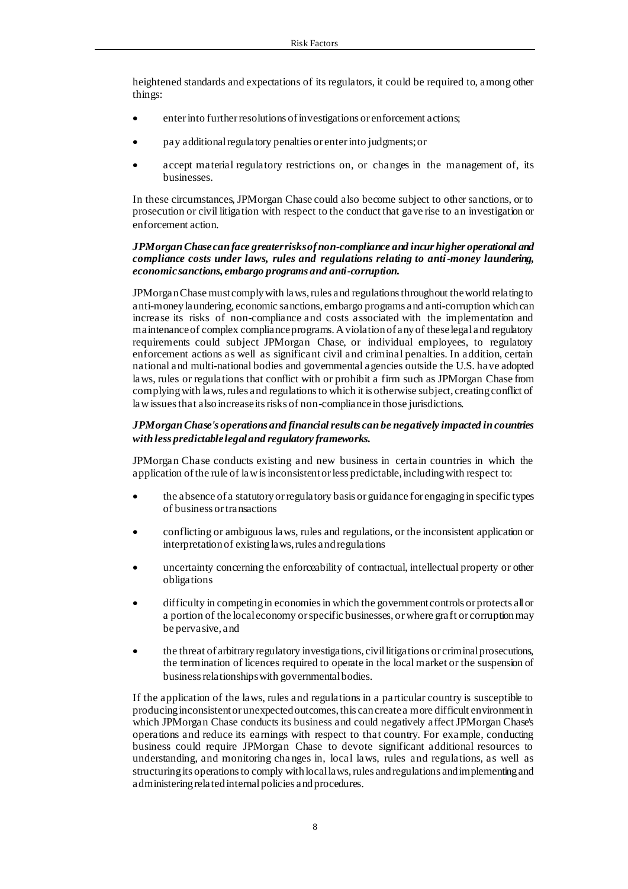heightened standards and expectations of its regulators, it could be required to, among other things:

- enter into further resolutions of investigations or enforcement actions;
- pay additional regulatory penalties or enter into judgments; or
- accept material regulatory restrictions on, or changes in the management of, its businesses.

In these circumstances, JPMorgan Chase could also become subject to other sanctions, or to prosecution or civil litigation with respect to the conduct that gave rise to an investigation or enforcement action.

***JPMorgan Chase can face greater risks of non-compliance and incur higher operational and compliance costs under laws, rules and regulations relating to anti-money laundering, economic sanctions, embargo programs and anti-corruption.***

JPMorgan Chase must comply with laws, rules and regulations throughout the world relating to anti-money laundering, economic sanctions, embargo programs and anti-corruption which can increase its risks of non-compliance and costs associated with the implementation and maintenance of complex compliance programs. A violation of any of these legal and regulatory requirements could subject JPMorgan Chase, or individual employees, to regulatory enforcement actions as well as significant civil and criminal penalties. In addition, certain national and multi-national bodies and governmental agencies outside the U.S. have adopted laws, rules or regulations that conflict with or prohibit a firm such as JPMorgan Chase from complying with laws, rules and regulations to which it is otherwise subject, creating conflict of law issues that also increase its risks of non-compliance in those jurisdictions.

***JPMorgan Chase's operations and financial results can be negatively impacted in countries with less predictable legal and regulatory frameworks.***

JPMorgan Chase conducts existing and new business in certain countries in which the application of the rule of law is inconsistent or less predictable, including with respect to:

- the absence of a statutory or regulatory basis or guidance for engaging in specific types of business or transactions
- conflicting or ambiguous laws, rules and regulations, or the inconsistent application or interpretation of existing laws, rules and regulations
- uncertainty concerning the enforceability of contractual, intellectual property or other obligations
- difficulty in competing in economies in which the government controls or protects all or a portion of the local economy or specific businesses, or where graft or corruption may be pervasive, and
- the threat of arbitrary regulatory investigations, civil litigations or criminal prosecutions, the termination of licences required to operate in the local market or the suspension of business relationships with governmental bodies.

If the application of the laws, rules and regulations in a particular country is susceptible to producing inconsistent or unexpected outcomes, this can create a more difficult environment in which JPMorgan Chase conducts its business and could negatively affect JPMorgan Chase's operations and reduce its earnings with respect to that country. For example, conducting business could require JPMorgan Chase to devote significant additional resources to understanding, and monitoring changes in, local laws, rules and regulations, as well as structuring its operations to comply with local laws, rules and regulations and implementing and administering related internal policies and procedures.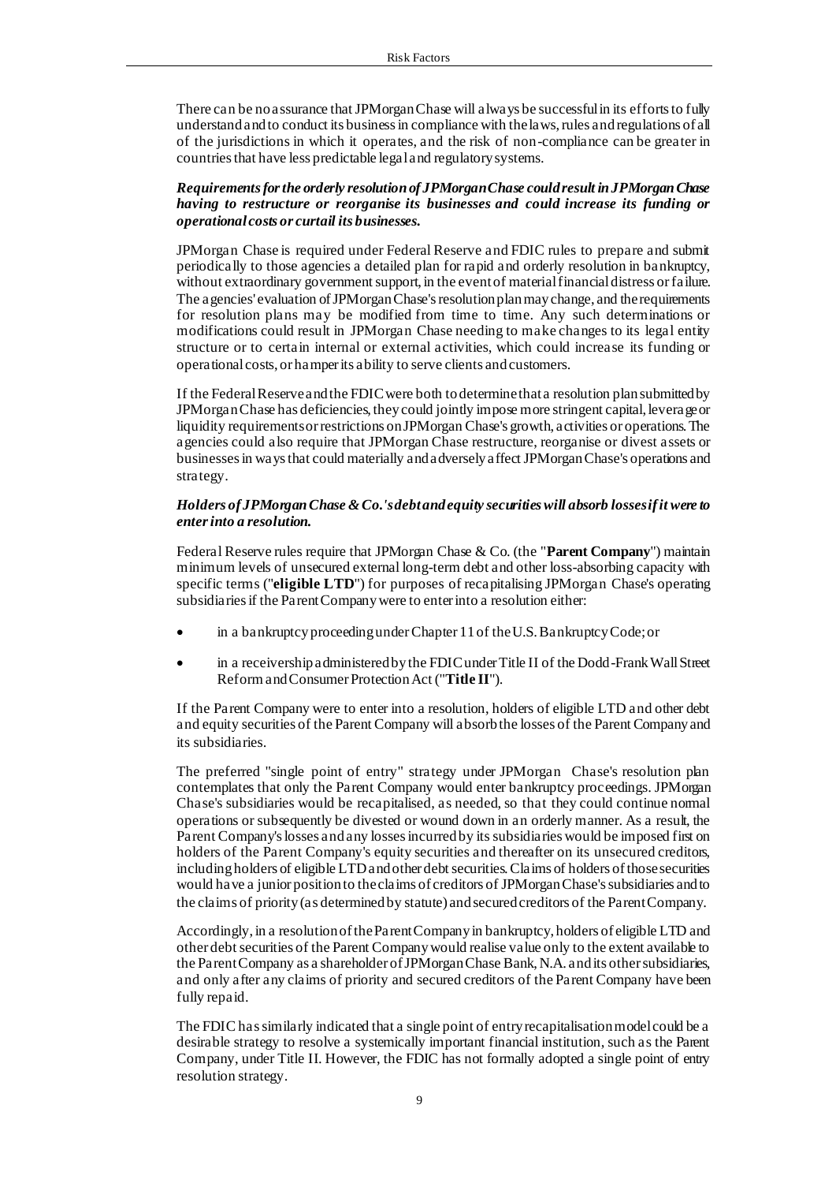There can be no assurance that JPMorgan Chase will always be successful in its efforts to fully understand and to conduct its business in compliance with the laws, rules and regulations of all of the jurisdictions in which it operates, and the risk of non-compliance can be greater in countries that have less predictable legal and regulatory systems.

***Requirements for the orderly resolution of JPMorgan Chase could result in JPMorgan Chase having to restructure or reorganise its businesses and could increase its funding or operational costs or curtail its businesses.***

JPMorgan Chase is required under Federal Reserve and FDIC rules to prepare and submit periodically to those agencies a detailed plan for rapid and orderly resolution in bankruptcy, without extraordinary government support, in the event of material financial distress or failure. The agencies' evaluation of JPMorgan Chase's resolution plan may change, and the requirements for resolution plans may be modified from time to time. Any such determinations or modifications could result in JPMorgan Chase needing to make changes to its legal entity structure or to certain internal or external activities, which could increase its funding or operational costs, or hamper its ability to serve clients and customers.

If the Federal Reserve and the FDIC were both to determine that a resolution plan submitted by JPMorgan Chase has deficiencies, they could jointly impose more stringent capital, leverage or liquidity requirements or restrictions on JPMorgan Chase's growth, activities or operations. The agencies could also require that JPMorgan Chase restructure, reorganise or divest assets or businesses in ways that could materially and adversely affect JPMorgan Chase's operations and strategy.

***Holders of JPMorgan Chase & Co.'s debt and equity securities will absorb losses if it were to enter into a resolution.***

Federal Reserve rules require that JPMorgan Chase & Co. (the "**Parent Company**") maintain minimum levels of unsecured external long-term debt and other loss-absorbing capacity with specific terms ("**eligible LTD**") for purposes of recapitalising JPMorgan Chase's operating subsidiaries if the Parent Company were to enter into a resolution either:

- in a bankruptcy proceeding under Chapter 11 of the U.S. Bankruptcy Code; or
- in a receivership administered by the FDIC under Title II of the Dodd-Frank Wall Street Reform and Consumer Protection Act ("**Title II**").

If the Parent Company were to enter into a resolution, holders of eligible LTD and other debt and equity securities of the Parent Company will absorb the losses of the Parent Company and its subsidiaries.

The preferred "single point of entry" strategy under JPMorgan Chase's resolution plan contemplates that only the Parent Company would enter bankruptcy proceedings. JPMorgan Chase's subsidiaries would be recapitalised, as needed, so that they could continue normal operations or subsequently be divested or wound down in an orderly manner. As a result, the Parent Company's losses and any losses incurred by its subsidiaries would be imposed first on holders of the Parent Company's equity securities and thereafter on its unsecured creditors, including holders of eligible LTD and other debt securities. Claims of holders of those securities would have a junior position to the claims of creditors of JPMorgan Chase's subsidiaries and to the claims of priority (as determined by statute) and secured creditors of the Parent Company.

Accordingly, in a resolution of the Parent Company in bankruptcy, holders of eligible LTD and other debt securities of the Parent Company would realise value only to the extent available to the Parent Company as a shareholder of JPMorgan Chase Bank, N.A. and its other subsidiaries, and only after any claims of priority and secured creditors of the Parent Company have been fully repaid.

The FDIC has similarly indicated that a single point of entry recapitalisation model could be a desirable strategy to resolve a systemically important financial institution, such as the Parent Company, under Title II. However, the FDIC has not formally adopted a single point of entry resolution strategy.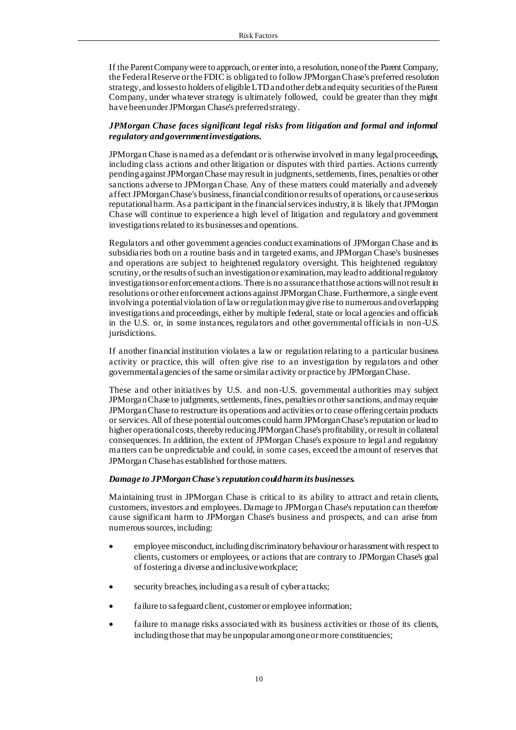If the Parent Company were to approach, or enter into, a resolution, none of the Parent Company, the Federal Reserve or the FDIC is obligated to follow JPMorgan Chase's preferred resolution strategy, and losses to holders of eligible LTD and other debt and equity securities of the Parent Company, under whatever strategy is ultimately followed, could be greater than they might have been under JPMorgan Chase's preferred strategy.

***JPMorgan Chase faces significant legal risks from litigation and formal and informal regulatory and government investigations.***

JPMorgan Chase is named as a defendant or is otherwise involved in many legal proceedings, including class actions and other litigation or disputes with third parties. Actions currently pending against JPMorgan Chase may result in judgments, settlements, fines, penalties or other sanctions adverse to JPMorgan Chase. Any of these matters could materially and adversely affect JPMorgan Chase's business, financial condition or results of operations, or cause serious reputational harm. As a participant in the financial services industry, it is likely that JPMorgan Chase will continue to experience a high level of litigation and regulatory and government investigations related to its businesses and operations.

Regulators and other government agencies conduct examinations of JPMorgan Chase and its subsidiaries both on a routine basis and in targeted exams, and JPMorgan Chase's businesses and operations are subject to heightened regulatory oversight. This heightened regulatory scrutiny, or the results of such an investigation or examination, may lead to additional regulatory investigations or enforcement actions. There is no assurance that those actions will not result in resolutions or other enforcement actions against JPMorgan Chase. Furthermore, a single event involving a potential violation of law or regulation may give rise to numerous and overlapping investigations and proceedings, either by multiple federal, state or local agencies and officials in the U.S. or, in some instances, regulators and other governmental officials in non-U.S. jurisdictions.

If another financial institution violates a law or regulation relating to a particular business activity or practice, this will often give rise to an investigation by regulators and other governmental agencies of the same or similar activity or practice by JPMorgan Chase.

These and other initiatives by U.S. and non-U.S. governmental authorities may subject JPMorgan Chase to judgments, settlements, fines, penalties or other sanctions, and may require JPMorgan Chase to restructure its operations and activities or to cease offering certain products or services. All of these potential outcomes could harm JPMorgan Chase's reputation or lead to higher operational costs, thereby reducing JPMorgan Chase's profitability, or result in collateral consequences. In addition, the extent of JPMorgan Chase's exposure to legal and regulatory matters can be unpredictable and could, in some cases, exceed the amount of reserves that JPMorgan Chase has established for those matters.

***Damage to JPMorgan Chase's reputation could harm its businesses.***

Maintaining trust in JPMorgan Chase is critical to its ability to attract and retain clients, customers, investors and employees. Damage to JPMorgan Chase's reputation can therefore cause significant harm to JPMorgan Chase's business and prospects, and can arise from numerous sources, including:

- employee misconduct, including discriminatory behaviour or harassment with respect to clients, customers or employees, or actions that are contrary to JPMorgan Chase's goal of fostering a diverse and inclusive workplace;
- security breaches, including as a result of cyber attacks;
- failure to safeguard client, customer or employee information;
- failure to manage risks associated with its business activities or those of its clients, including those that may be unpopular among one or more constituencies;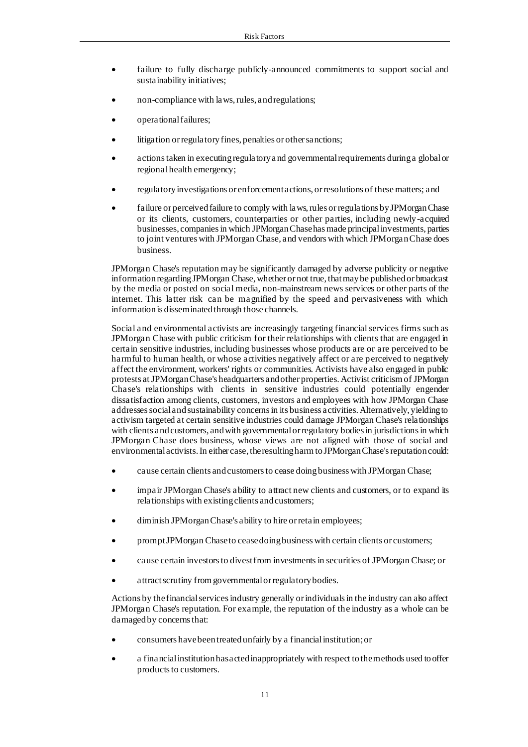- failure to fully discharge publicly-announced commitments to support social and sustainability initiatives;
- non-compliance with laws, rules, and regulations;
- operational failures;
- litigation or regulatory fines, penalties or other sanctions;
- actions taken in executing regulatory and governmental requirements during a global or regional health emergency;
- regulatory investigations or enforcement actions, or resolutions of these matters; and
- failure or perceived failure to comply with laws, rules or regulations by JPMorgan Chase or its clients, customers, counterparties or other parties, including newly-acquired businesses, companies in which JPMorgan Chase has made principal investments, parties to joint ventures with JPMorgan Chase, and vendors with which JPMorgan Chase does business.

JPMorgan Chase's reputation may be significantly damaged by adverse publicity or negative information regarding JPMorgan Chase, whether or not true, that may be published or broadcast by the media or posted on social media, non-mainstream news services or other parts of the internet. This latter risk can be magnified by the speed and pervasiveness with which information is disseminated through those channels.

Social and environmental activists are increasingly targeting financial services firms such as JPMorgan Chase with public criticism for their relationships with clients that are engaged in certain sensitive industries, including businesses whose products are or are perceived to be harmful to human health, or whose activities negatively affect or are perceived to negatively affect the environment, workers' rights or communities. Activists have also engaged in public protests at JPMorgan Chase's headquarters and other properties. Activist criticism of JPMorgan Chase's relationships with clients in sensitive industries could potentially engender dissatisfaction among clients, customers, investors and employees with how JPMorgan Chase addresses social and sustainability concerns in its business activities. Alternatively, yielding to activism targeted at certain sensitive industries could damage JPMorgan Chase's relationships with clients and customers, and with governmental or regulatory bodies in jurisdictions in which JPMorgan Chase does business, whose views are not aligned with those of social and environmental activists. In either case, the resulting harm to JPMorgan Chase's reputation could:

- cause certain clients and customers to cease doing business with JPMorgan Chase;
- impair JPMorgan Chase's ability to attract new clients and customers, or to expand its relationships with existing clients and customers;
- diminish JPMorgan Chase's ability to hire or retain employees;
- prompt JPMorgan Chase to cease doing business with certain clients or customers;
- cause certain investors to divest from investments in securities of JPMorgan Chase; or
- attract scrutiny from governmental or regulatory bodies.

Actions by the financial services industry generally or individuals in the industry can also affect JPMorgan Chase's reputation. For example, the reputation of the industry as a whole can be damaged by concerns that:

- consumers have been treated unfairly by a financial institution; or
- a financial institution has acted inappropriately with respect to the methods used to offer products to customers.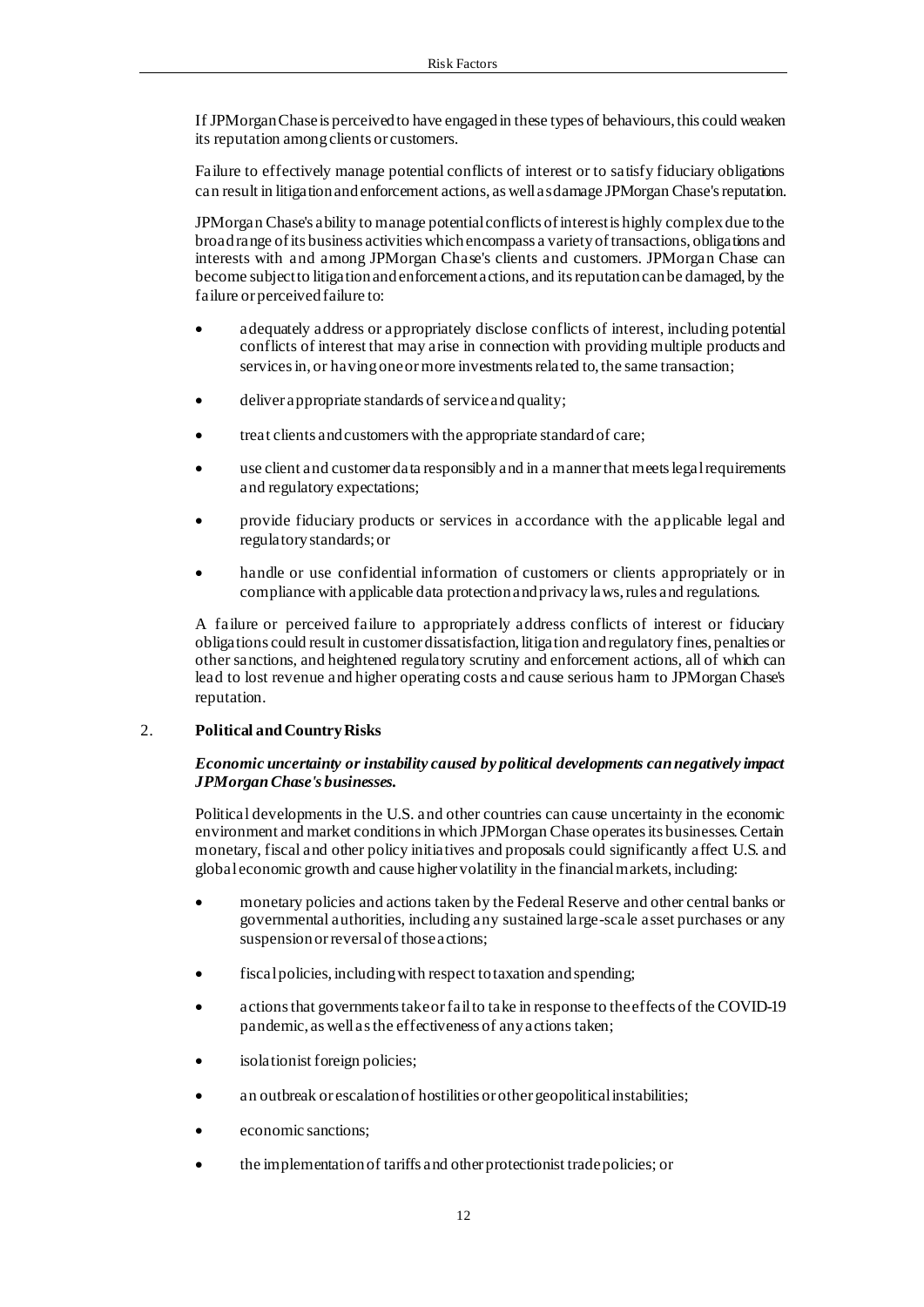If JPMorgan Chase is perceived to have engaged in these types of behaviours, this could weaken its reputation among clients or customers.

Failure to effectively manage potential conflicts of interest or to satisfy fiduciary obligations can result in litigation and enforcement actions, as well as damage JPMorgan Chase's reputation.

JPMorgan Chase's ability to manage potential conflicts of interest is highly complex due to the broad range of its business activities which encompass a variety of transactions, obligations and interests with and among JPMorgan Chase's clients and customers. JPMorgan Chase can become subject to litigation and enforcement actions, and its reputation can be damaged, by the failure or perceived failure to:

- adequately address or appropriately disclose conflicts of interest, including potential conflicts of interest that may arise in connection with providing multiple products and services in, or having one or more investments related to, the same transaction;
- deliver appropriate standards of service and quality;
- treat clients and customers with the appropriate standard of care;
- use client and customer data responsibly and in a manner that meets legal requirements and regulatory expectations;
- provide fiduciary products or services in accordance with the applicable legal and regulatory standards; or
- handle or use confidential information of customers or clients appropriately or in compliance with applicable data protection and privacy laws, rules and regulations.

A failure or perceived failure to appropriately address conflicts of interest or fiduciary obligations could result in customer dissatisfaction, litigation and regulatory fines, penalties or other sanctions, and heightened regulatory scrutiny and enforcement actions, all of which can lead to lost revenue and higher operating costs and cause serious harm to JPMorgan Chase's reputation.

## 2. Political and Country Risks

***Economic uncertainty or instability caused by political developments can negatively impact JPMorgan Chase's businesses.***

Political developments in the U.S. and other countries can cause uncertainty in the economic environment and market conditions in which JPMorgan Chase operates its businesses. Certain monetary, fiscal and other policy initiatives and proposals could significantly affect U.S. and global economic growth and cause higher volatility in the financial markets, including:

- monetary policies and actions taken by the Federal Reserve and other central banks or governmental authorities, including any sustained large-scale asset purchases or any suspension or reversal of those actions;
- fiscal policies, including with respect to taxation and spending;
- actions that governments take or fail to take in response to the effects of the COVID-19 pandemic, as well as the effectiveness of any actions taken;
- isolationist foreign policies;
- an outbreak or escalation of hostilities or other geopolitical instabilities;
- economic sanctions;
- the implementation of tariffs and other protectionist trade policies; or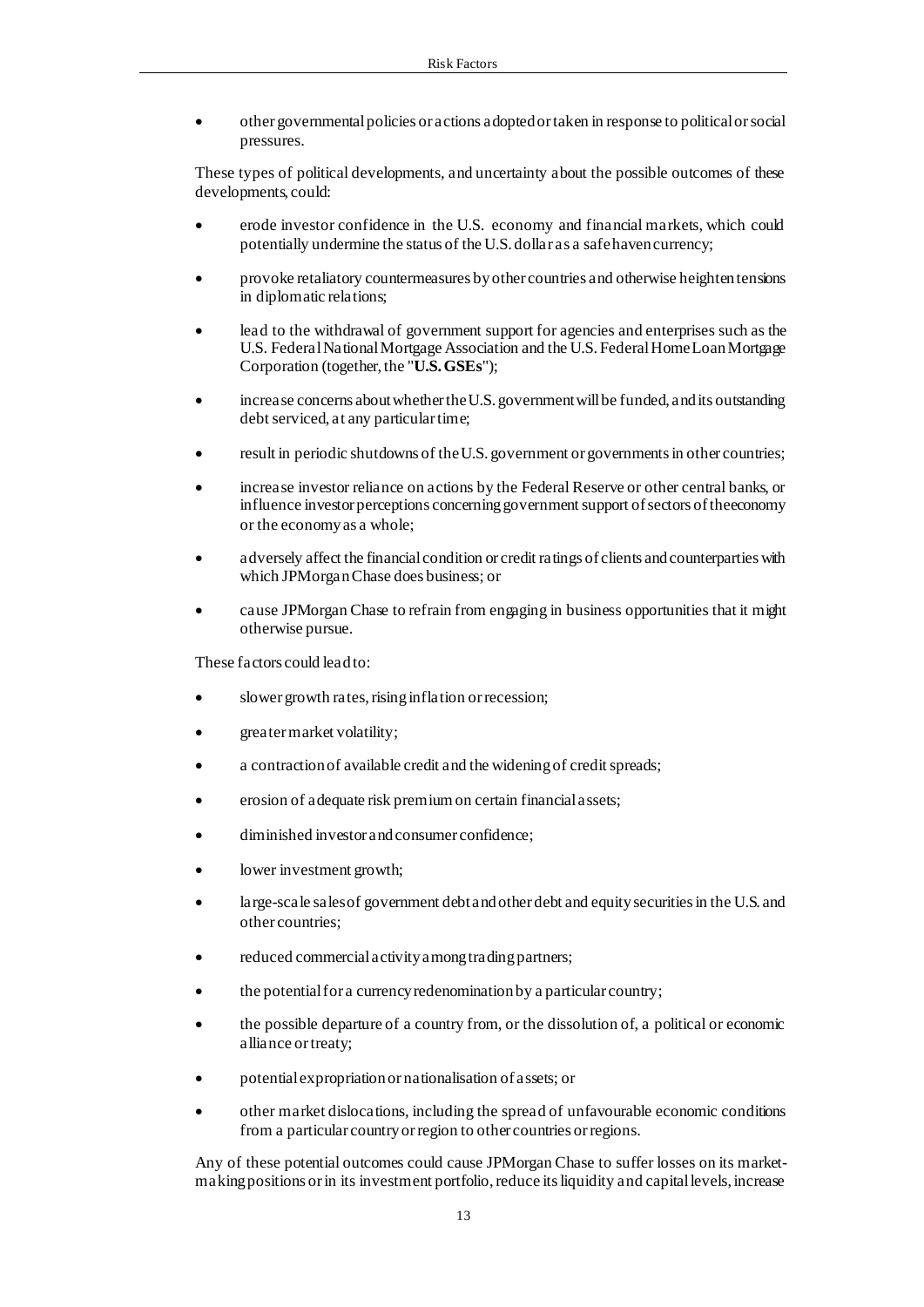- other governmental policies or actions adopted or taken in response to political or social pressures.

These types of political developments, and uncertainty about the possible outcomes of these developments, could:

- erode investor confidence in the U.S. economy and financial markets, which could potentially undermine the status of the U.S. dollar as a safe haven currency;
- provoke retaliatory countermeasures by other countries and otherwise heighten tensions in diplomatic relations;
- lead to the withdrawal of government support for agencies and enterprises such as the U.S. Federal National Mortgage Association and the U.S. Federal Home Loan Mortgage Corporation (together, the "**U.S. GSEs**");
- increase concerns about whether the U.S. government will be funded, and its outstanding debt serviced, at any particular time;
- result in periodic shutdowns of the U.S. government or governments in other countries;
- increase investor reliance on actions by the Federal Reserve or other central banks, or influence investor perceptions concerning government support of sectors of the economy or the economy as a whole;
- adversely affect the financial condition or credit ratings of clients and counterparties with which JPMorgan Chase does business; or
- cause JPMorgan Chase to refrain from engaging in business opportunities that it might otherwise pursue.

These factors could lead to:

- slower growth rates, rising inflation or recession;
- greater market volatility;
- a contraction of available credit and the widening of credit spreads;
- erosion of adequate risk premium on certain financial assets;
- diminished investor and consumer confidence;
- lower investment growth;
- large-scale sales of government debt and other debt and equity securities in the U.S. and other countries;
- reduced commercial activity among trading partners;
- the potential for a currency redenomination by a particular country;
- the possible departure of a country from, or the dissolution of, a political or economic alliance or treaty;
- potential expropriation or nationalisation of assets; or
- other market dislocations, including the spread of unfavourable economic conditions from a particular country or region to other countries or regions.

Any of these potential outcomes could cause JPMorgan Chase to suffer losses on its market-making positions or in its investment portfolio, reduce its liquidity and capital levels, increase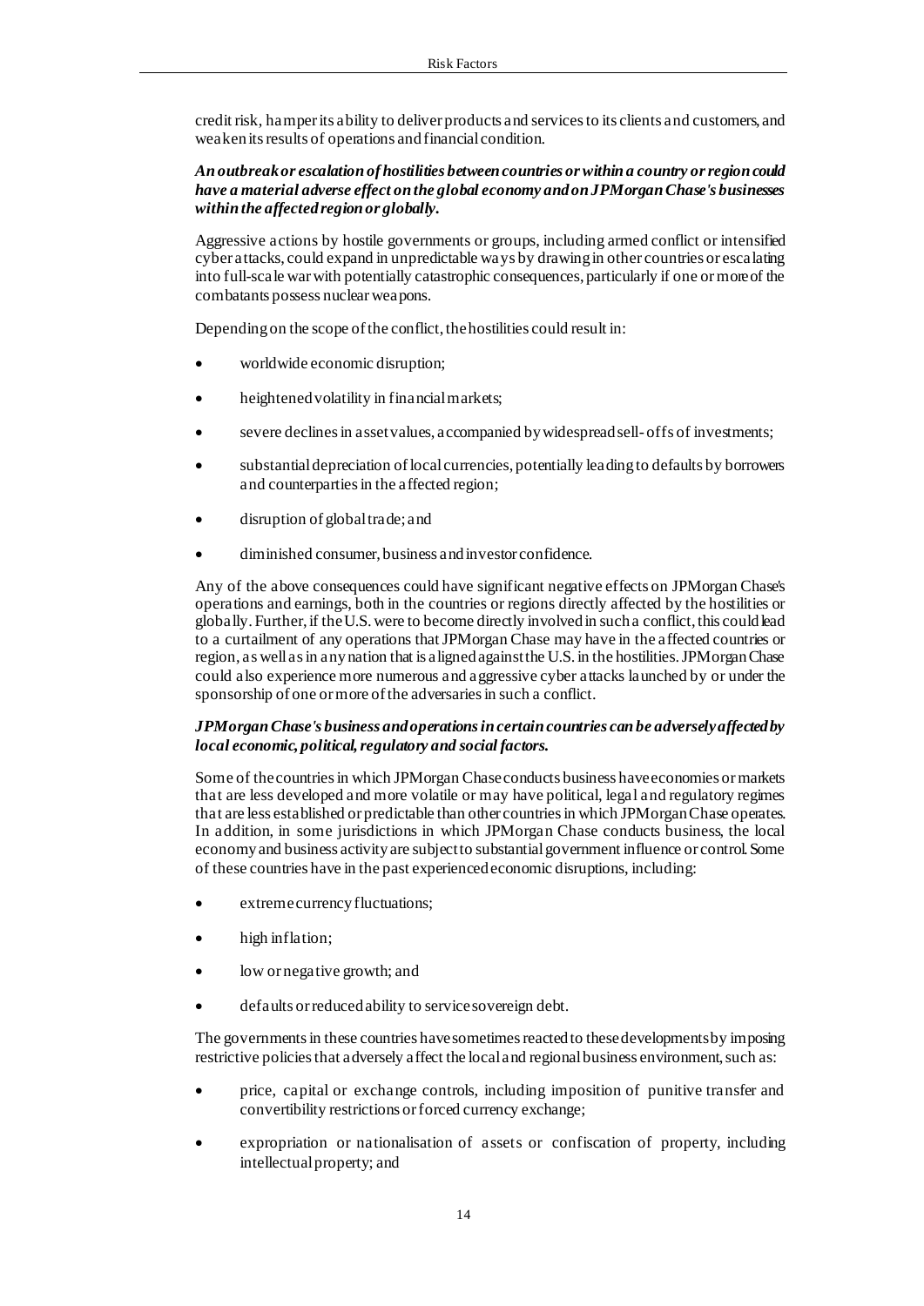credit risk, hamper its ability to deliver products and services to its clients and customers, and weaken its results of operations and financial condition.

***An outbreak or escalation of hostilities between countries or within a country or region could have a material adverse effect on the global economy and on JPMorgan Chase's businesses within the affected region or globally.***

Aggressive actions by hostile governments or groups, including armed conflict or intensified cyber attacks, could expand in unpredictable ways by drawing in other countries or escalating into full-scale war with potentially catastrophic consequences, particularly if one or more of the combatants possess nuclear weapons.

Depending on the scope of the conflict, the hostilities could result in:

- worldwide economic disruption;
- heightened volatility in financial markets;
- severe declines in asset values, accompanied by widespread sell-offs of investments;
- substantial depreciation of local currencies, potentially leading to defaults by borrowers and counterparties in the affected region;
- disruption of global trade; and
- diminished consumer, business and investor confidence.

Any of the above consequences could have significant negative effects on JPMorgan Chase's operations and earnings, both in the countries or regions directly affected by the hostilities or globally. Further, if the U.S. were to become directly involved in such a conflict, this could lead to a curtailment of any operations that JPMorgan Chase may have in the affected countries or region, as well as in any nation that is aligned against the U.S. in the hostilities. JPMorgan Chase could also experience more numerous and aggressive cyber attacks launched by or under the sponsorship of one or more of the adversaries in such a conflict.

***JPMorgan Chase's business and operations in certain countries can be adversely affected by local economic, political, regulatory and social factors.***

Some of the countries in which JPMorgan Chase conducts business have economies or markets that are less developed and more volatile or may have political, legal and regulatory regimes that are less established or predictable than other countries in which JPMorgan Chase operates. In addition, in some jurisdictions in which JPMorgan Chase conducts business, the local economy and business activity are subject to substantial government influence or control. Some of these countries have in the past experienced economic disruptions, including:

- extreme currency fluctuations;
- high inflation;
- low or negative growth; and
- defaults or reduced ability to service sovereign debt.

The governments in these countries have sometimes reacted to these developments by imposing restrictive policies that adversely affect the local and regional business environment, such as:

- price, capital or exchange controls, including imposition of punitive transfer and convertibility restrictions or forced currency exchange;
- expropriation or nationalisation of assets or confiscation of property, including intellectual property; and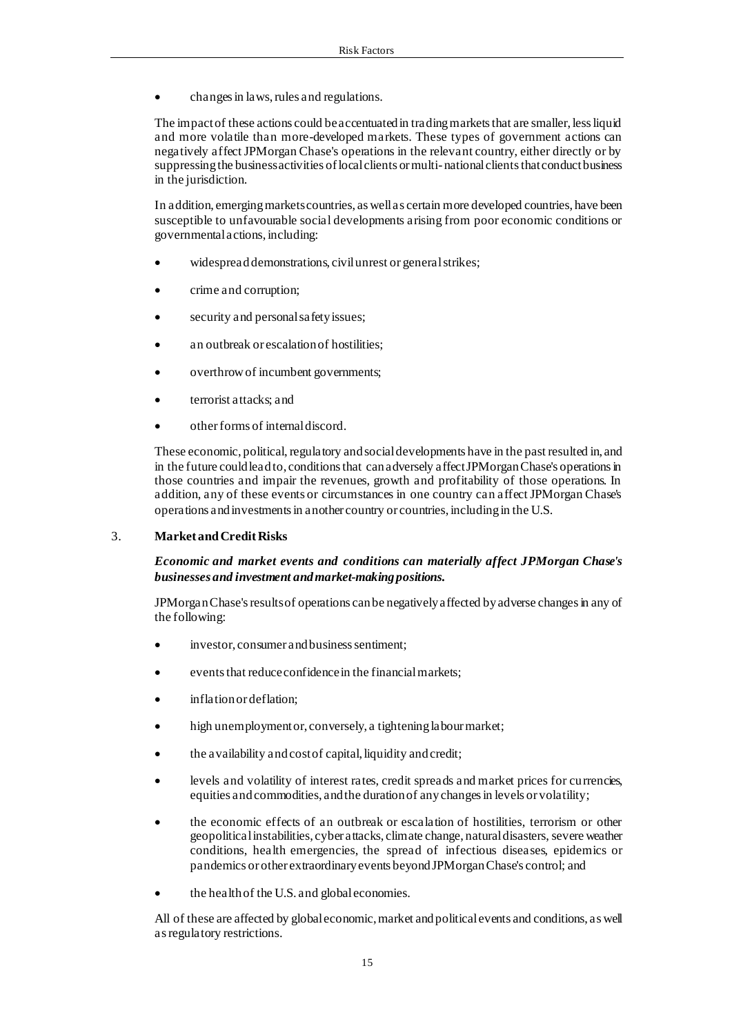- changes in laws, rules and regulations.

The impact of these actions could be accentuated in trading markets that are smaller, less liquid and more volatile than more-developed markets. These types of government actions can negatively affect JPMorgan Chase's operations in the relevant country, either directly or by suppressing the business activities of local clients or multi-national clients that conduct business in the jurisdiction.

In addition, emerging markets countries, as well as certain more developed countries, have been susceptible to unfavourable social developments arising from poor economic conditions or governmental actions, including:

- widespread demonstrations, civil unrest or general strikes;
- crime and corruption;
- security and personal safety issues;
- an outbreak or escalation of hostilities;
- overthrow of incumbent governments;
- terrorist attacks; and
- other forms of internal discord.

These economic, political, regulatory and social developments have in the past resulted in, and in the future could lead to, conditions that can adversely affect JPMorgan Chase's operations in those countries and impair the revenues, growth and profitability of those operations. In addition, any of these events or circumstances in one country can affect JPMorgan Chase's operations and investments in another country or countries, including in the U.S.

## 3. Market and Credit Risks

***Economic and market events and conditions can materially affect JPMorgan Chase's businesses and investment and market-making positions.***

JPMorgan Chase's results of operations can be negatively affected by adverse changes in any of the following:

- investor, consumer and business sentiment;
- events that reduce confidence in the financial markets;
- inflation or deflation;
- high unemployment or, conversely, a tightening labour market;
- the availability and cost of capital, liquidity and credit;
- levels and volatility of interest rates, credit spreads and market prices for currencies, equities and commodities, and the duration of any changes in levels or volatility;
- the economic effects of an outbreak or escalation of hostilities, terrorism or other geopolitical instabilities, cyber attacks, climate change, natural disasters, severe weather conditions, health emergencies, the spread of infectious diseases, epidemics or pandemics or other extraordinary events beyond JPMorgan Chase's control; and
- the health of the U.S. and global economies.

All of these are affected by global economic, market and political events and conditions, as well as regulatory restrictions.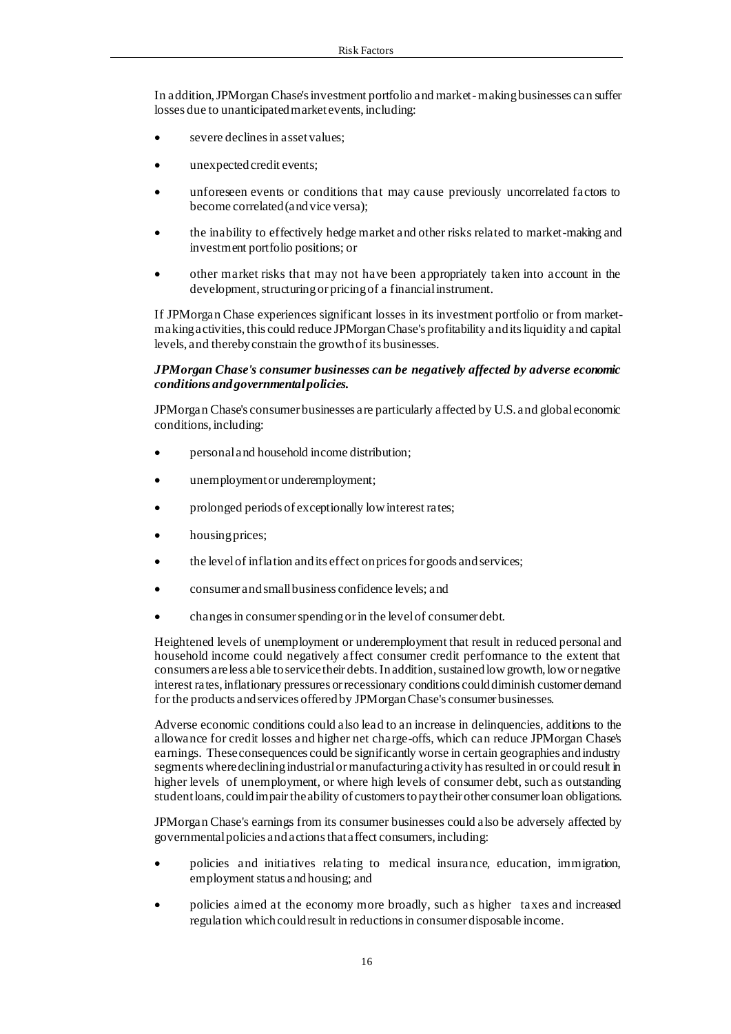In addition, JPMorgan Chase's investment portfolio and market-making businesses can suffer losses due to unanticipated market events, including:

- severe declines in asset values;
- unexpected credit events;
- unforeseen events or conditions that may cause previously uncorrelated factors to become correlated (and vice versa);
- the inability to effectively hedge market and other risks related to market-making and investment portfolio positions; or
- other market risks that may not have been appropriately taken into account in the development, structuring or pricing of a financial instrument.

If JPMorgan Chase experiences significant losses in its investment portfolio or from market-making activities, this could reduce JPMorgan Chase's profitability and its liquidity and capital levels, and thereby constrain the growth of its businesses.

***JPMorgan Chase's consumer businesses can be negatively affected by adverse economic conditions and governmental policies.***

JPMorgan Chase's consumer businesses are particularly affected by U.S. and global economic conditions, including:

- personal and household income distribution;
- unemployment or underemployment;
- prolonged periods of exceptionally low interest rates;
- housing prices;
- the level of inflation and its effect on prices for goods and services;
- consumer and small business confidence levels; and
- changes in consumer spending or in the level of consumer debt.

Heightened levels of unemployment or underemployment that result in reduced personal and household income could negatively affect consumer credit performance to the extent that consumers are less able to service their debts. In addition, sustained low growth, low or negative interest rates, inflationary pressures or recessionary conditions could diminish customer demand for the products and services offered by JPMorgan Chase's consumer businesses.

Adverse economic conditions could also lead to an increase in delinquencies, additions to the allowance for credit losses and higher net charge-offs, which can reduce JPMorgan Chase's earnings. These consequences could be significantly worse in certain geographies and industry segments where declining industrial or manufacturing activity has resulted in or could result in higher levels of unemployment, or where high levels of consumer debt, such as outstanding student loans, could impair the ability of customers to pay their other consumer loan obligations.

JPMorgan Chase's earnings from its consumer businesses could also be adversely affected by governmental policies and actions that affect consumers, including:

- policies and initiatives relating to medical insurance, education, immigration, employment status and housing; and
- policies aimed at the economy more broadly, such as higher taxes and increased regulation which could result in reductions in consumer disposable income.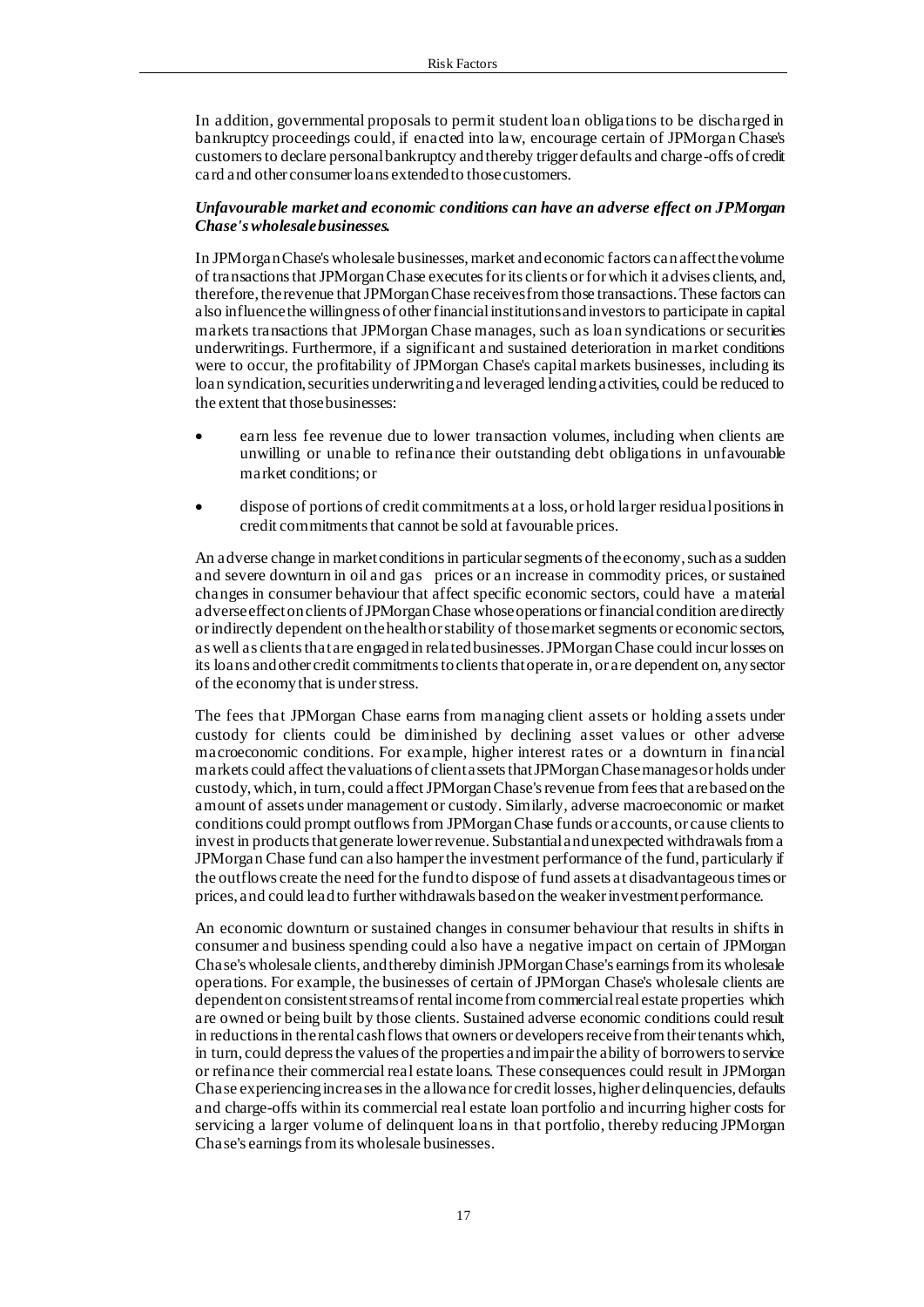In addition, governmental proposals to permit student loan obligations to be discharged in bankruptcy proceedings could, if enacted into law, encourage certain of JPMorgan Chase's customers to declare personal bankruptcy and thereby trigger defaults and charge-offs of credit card and other consumer loans extended to those customers.

***Unfavourable market and economic conditions can have an adverse effect on JPMorgan Chase's wholesale businesses.***

In JPMorgan Chase's wholesale businesses, market and economic factors can affect the volume of transactions that JPMorgan Chase executes for its clients or for which it advises clients, and, therefore, the revenue that JPMorgan Chase receives from those transactions. These factors can also influence the willingness of other financial institutions and investors to participate in capital markets transactions that JPMorgan Chase manages, such as loan syndications or securities underwritings. Furthermore, if a significant and sustained deterioration in market conditions were to occur, the profitability of JPMorgan Chase's capital markets businesses, including its loan syndication, securities underwriting and leveraged lending activities, could be reduced to the extent that those businesses:

- earn less fee revenue due to lower transaction volumes, including when clients are unwilling or unable to refinance their outstanding debt obligations in unfavourable market conditions; or
- dispose of portions of credit commitments at a loss, or hold larger residual positions in credit commitments that cannot be sold at favourable prices.

An adverse change in market conditions in particular segments of the economy, such as a sudden and severe downturn in oil and gas prices or an increase in commodity prices, or sustained changes in consumer behaviour that affect specific economic sectors, could have a material adverse effect on clients of JPMorgan Chase whose operations or financial condition are directly or indirectly dependent on the health or stability of those market segments or economic sectors, as well as clients that are engaged in related businesses. JPMorgan Chase could incur losses on its loans and other credit commitments to clients that operate in, or are dependent on, any sector of the economy that is under stress.

The fees that JPMorgan Chase earns from managing client assets or holding assets under custody for clients could be diminished by declining asset values or other adverse macroeconomic conditions. For example, higher interest rates or a downturn in financial markets could affect the valuations of client assets that JPMorgan Chase manages or holds under custody, which, in turn, could affect JPMorgan Chase's revenue from fees that are based on the amount of assets under management or custody. Similarly, adverse macroeconomic or market conditions could prompt outflows from JPMorgan Chase funds or accounts, or cause clients to invest in products that generate lower revenue. Substantial and unexpected withdrawals from a JPMorgan Chase fund can also hamper the investment performance of the fund, particularly if the outflows create the need for the fund to dispose of fund assets at disadvantageous times or prices, and could lead to further withdrawals based on the weaker investment performance.

An economic downturn or sustained changes in consumer behaviour that results in shifts in consumer and business spending could also have a negative impact on certain of JPMorgan Chase's wholesale clients, and thereby diminish JPMorgan Chase's earnings from its wholesale operations. For example, the businesses of certain of JPMorgan Chase's wholesale clients are dependent on consistent streams of rental income from commercial real estate properties which are owned or being built by those clients. Sustained adverse economic conditions could result in reductions in the rental cash flows that owners or developers receive from their tenants which, in turn, could depress the values of the properties and impair the ability of borrowers to service or refinance their commercial real estate loans. These consequences could result in JPMorgan Chase experiencing increases in the allowance for credit losses, higher delinquencies, defaults and charge-offs within its commercial real estate loan portfolio and incurring higher costs for servicing a larger volume of delinquent loans in that portfolio, thereby reducing JPMorgan Chase's earnings from its wholesale businesses.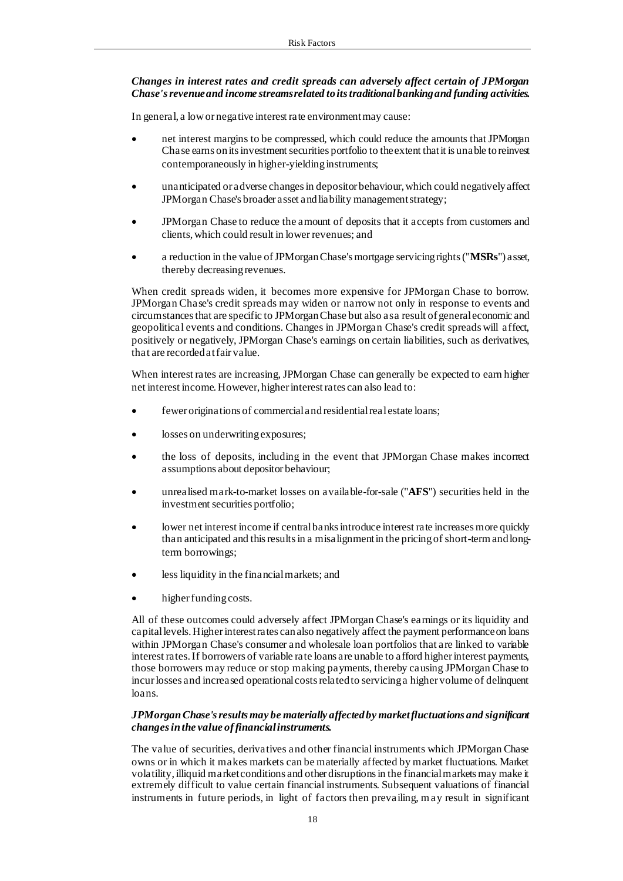***Changes in interest rates and credit spreads can adversely affect certain of JPMorgan Chase's revenue and income streams related to its traditional banking and funding activities.***

In general, a low or negative interest rate environment may cause:

- net interest margins to be compressed, which could reduce the amounts that JPMorgan Chase earns on its investment securities portfolio to the extent that it is unable to reinvest contemporaneously in higher-yielding instruments;
- unanticipated or adverse changes in depositor behaviour, which could negatively affect JPMorgan Chase's broader asset and liability management strategy;
- JPMorgan Chase to reduce the amount of deposits that it accepts from customers and clients, which could result in lower revenues; and
- a reduction in the value of JPMorgan Chase's mortgage servicing rights ("**MSRs**") asset, thereby decreasing revenues.

When credit spreads widen, it becomes more expensive for JPMorgan Chase to borrow. JPMorgan Chase's credit spreads may widen or narrow not only in response to events and circumstances that are specific to JPMorgan Chase but also as a result of general economic and geopolitical events and conditions. Changes in JPMorgan Chase's credit spreads will affect, positively or negatively, JPMorgan Chase's earnings on certain liabilities, such as derivatives, that are recorded at fair value.

When interest rates are increasing, JPMorgan Chase can generally be expected to earn higher net interest income. However, higher interest rates can also lead to:

- fewer originations of commercial and residential real estate loans;
- losses on underwriting exposures;
- the loss of deposits, including in the event that JPMorgan Chase makes incorrect assumptions about depositor behaviour;
- unrealised mark-to-market losses on available-for-sale ("**AFS**") securities held in the investment securities portfolio;
- lower net interest income if central banks introduce interest rate increases more quickly than anticipated and this results in a misalignment in the pricing of short-term and long-term borrowings;
- less liquidity in the financial markets; and
- higher funding costs.

All of these outcomes could adversely affect JPMorgan Chase's earnings or its liquidity and capital levels. Higher interest rates can also negatively affect the payment performance on loans within JPMorgan Chase's consumer and wholesale loan portfolios that are linked to variable interest rates. If borrowers of variable rate loans are unable to afford higher interest payments, those borrowers may reduce or stop making payments, thereby causing JPMorgan Chase to incur losses and increased operational costs related to servicing a higher volume of delinquent loans.

***JPMorgan Chase's results may be materially affected by market fluctuations and significant changes in the value of financial instruments.***

The value of securities, derivatives and other financial instruments which JPMorgan Chase owns or in which it makes markets can be materially affected by market fluctuations. Market volatility, illiquid market conditions and other disruptions in the financial markets may make it extremely difficult to value certain financial instruments. Subsequent valuations of financial instruments in future periods, in light of factors then prevailing, may result in significant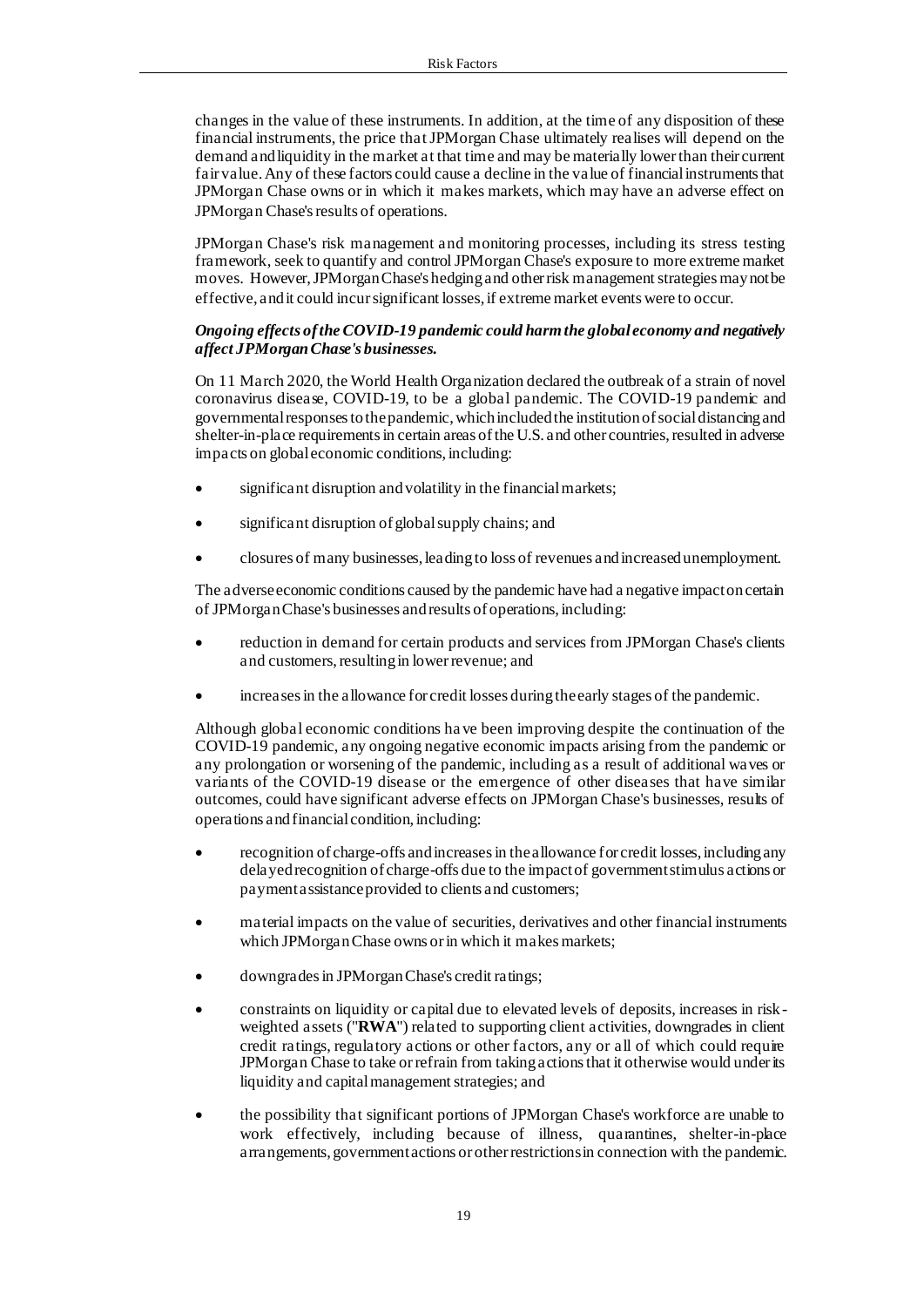changes in the value of these instruments. In addition, at the time of any disposition of these financial instruments, the price that JPMorgan Chase ultimately realises will depend on the demand and liquidity in the market at that time and may be materially lower than their current fair value. Any of these factors could cause a decline in the value of financial instruments that JPMorgan Chase owns or in which it makes markets, which may have an adverse effect on JPMorgan Chase's results of operations.

JPMorgan Chase's risk management and monitoring processes, including its stress testing framework, seek to quantify and control JPMorgan Chase's exposure to more extreme market moves. However, JPMorgan Chase's hedging and other risk management strategies may not be effective, and it could incur significant losses, if extreme market events were to occur.

***Ongoing effects of the COVID-19 pandemic could harm the global economy and negatively affect JPMorgan Chase's businesses.***

On 11 March 2020, the World Health Organization declared the outbreak of a strain of novel coronavirus disease, COVID-19, to be a global pandemic. The COVID-19 pandemic and governmental responses to the pandemic, which included the institution of social distancing and shelter-in-place requirements in certain areas of the U.S. and other countries, resulted in adverse impacts on global economic conditions, including:

- significant disruption and volatility in the financial markets;
- significant disruption of global supply chains; and
- closures of many businesses, leading to loss of revenues and increased unemployment.

The adverse economic conditions caused by the pandemic have had a negative impact on certain of JPMorgan Chase's businesses and results of operations, including:

- reduction in demand for certain products and services from JPMorgan Chase's clients and customers, resulting in lower revenue; and
- increases in the allowance for credit losses during the early stages of the pandemic.

Although global economic conditions have been improving despite the continuation of the COVID-19 pandemic, any ongoing negative economic impacts arising from the pandemic or any prolongation or worsening of the pandemic, including as a result of additional waves or variants of the COVID-19 disease or the emergence of other diseases that have similar outcomes, could have significant adverse effects on JPMorgan Chase's businesses, results of operations and financial condition, including:

- recognition of charge-offs and increases in the allowance for credit losses, including any delayed recognition of charge-offs due to the impact of government stimulus actions or payment assistance provided to clients and customers;
- material impacts on the value of securities, derivatives and other financial instruments which JPMorgan Chase owns or in which it makes markets;
- downgrades in JPMorgan Chase's credit ratings;
- constraints on liquidity or capital due to elevated levels of deposits, increases in risk-weighted assets ("**RWA**") related to supporting client activities, downgrades in client credit ratings, regulatory actions or other factors, any or all of which could require JPMorgan Chase to take or refrain from taking actions that it otherwise would under its liquidity and capital management strategies; and
- the possibility that significant portions of JPMorgan Chase's workforce are unable to work effectively, including because of illness, quarantines, shelter-in-place arrangements, government actions or other restrictions in connection with the pandemic.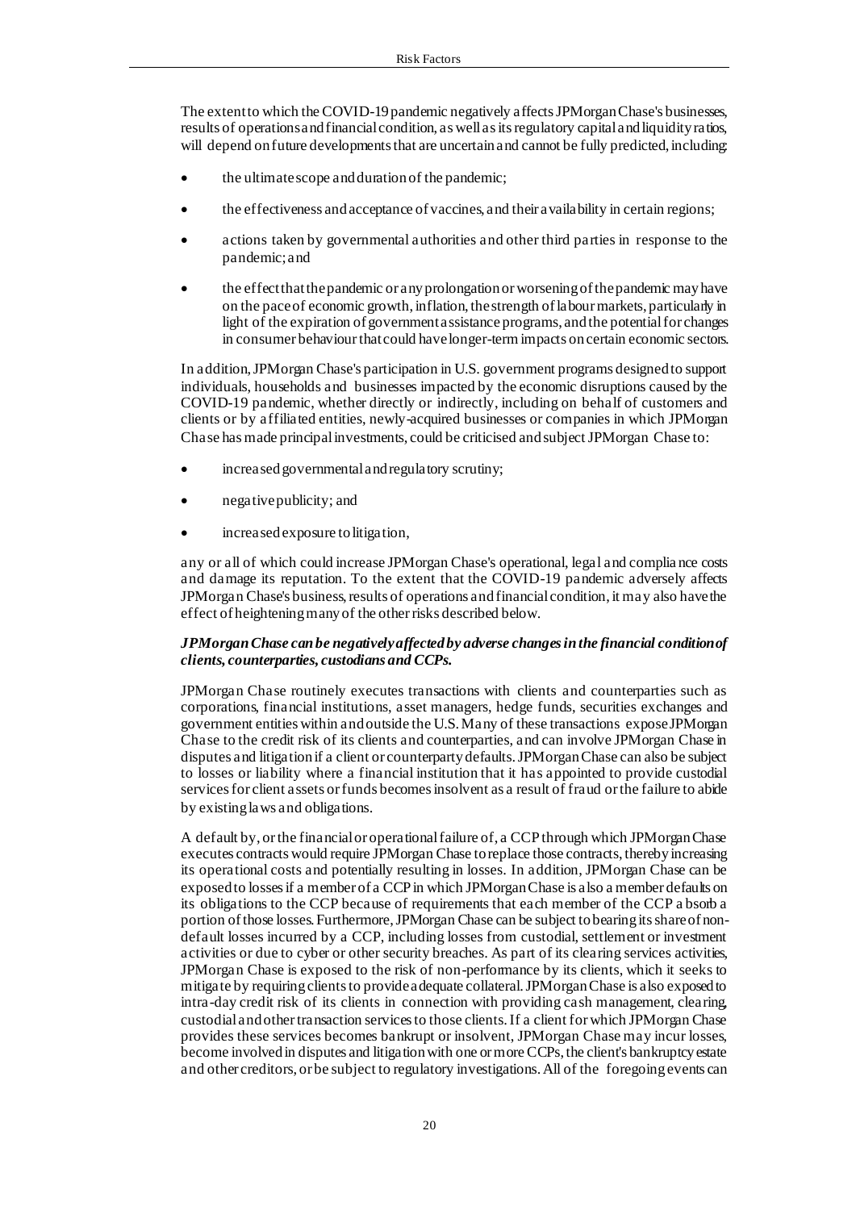The extent to which the COVID-19 pandemic negatively affects JPMorgan Chase's businesses, results of operations and financial condition, as well as its regulatory capital and liquidity ratios, will depend on future developments that are uncertain and cannot be fully predicted, including:

- the ultimate scope and duration of the pandemic;
- the effectiveness and acceptance of vaccines, and their availability in certain regions;
- actions taken by governmental authorities and other third parties in response to the pandemic; and
- the effect that the pandemic or any prolongation or worsening of the pandemic may have on the pace of economic growth, inflation, the strength of labour markets, particularly in light of the expiration of government assistance programs, and the potential for changes in consumer behaviour that could have longer-term impacts on certain economic sectors.

In addition, JPMorgan Chase's participation in U.S. government programs designed to support individuals, households and businesses impacted by the economic disruptions caused by the COVID-19 pandemic, whether directly or indirectly, including on behalf of customers and clients or by affiliated entities, newly-acquired businesses or companies in which JPMorgan Chase has made principal investments, could be criticised and subject JPMorgan Chase to:

- increased governmental and regulatory scrutiny;
- negative publicity; and
- increased exposure to litigation,

any or all of which could increase JPMorgan Chase's operational, legal and compliance costs and damage its reputation. To the extent that the COVID-19 pandemic adversely affects JPMorgan Chase's business, results of operations and financial condition, it may also have the effect of heightening many of the other risks described below.

***JPMorgan Chase can be negatively affected by adverse changes in the financial condition of clients, counterparties, custodians and CCPs.***

JPMorgan Chase routinely executes transactions with clients and counterparties such as corporations, financial institutions, asset managers, hedge funds, securities exchanges and government entities within and outside the U.S. Many of these transactions expose JPMorgan Chase to the credit risk of its clients and counterparties, and can involve JPMorgan Chase in disputes and litigation if a client or counterparty defaults. JPMorgan Chase can also be subject to losses or liability where a financial institution that it has appointed to provide custodial services for client assets or funds becomes insolvent as a result of fraud or the failure to abide by existing laws and obligations.

A default by, or the financial or operational failure of, a CCP through which JPMorgan Chase executes contracts would require JPMorgan Chase to replace those contracts, thereby increasing its operational costs and potentially resulting in losses. In addition, JPMorgan Chase can be exposed to losses if a member of a CCP in which JPMorgan Chase is also a member defaults on its obligations to the CCP because of requirements that each member of the CCP absorb a portion of those losses. Furthermore, JPMorgan Chase can be subject to bearing its share of non-default losses incurred by a CCP, including losses from custodial, settlement or investment activities or due to cyber or other security breaches. As part of its clearing services activities, JPMorgan Chase is exposed to the risk of non-performance by its clients, which it seeks to mitigate by requiring clients to provide adequate collateral. JPMorgan Chase is also exposed to intra-day credit risk of its clients in connection with providing cash management, clearing, custodial and other transaction services to those clients. If a client for which JPMorgan Chase provides these services becomes bankrupt or insolvent, JPMorgan Chase may incur losses, become involved in disputes and litigation with one or more CCPs, the client's bankruptcy estate and other creditors, or be subject to regulatory investigations. All of the foregoing events can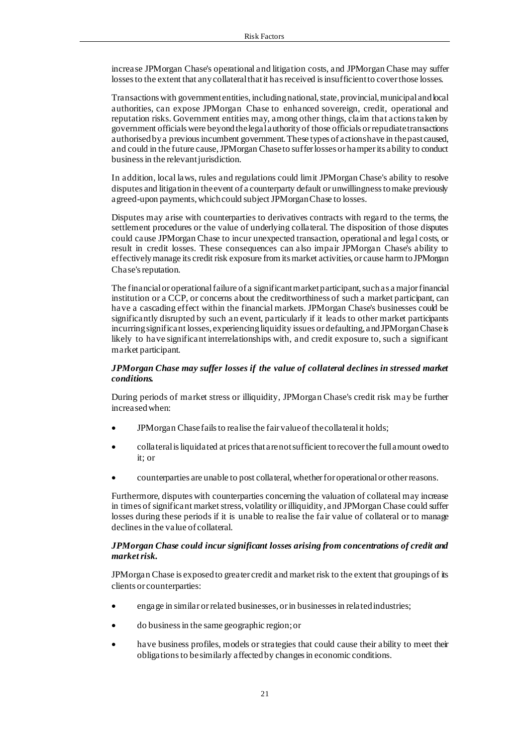increase JPMorgan Chase's operational and litigation costs, and JPMorgan Chase may suffer losses to the extent that any collateral that it has received is insufficient to cover those losses.

Transactions with government entities, including national, state, provincial, municipal and local authorities, can expose JPMorgan Chase to enhanced sovereign, credit, operational and reputation risks. Government entities may, among other things, claim that actions taken by government officials were beyond the legal authority of those officials or repudiate transactions authorised by a previous incumbent government. These types of actions have in the past caused, and could in the future cause, JPMorgan Chase to suffer losses or hamper its ability to conduct business in the relevant jurisdiction.

In addition, local laws, rules and regulations could limit JPMorgan Chase's ability to resolve disputes and litigation in the event of a counterparty default or unwillingness to make previously agreed-upon payments, which could subject JPMorgan Chase to losses.

Disputes may arise with counterparties to derivatives contracts with regard to the terms, the settlement procedures or the value of underlying collateral. The disposition of those disputes could cause JPMorgan Chase to incur unexpected transaction, operational and legal costs, or result in credit losses. These consequences can also impair JPMorgan Chase's ability to effectively manage its credit risk exposure from its market activities, or cause harm to JPMorgan Chase's reputation.

The financial or operational failure of a significant market participant, such as a major financial institution or a CCP, or concerns about the creditworthiness of such a market participant, can have a cascading effect within the financial markets. JPMorgan Chase's businesses could be significantly disrupted by such an event, particularly if it leads to other market participants incurring significant losses, experiencing liquidity issues or defaulting, and JPMorgan Chase is likely to have significant interrelationships with, and credit exposure to, such a significant market participant.

***JPMorgan Chase may suffer losses if the value of collateral declines in stressed market conditions.***

During periods of market stress or illiquidity, JPMorgan Chase's credit risk may be further increased when:

- JPMorgan Chase fails to realise the fair value of the collateral it holds;
- collateral is liquidated at prices that are not sufficient to recover the full amount owed to it; or
- counterparties are unable to post collateral, whether for operational or other reasons.

Furthermore, disputes with counterparties concerning the valuation of collateral may increase in times of significant market stress, volatility or illiquidity, and JPMorgan Chase could suffer losses during these periods if it is unable to realise the fair value of collateral or to manage declines in the value of collateral.

***JPMorgan Chase could incur significant losses arising from concentrations of credit and market risk.***

JPMorgan Chase is exposed to greater credit and market risk to the extent that groupings of its clients or counterparties:

- engage in similar or related businesses, or in businesses in related industries;
- do business in the same geographic region; or
- have business profiles, models or strategies that could cause their ability to meet their obligations to be similarly affected by changes in economic conditions.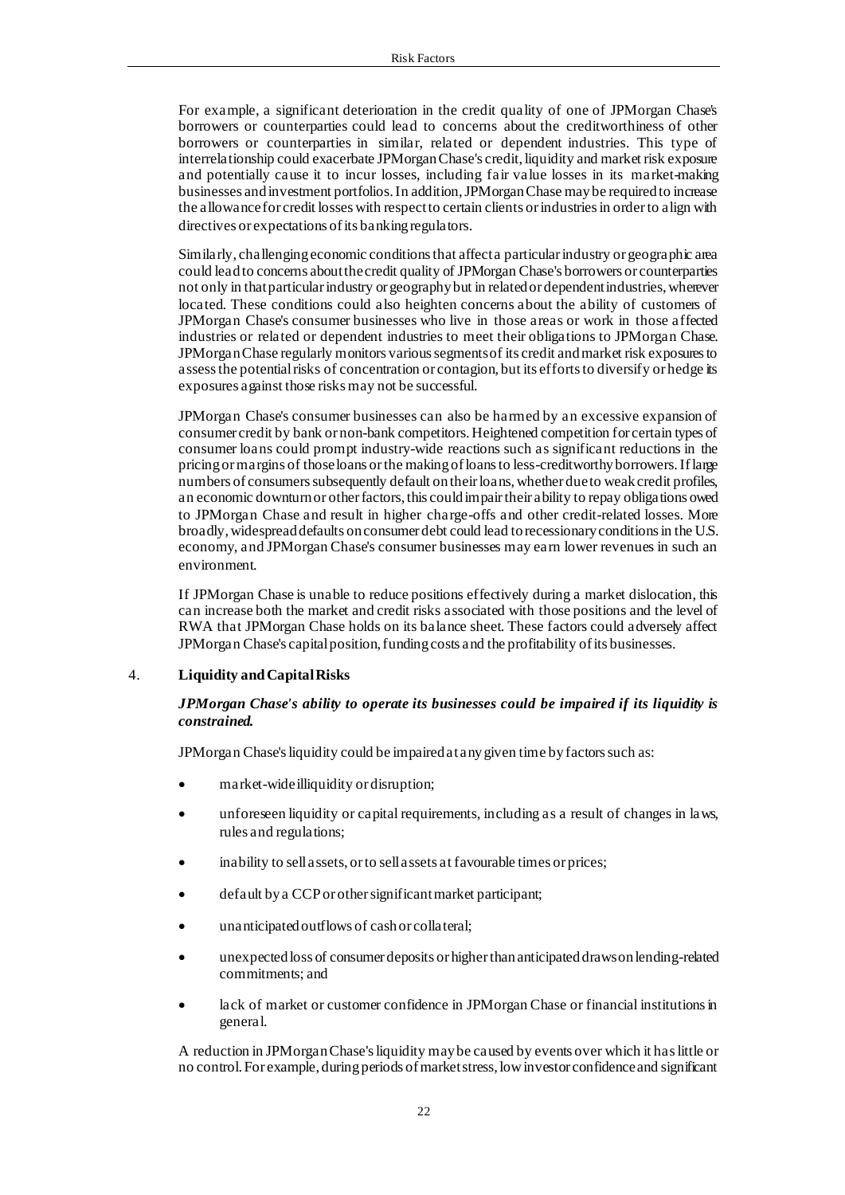For example, a significant deterioration in the credit quality of one of JPMorgan Chase's borrowers or counterparties could lead to concerns about the creditworthiness of other borrowers or counterparties in similar, related or dependent industries. This type of interrelationship could exacerbate JPMorgan Chase's credit, liquidity and market risk exposure and potentially cause it to incur losses, including fair value losses in its market-making businesses and investment portfolios. In addition, JPMorgan Chase may be required to increase the allowance for credit losses with respect to certain clients or industries in order to align with directives or expectations of its banking regulators.

Similarly, challenging economic conditions that affect a particular industry or geographic area could lead to concerns about the credit quality of JPMorgan Chase's borrowers or counterparties not only in that particular industry or geography but in related or dependent industries, wherever located. These conditions could also heighten concerns about the ability of customers of JPMorgan Chase's consumer businesses who live in those areas or work in those affected industries or related or dependent industries to meet their obligations to JPMorgan Chase. JPMorgan Chase regularly monitors various segments of its credit and market risk exposures to assess the potential risks of concentration or contagion, but its efforts to diversify or hedge its exposures against those risks may not be successful.

JPMorgan Chase's consumer businesses can also be harmed by an excessive expansion of consumer credit by bank or non-bank competitors. Heightened competition for certain types of consumer loans could prompt industry-wide reactions such as significant reductions in the pricing or margins of those loans or the making of loans to less-creditworthy borrowers. If large numbers of consumers subsequently default on their loans, whether due to weak credit profiles, an economic downturn or other factors, this could impair their ability to repay obligations owed to JPMorgan Chase and result in higher charge-offs and other credit-related losses. More broadly, widespread defaults on consumer debt could lead to recessionary conditions in the U.S. economy, and JPMorgan Chase's consumer businesses may earn lower revenues in such an environment.

If JPMorgan Chase is unable to reduce positions effectively during a market dislocation, this can increase both the market and credit risks associated with those positions and the level of RWA that JPMorgan Chase holds on its balance sheet. These factors could adversely affect JPMorgan Chase's capital position, funding costs and the profitability of its businesses.

## 4. Liquidity and Capital Risks

### *JPMorgan Chase's ability to operate its businesses could be impaired if its liquidity is constrained.*

JPMorgan Chase's liquidity could be impaired at any given time by factors such as:

- market-wide illiquidity or disruption;
- unforeseen liquidity or capital requirements, including as a result of changes in laws, rules and regulations;
- inability to sell assets, or to sell assets at favourable times or prices;
- default by a CCP or other significant market participant;
- unanticipated outflows of cash or collateral;
- unexpected loss of consumer deposits or higher than anticipated draws on lending-related commitments; and
- lack of market or customer confidence in JPMorgan Chase or financial institutions in general.

A reduction in JPMorgan Chase's liquidity may be caused by events over which it has little or no control. For example, during periods of market stress, low investor confidence and significant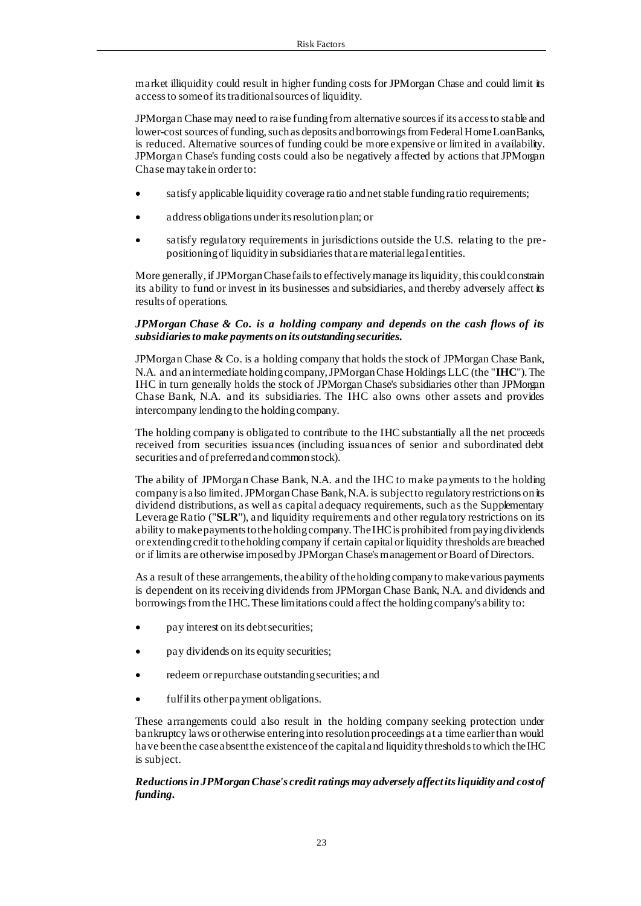market illiquidity could result in higher funding costs for JPMorgan Chase and could limit its access to some of its traditional sources of liquidity.

JPMorgan Chase may need to raise funding from alternative sources if its access to stable and lower-cost sources of funding, such as deposits and borrowings from Federal Home Loan Banks, is reduced. Alternative sources of funding could be more expensive or limited in availability. JPMorgan Chase's funding costs could also be negatively affected by actions that JPMorgan Chase may take in order to:

- satisfy applicable liquidity coverage ratio and net stable funding ratio requirements;
- address obligations under its resolution plan; or
- satisfy regulatory requirements in jurisdictions outside the U.S. relating to the pre-positioning of liquidity in subsidiaries that are material legal entities.

More generally, if JPMorgan Chase fails to effectively manage its liquidity, this could constrain its ability to fund or invest in its businesses and subsidiaries, and thereby adversely affect its results of operations.

***JPMorgan Chase & Co. is a holding company and depends on the cash flows of its subsidiaries to make payments on its outstanding securities.***

JPMorgan Chase & Co. is a holding company that holds the stock of JPMorgan Chase Bank, N.A. and an intermediate holding company, JPMorgan Chase Holdings LLC (the "**IHC**"). The IHC in turn generally holds the stock of JPMorgan Chase's subsidiaries other than JPMorgan Chase Bank, N.A. and its subsidiaries. The IHC also owns other assets and provides intercompany lending to the holding company.

The holding company is obligated to contribute to the IHC substantially all the net proceeds received from securities issuances (including issuances of senior and subordinated debt securities and of preferred and common stock).

The ability of JPMorgan Chase Bank, N.A. and the IHC to make payments to the holding company is also limited. JPMorgan Chase Bank, N.A. is subject to regulatory restrictions on its dividend distributions, as well as capital adequacy requirements, such as the Supplementary Leverage Ratio ("**SLR**"), and liquidity requirements and other regulatory restrictions on its ability to make payments to the holding company. The IHC is prohibited from paying dividends or extending credit to the holding company if certain capital or liquidity thresholds are breached or if limits are otherwise imposed by JPMorgan Chase's management or Board of Directors.

As a result of these arrangements, the ability of the holding company to make various payments is dependent on its receiving dividends from JPMorgan Chase Bank, N.A. and dividends and borrowings from the IHC. These limitations could affect the holding company's ability to:

- pay interest on its debt securities;
- pay dividends on its equity securities;
- redeem or repurchase outstanding securities; and
- fulfil its other payment obligations.

These arrangements could also result in the holding company seeking protection under bankruptcy laws or otherwise entering into resolution proceedings at a time earlier than would have been the case absent the existence of the capital and liquidity thresholds to which the IHC is subject.

***Reductions in JPMorgan Chase's credit ratings may adversely affect its liquidity and cost of funding.***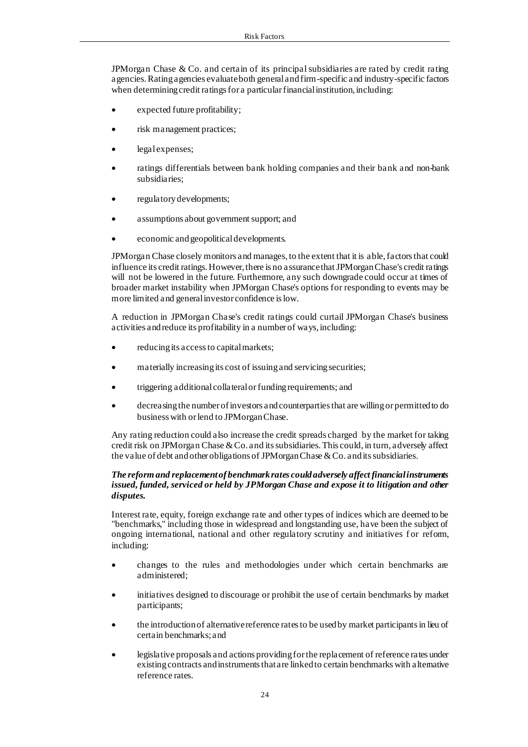JPMorgan Chase & Co. and certain of its principal subsidiaries are rated by credit rating agencies. Rating agencies evaluate both general and firm-specific and industry-specific factors when determining credit ratings for a particular financial institution, including:

- expected future profitability;
- risk management practices;
- legal expenses;
- ratings differentials between bank holding companies and their bank and non-bank subsidiaries;
- regulatory developments;
- assumptions about government support; and
- economic and geopolitical developments.

JPMorgan Chase closely monitors and manages, to the extent that it is able, factors that could influence its credit ratings. However, there is no assurance that JPMorgan Chase's credit ratings will not be lowered in the future. Furthermore, any such downgrade could occur at times of broader market instability when JPMorgan Chase's options for responding to events may be more limited and general investor confidence is low.

A reduction in JPMorgan Chase's credit ratings could curtail JPMorgan Chase's business activities and reduce its profitability in a number of ways, including:

- reducing its access to capital markets;
- materially increasing its cost of issuing and servicing securities;
- triggering additional collateral or funding requirements; and
- decreasing the number of investors and counterparties that are willing or permitted to do business with or lend to JPMorgan Chase.

Any rating reduction could also increase the credit spreads charged by the market for taking credit risk on JPMorgan Chase & Co. and its subsidiaries. This could, in turn, adversely affect the value of debt and other obligations of JPMorgan Chase & Co. and its subsidiaries.

***The reform and replacement of benchmark rates could adversely affect financial instruments issued, funded, serviced or held by JPMorgan Chase and expose it to litigation and other disputes.***

Interest rate, equity, foreign exchange rate and other types of indices which are deemed to be "benchmarks," including those in widespread and longstanding use, have been the subject of ongoing international, national and other regulatory scrutiny and initiatives for reform, including:

- changes to the rules and methodologies under which certain benchmarks are administered;
- initiatives designed to discourage or prohibit the use of certain benchmarks by market participants;
- the introduction of alternative reference rates to be used by market participants in lieu of certain benchmarks; and
- legislative proposals and actions providing for the replacement of reference rates under existing contracts and instruments that are linked to certain benchmarks with alternative reference rates.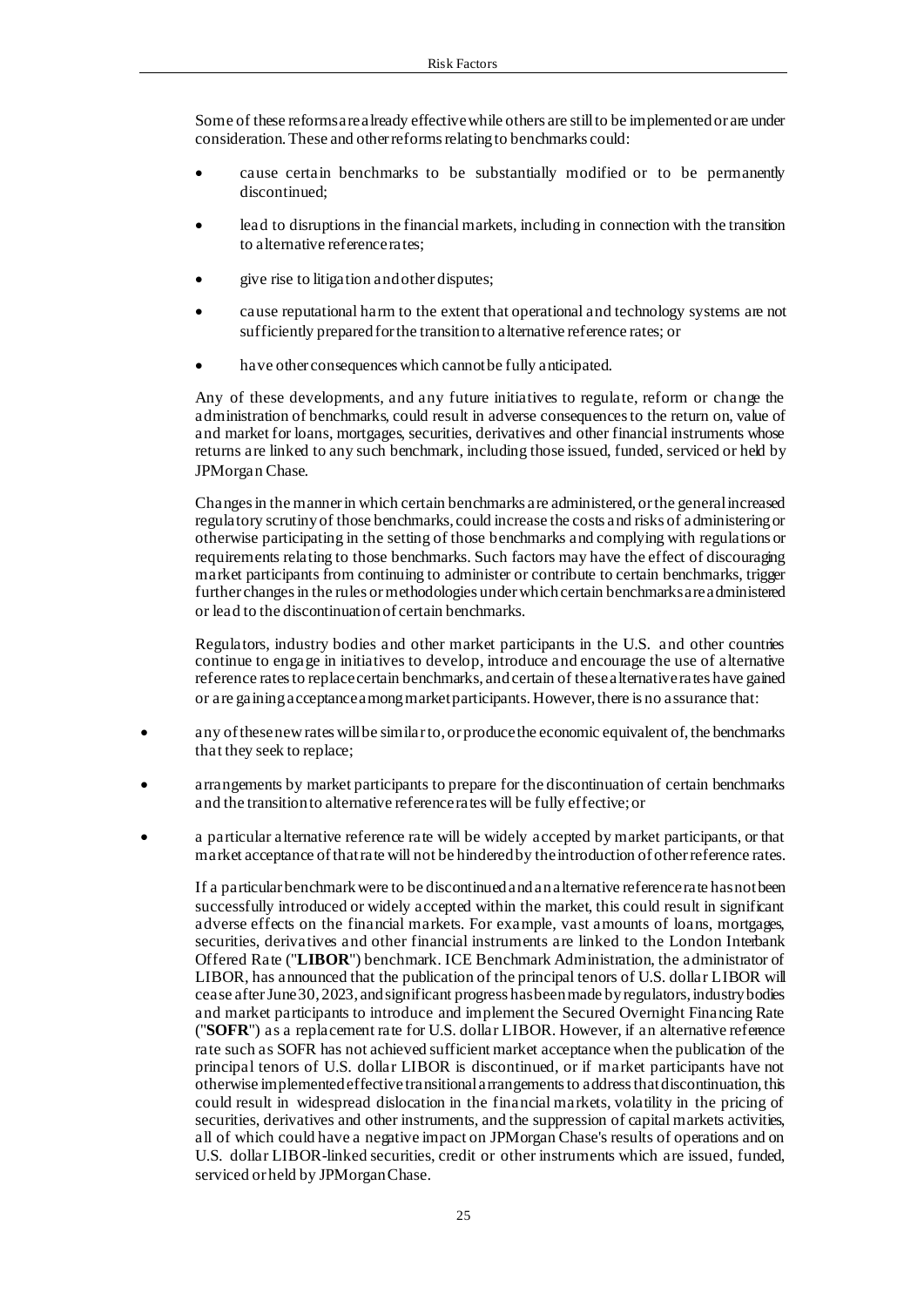Some of these reforms are already effective while others are still to be implemented or are under consideration. These and other reforms relating to benchmarks could:

- cause certain benchmarks to be substantially modified or to be permanently discontinued;
- lead to disruptions in the financial markets, including in connection with the transition to alternative reference rates;
- give rise to litigation and other disputes;
- cause reputational harm to the extent that operational and technology systems are not sufficiently prepared for the transition to alternative reference rates; or
- have other consequences which cannot be fully anticipated.

Any of these developments, and any future initiatives to regulate, reform or change the administration of benchmarks, could result in adverse consequences to the return on, value of and market for loans, mortgages, securities, derivatives and other financial instruments whose returns are linked to any such benchmark, including those issued, funded, serviced or held by JPMorgan Chase.

Changes in the manner in which certain benchmarks are administered, or the general increased regulatory scrutiny of those benchmarks, could increase the costs and risks of administering or otherwise participating in the setting of those benchmarks and complying with regulations or requirements relating to those benchmarks. Such factors may have the effect of discouraging market participants from continuing to administer or contribute to certain benchmarks, trigger further changes in the rules or methodologies under which certain benchmarks are administered or lead to the discontinuation of certain benchmarks.

Regulators, industry bodies and other market participants in the U.S. and other countries continue to engage in initiatives to develop, introduce and encourage the use of alternative reference rates to replace certain benchmarks, and certain of these alternative rates have gained or are gaining acceptance among market participants. However, there is no assurance that:

- any of these new rates will be similar to, or produce the economic equivalent of, the benchmarks that they seek to replace;
- arrangements by market participants to prepare for the discontinuation of certain benchmarks and the transition to alternative reference rates will be fully effective; or
- a particular alternative reference rate will be widely accepted by market participants, or that market acceptance of that rate will not be hindered by the introduction of other reference rates.

If a particular benchmark were to be discontinued and an alternative reference rate has not been successfully introduced or widely accepted within the market, this could result in significant adverse effects on the financial markets. For example, vast amounts of loans, mortgages, securities, derivatives and other financial instruments are linked to the London Interbank Offered Rate ("**LIBOR**") benchmark. ICE Benchmark Administration, the administrator of LIBOR, has announced that the publication of the principal tenors of U.S. dollar LIBOR will cease after June 30, 2023, and significant progress has been made by regulators, industry bodies and market participants to introduce and implement the Secured Overnight Financing Rate ("**SOFR**") as a replacement rate for U.S. dollar LIBOR. However, if an alternative reference rate such as SOFR has not achieved sufficient market acceptance when the publication of the principal tenors of U.S. dollar LIBOR is discontinued, or if market participants have not otherwise implemented effective transitional arrangements to address that discontinuation, this could result in widespread dislocation in the financial markets, volatility in the pricing of securities, derivatives and other instruments, and the suppression of capital markets activities, all of which could have a negative impact on JPMorgan Chase's results of operations and on U.S. dollar LIBOR-linked securities, credit or other instruments which are issued, funded, serviced or held by JPMorgan Chase.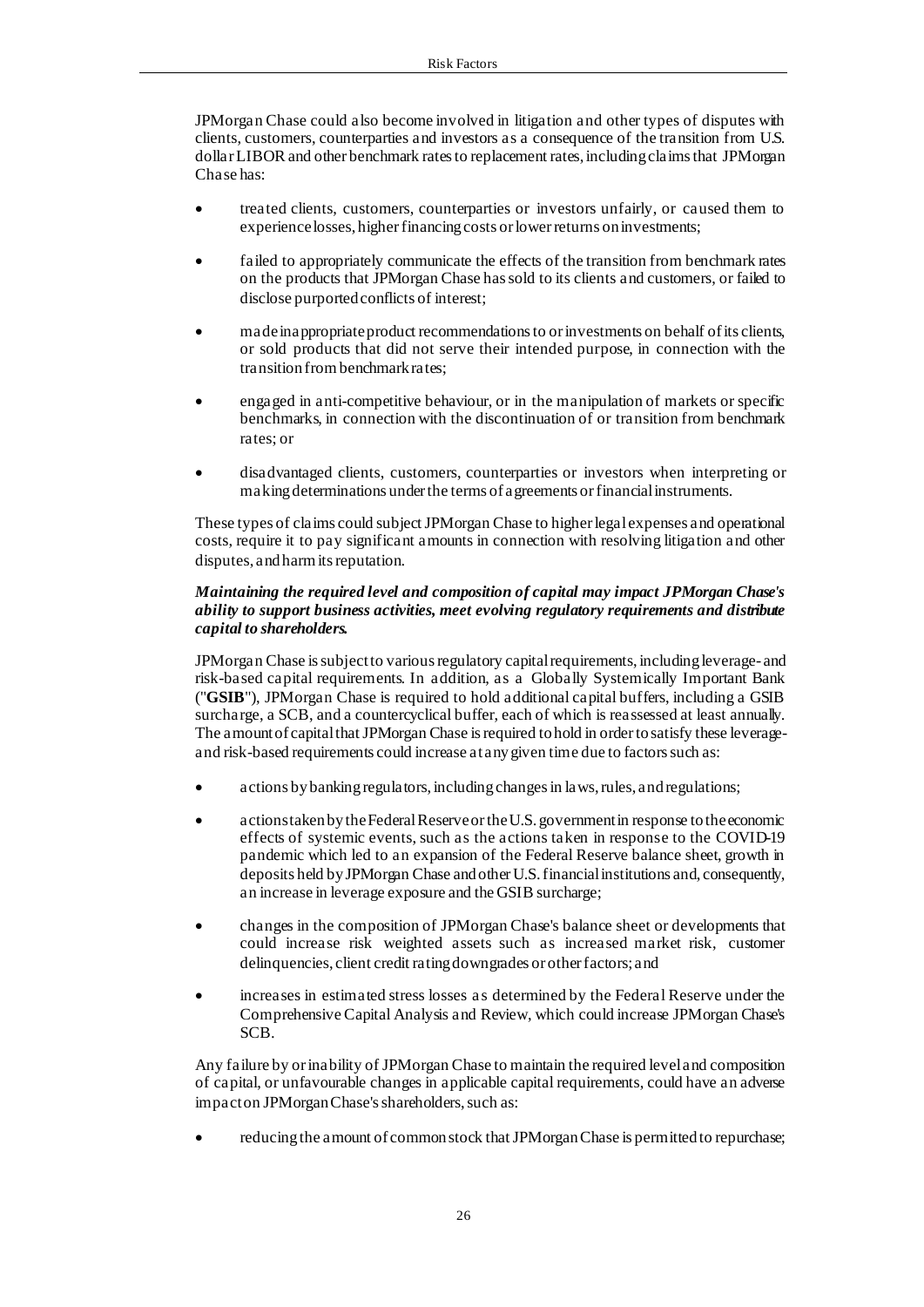JPMorgan Chase could also become involved in litigation and other types of disputes with clients, customers, counterparties and investors as a consequence of the transition from U.S. dollar LIBOR and other benchmark rates to replacement rates, including claims that JPMorgan Chase has:

- treated clients, customers, counterparties or investors unfairly, or caused them to experience losses, higher financing costs or lower returns on investments;
- failed to appropriately communicate the effects of the transition from benchmark rates on the products that JPMorgan Chase has sold to its clients and customers, or failed to disclose purported conflicts of interest;
- made inappropriate product recommendations to or investments on behalf of its clients, or sold products that did not serve their intended purpose, in connection with the transition from benchmark rates;
- engaged in anti-competitive behaviour, or in the manipulation of markets or specific benchmarks, in connection with the discontinuation of or transition from benchmark rates; or
- disadvantaged clients, customers, counterparties or investors when interpreting or making determinations under the terms of agreements or financial instruments.

These types of claims could subject JPMorgan Chase to higher legal expenses and operational costs, require it to pay significant amounts in connection with resolving litigation and other disputes, and harm its reputation.

***Maintaining the required level and composition of capital may impact JPMorgan Chase's ability to support business activities, meet evolving regulatory requirements and distribute capital to shareholders.***

JPMorgan Chase is subject to various regulatory capital requirements, including leverage- and risk-based capital requirements. In addition, as a Globally Systemically Important Bank ("**GSIB**"), JPMorgan Chase is required to hold additional capital buffers, including a GSIB surcharge, a SCB, and a countercyclical buffer, each of which is reassessed at least annually. The amount of capital that JPMorgan Chase is required to hold in order to satisfy these leverage- and risk-based requirements could increase at any given time due to factors such as:

- actions by banking regulators, including changes in laws, rules, and regulations;
- actions taken by the Federal Reserve or the U.S. government in response to the economic effects of systemic events, such as the actions taken in response to the COVID-19 pandemic which led to an expansion of the Federal Reserve balance sheet, growth in deposits held by JPMorgan Chase and other U.S. financial institutions and, consequently, an increase in leverage exposure and the GSIB surcharge;
- changes in the composition of JPMorgan Chase's balance sheet or developments that could increase risk weighted assets such as increased market risk, customer delinquencies, client credit rating downgrades or other factors; and
- increases in estimated stress losses as determined by the Federal Reserve under the Comprehensive Capital Analysis and Review, which could increase JPMorgan Chase's SCB.

Any failure by or inability of JPMorgan Chase to maintain the required level and composition of capital, or unfavourable changes in applicable capital requirements, could have an adverse impact on JPMorgan Chase's shareholders, such as:

- reducing the amount of common stock that JPMorgan Chase is permitted to repurchase;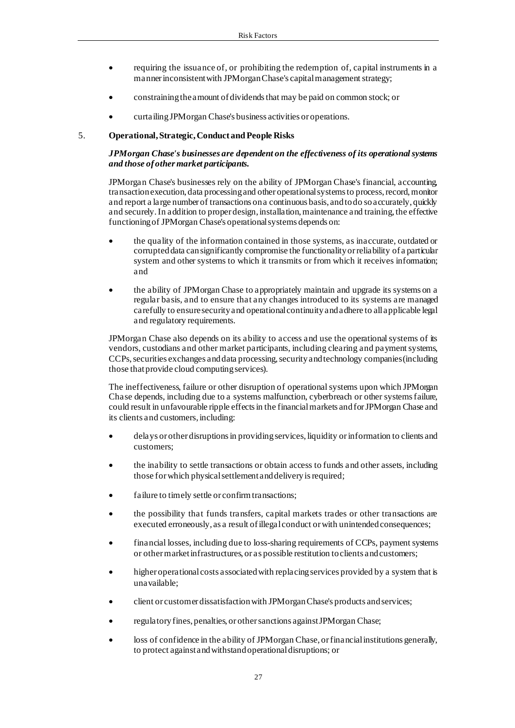- requiring the issuance of, or prohibiting the redemption of, capital instruments in a manner inconsistent with JPMorgan Chase's capital management strategy;
- constraining the amount of dividends that may be paid on common stock; or
- curtailing JPMorgan Chase's business activities or operations.

## 5. Operational, Strategic, Conduct and People Risks

***JPMorgan Chase's businesses are dependent on the effectiveness of its operational systems and those of other market participants.***

JPMorgan Chase's businesses rely on the ability of JPMorgan Chase's financial, accounting, transaction execution, data processing and other operational systems to process, record, monitor and report a large number of transactions on a continuous basis, and to do so accurately, quickly and securely. In addition to proper design, installation, maintenance and training, the effective functioning of JPMorgan Chase's operational systems depends on:

- the quality of the information contained in those systems, as inaccurate, outdated or corrupted data can significantly compromise the functionality or reliability of a particular system and other systems to which it transmits or from which it receives information; and
- the ability of JPMorgan Chase to appropriately maintain and upgrade its systems on a regular basis, and to ensure that any changes introduced to its systems are managed carefully to ensure security and operational continuity and adhere to all applicable legal and regulatory requirements.

JPMorgan Chase also depends on its ability to access and use the operational systems of its vendors, custodians and other market participants, including clearing and payment systems, CCPs, securities exchanges and data processing, security and technology companies (including those that provide cloud computing services).

The ineffectiveness, failure or other disruption of operational systems upon which JPMorgan Chase depends, including due to a systems malfunction, cyberbreach or other systems failure, could result in unfavourable ripple effects in the financial markets and for JPMorgan Chase and its clients and customers, including:

- delays or other disruptions in providing services, liquidity or information to clients and customers;
- the inability to settle transactions or obtain access to funds and other assets, including those for which physical settlement and delivery is required;
- failure to timely settle or confirm transactions;
- the possibility that funds transfers, capital markets trades or other transactions are executed erroneously, as a result of illegal conduct or with unintended consequences;
- financial losses, including due to loss-sharing requirements of CCPs, payment systems or other market infrastructures, or as possible restitution to clients and customers;
- higher operational costs associated with replacing services provided by a system that is unavailable;
- client or customer dissatisfaction with JPMorgan Chase's products and services;
- regulatory fines, penalties, or other sanctions against JPMorgan Chase;
- loss of confidence in the ability of JPMorgan Chase, or financial institutions generally, to protect against and withstand operational disruptions; or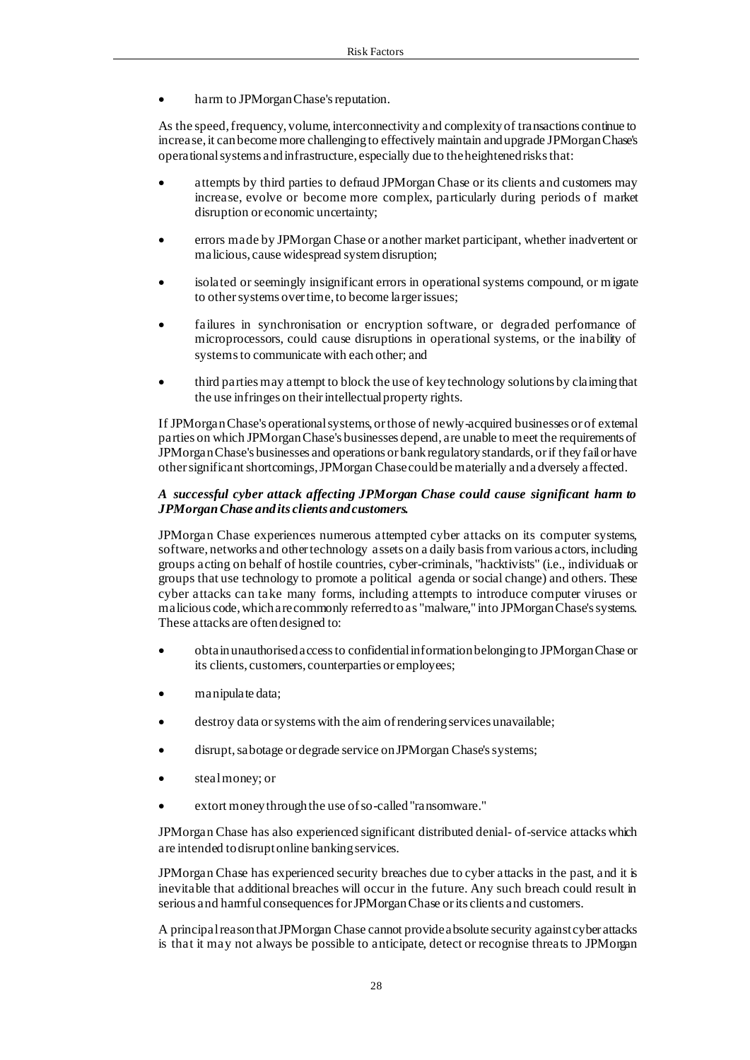- harm to JPMorgan Chase's reputation.

As the speed, frequency, volume, interconnectivity and complexity of transactions continue to increase, it can become more challenging to effectively maintain and upgrade JPMorgan Chase's operational systems and infrastructure, especially due to the heightened risks that:

- attempts by third parties to defraud JPMorgan Chase or its clients and customers may increase, evolve or become more complex, particularly during periods of market disruption or economic uncertainty;
- errors made by JPMorgan Chase or another market participant, whether inadvertent or malicious, cause widespread system disruption;
- isolated or seemingly insignificant errors in operational systems compound, or migrate to other systems over time, to become larger issues;
- failures in synchronisation or encryption software, or degraded performance of microprocessors, could cause disruptions in operational systems, or the inability of systems to communicate with each other; and
- third parties may attempt to block the use of key technology solutions by claiming that the use infringes on their intellectual property rights.

If JPMorgan Chase's operational systems, or those of newly-acquired businesses or of external parties on which JPMorgan Chase's businesses depend, are unable to meet the requirements of JPMorgan Chase's businesses and operations or bank regulatory standards, or if they fail or have other significant shortcomings, JPMorgan Chase could be materially and adversely affected.

***A successful cyber attack affecting JPMorgan Chase could cause significant harm to JPMorgan Chase and its clients and customers.***

JPMorgan Chase experiences numerous attempted cyber attacks on its computer systems, software, networks and other technology assets on a daily basis from various actors, including groups acting on behalf of hostile countries, cyber-criminals, "hacktivists" (i.e., individuals or groups that use technology to promote a political agenda or social change) and others. These cyber attacks can take many forms, including attempts to introduce computer viruses or malicious code, which are commonly referred to as "malware," into JPMorgan Chase's systems. These attacks are often designed to:

- obtain unauthorised access to confidential information belonging to JPMorgan Chase or its clients, customers, counterparties or employees;
- manipulate data;
- destroy data or systems with the aim of rendering services unavailable;
- disrupt, sabotage or degrade service on JPMorgan Chase's systems;
- steal money; or
- extort money through the use of so-called "ransomware."

JPMorgan Chase has also experienced significant distributed denial- of-service attacks which are intended to disrupt online banking services.

JPMorgan Chase has experienced security breaches due to cyber attacks in the past, and it is inevitable that additional breaches will occur in the future. Any such breach could result in serious and harmful consequences for JPMorgan Chase or its clients and customers.

A principal reason that JPMorgan Chase cannot provide absolute security against cyber attacks is that it may not always be possible to anticipate, detect or recognise threats to JPMorgan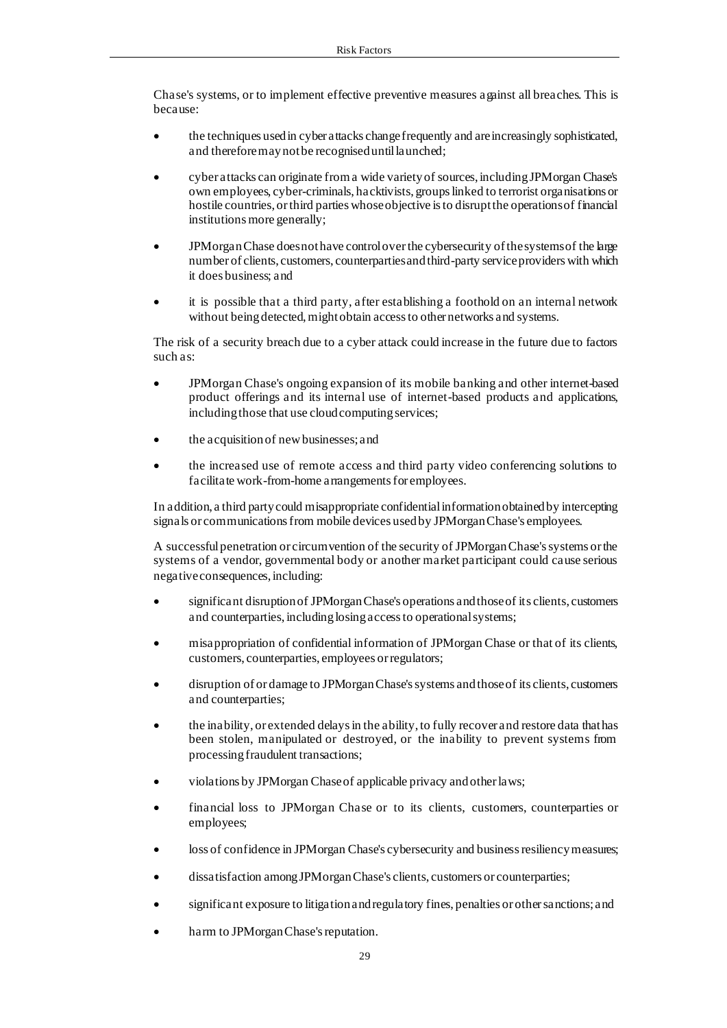Chase's systems, or to implement effective preventive measures against all breaches. This is because:

- the techniques used in cyber attacks change frequently and are increasingly sophisticated, and therefore may not be recognised until launched;
- cyber attacks can originate from a wide variety of sources, including JPMorgan Chase's own employees, cyber-criminals, hacktivists, groups linked to terrorist organisations or hostile countries, or third parties whose objective is to disrupt the operations of financial institutions more generally;
- JPMorgan Chase does not have control over the cybersecurity of the systems of the large number of clients, customers, counterparties and third-party service providers with which it does business; and
- it is possible that a third party, after establishing a foothold on an internal network without being detected, might obtain access to other networks and systems.

The risk of a security breach due to a cyber attack could increase in the future due to factors such as:

- JPMorgan Chase's ongoing expansion of its mobile banking and other internet-based product offerings and its internal use of internet-based products and applications, including those that use cloud computing services;
- the acquisition of new businesses; and
- the increased use of remote access and third party video conferencing solutions to facilitate work-from-home arrangements for employees.

In addition, a third party could misappropriate confidential information obtained by intercepting signals or communications from mobile devices used by JPMorgan Chase's employees.

A successful penetration or circumvention of the security of JPMorgan Chase's systems or the systems of a vendor, governmental body or another market participant could cause serious negative consequences, including:

- significant disruption of JPMorgan Chase's operations and those of its clients, customers and counterparties, including losing access to operational systems;
- misappropriation of confidential information of JPMorgan Chase or that of its clients, customers, counterparties, employees or regulators;
- disruption of or damage to JPMorgan Chase's systems and those of its clients, customers and counterparties;
- the inability, or extended delays in the ability, to fully recover and restore data that has been stolen, manipulated or destroyed, or the inability to prevent systems from processing fraudulent transactions;
- violations by JPMorgan Chase of applicable privacy and other laws;
- financial loss to JPMorgan Chase or to its clients, customers, counterparties or employees;
- loss of confidence in JPMorgan Chase's cybersecurity and business resiliency measures;
- dissatisfaction among JPMorgan Chase's clients, customers or counterparties;
- significant exposure to litigation and regulatory fines, penalties or other sanctions; and
- harm to JPMorgan Chase's reputation.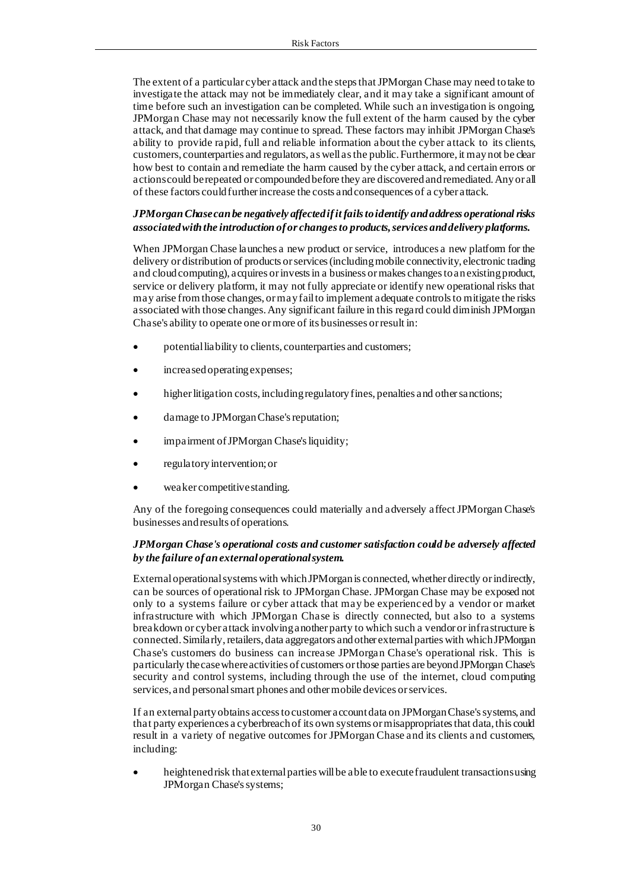The extent of a particular cyber attack and the steps that JPMorgan Chase may need to take to investigate the attack may not be immediately clear, and it may take a significant amount of time before such an investigation can be completed. While such an investigation is ongoing, JPMorgan Chase may not necessarily know the full extent of the harm caused by the cyber attack, and that damage may continue to spread. These factors may inhibit JPMorgan Chase's ability to provide rapid, full and reliable information about the cyber attack to its clients, customers, counterparties and regulators, as well as the public. Furthermore, it may not be clear how best to contain and remediate the harm caused by the cyber attack, and certain errors or actions could be repeated or compounded before they are discovered and remediated. Any or all of these factors could further increase the costs and consequences of a cyber attack.

***JPMorgan Chase can be negatively affected if it fails to identify and address operational risks associated with the introduction of or changes to products, services and delivery platforms.***

When JPMorgan Chase launches a new product or service, introduces a new platform for the delivery or distribution of products or services (including mobile connectivity, electronic trading and cloud computing), acquires or invests in a business or makes changes to an existing product, service or delivery platform, it may not fully appreciate or identify new operational risks that may arise from those changes, or may fail to implement adequate controls to mitigate the risks associated with those changes. Any significant failure in this regard could diminish JPMorgan Chase's ability to operate one or more of its businesses or result in:

- potential liability to clients, counterparties and customers;
- increased operating expenses;
- higher litigation costs, including regulatory fines, penalties and other sanctions;
- damage to JPMorgan Chase's reputation;
- impairment of JPMorgan Chase's liquidity;
- regulatory intervention; or
- weaker competitive standing.

Any of the foregoing consequences could materially and adversely affect JPMorgan Chase's businesses and results of operations.

***JPMorgan Chase's operational costs and customer satisfaction could be adversely affected by the failure of an external operational system.***

External operational systems with which JPMorgan is connected, whether directly or indirectly, can be sources of operational risk to JPMorgan Chase. JPMorgan Chase may be exposed not only to a systems failure or cyber attack that may be experienced by a vendor or market infrastructure with which JPMorgan Chase is directly connected, but also to a systems breakdown or cyber attack involving another party to which such a vendor or infrastructure is connected. Similarly, retailers, data aggregators and other external parties with which JPMorgan Chase's customers do business can increase JPMorgan Chase's operational risk. This is particularly the case where activities of customers or those parties are beyond JPMorgan Chase's security and control systems, including through the use of the internet, cloud computing services, and personal smart phones and other mobile devices or services.

If an external party obtains access to customer account data on JPMorgan Chase's systems, and that party experiences a cyberbreach of its own systems or misappropriates that data, this could result in a variety of negative outcomes for JPMorgan Chase and its clients and customers, including:

- heightened risk that external parties will be able to execute fraudulent transactions using JPMorgan Chase's systems;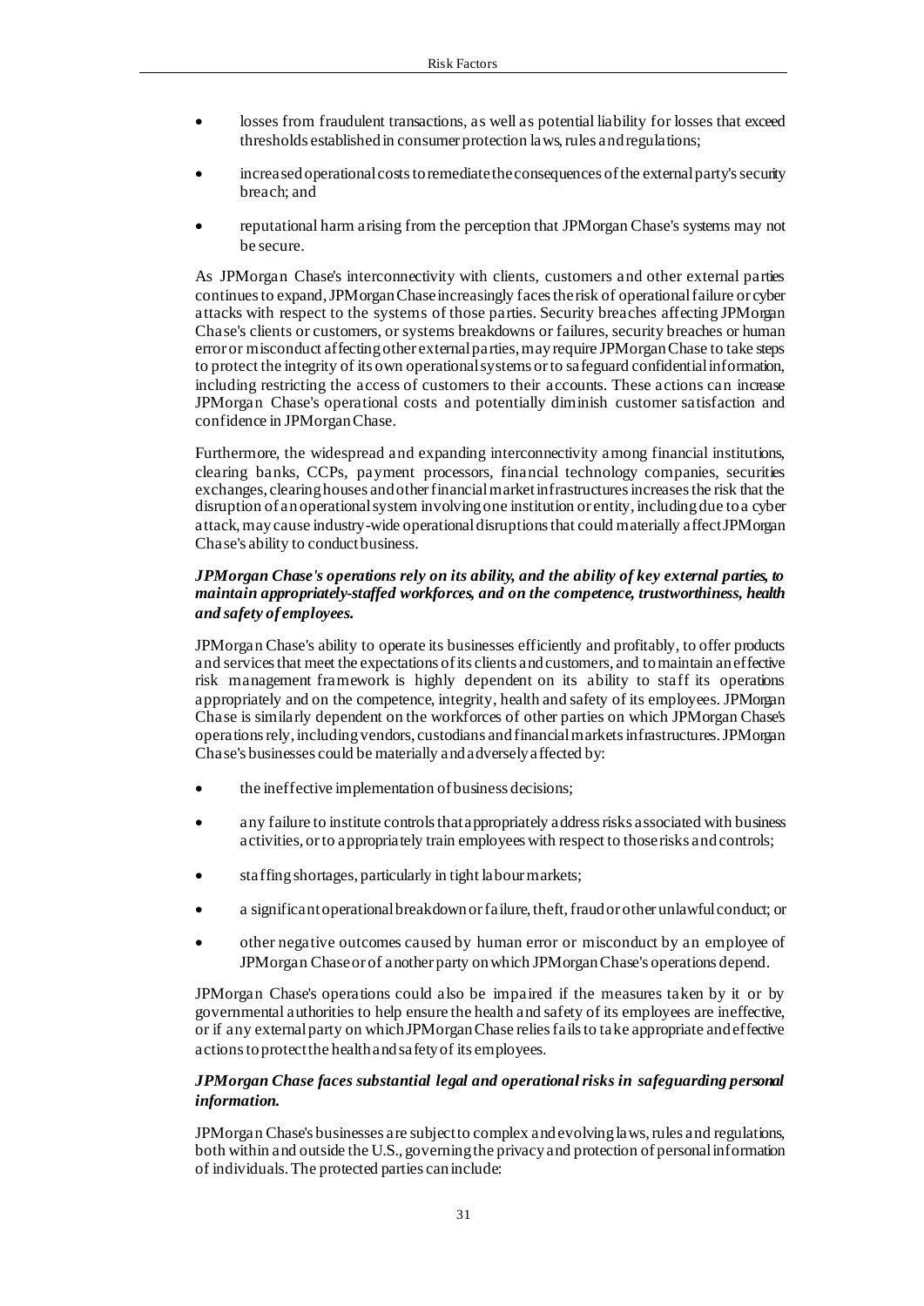- losses from fraudulent transactions, as well as potential liability for losses that exceed thresholds established in consumer protection laws, rules and regulations;
- increased operational costs to remediate the consequences of the external party's security breach; and
- reputational harm arising from the perception that JPMorgan Chase's systems may not be secure.

As JPMorgan Chase's interconnectivity with clients, customers and other external parties continues to expand, JPMorgan Chase increasingly faces the risk of operational failure or cyber attacks with respect to the systems of those parties. Security breaches affecting JPMorgan Chase's clients or customers, or systems breakdowns or failures, security breaches or human error or misconduct affecting other external parties, may require JPMorgan Chase to take steps to protect the integrity of its own operational systems or to safeguard confidential information, including restricting the access of customers to their accounts. These actions can increase JPMorgan Chase's operational costs and potentially diminish customer satisfaction and confidence in JPMorgan Chase.

Furthermore, the widespread and expanding interconnectivity among financial institutions, clearing banks, CCPs, payment processors, financial technology companies, securities exchanges, clearing houses and other financial market infrastructures increases the risk that the disruption of an operational system involving one institution or entity, including due to a cyber attack, may cause industry-wide operational disruptions that could materially affect JPMorgan Chase's ability to conduct business.

***JPMorgan Chase's operations rely on its ability, and the ability of key external parties, to maintain appropriately-staffed workforces, and on the competence, trustworthiness, health and safety of employees.***

JPMorgan Chase's ability to operate its businesses efficiently and profitably, to offer products and services that meet the expectations of its clients and customers, and to maintain an effective risk management framework is highly dependent on its ability to staff its operations appropriately and on the competence, integrity, health and safety of its employees. JPMorgan Chase is similarly dependent on the workforces of other parties on which JPMorgan Chase's operations rely, including vendors, custodians and financial markets infrastructures. JPMorgan Chase's businesses could be materially and adversely affected by:

- the ineffective implementation of business decisions;
- any failure to institute controls that appropriately address risks associated with business activities, or to appropriately train employees with respect to those risks and controls;
- staffing shortages, particularly in tight labour markets;
- a significant operational breakdown or failure, theft, fraud or other unlawful conduct; or
- other negative outcomes caused by human error or misconduct by an employee of JPMorgan Chase or of another party on which JPMorgan Chase's operations depend.

JPMorgan Chase's operations could also be impaired if the measures taken by it or by governmental authorities to help ensure the health and safety of its employees are ineffective, or if any external party on which JPMorgan Chase relies fails to take appropriate and effective actions to protect the health and safety of its employees.

***JPMorgan Chase faces substantial legal and operational risks in safeguarding personal information.***

JPMorgan Chase's businesses are subject to complex and evolving laws, rules and regulations, both within and outside the U.S., governing the privacy and protection of personal information of individuals. The protected parties can include: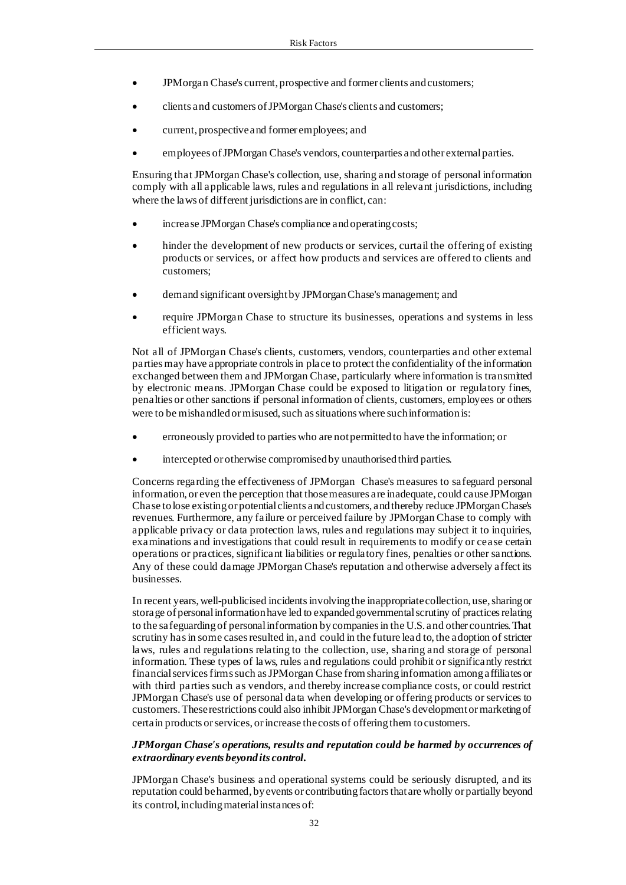- JPMorgan Chase's current, prospective and former clients and customers;
- clients and customers of JPMorgan Chase's clients and customers;
- current, prospective and former employees; and
- employees of JPMorgan Chase's vendors, counterparties and other external parties.

Ensuring that JPMorgan Chase's collection, use, sharing and storage of personal information comply with all applicable laws, rules and regulations in all relevant jurisdictions, including where the laws of different jurisdictions are in conflict, can:

- increase JPMorgan Chase's compliance and operating costs;
- hinder the development of new products or services, curtail the offering of existing products or services, or affect how products and services are offered to clients and customers;
- demand significant oversight by JPMorgan Chase's management; and
- require JPMorgan Chase to structure its businesses, operations and systems in less efficient ways.

Not all of JPMorgan Chase's clients, customers, vendors, counterparties and other external parties may have appropriate controls in place to protect the confidentiality of the information exchanged between them and JPMorgan Chase, particularly where information is transmitted by electronic means. JPMorgan Chase could be exposed to litigation or regulatory fines, penalties or other sanctions if personal information of clients, customers, employees or others were to be mishandled or misused, such as situations where such information is:

- erroneously provided to parties who are not permitted to have the information; or
- intercepted or otherwise compromised by unauthorised third parties.

Concerns regarding the effectiveness of JPMorgan Chase's measures to safeguard personal information, or even the perception that those measures are inadequate, could cause JPMorgan Chase to lose existing or potential clients and customers, and thereby reduce JPMorgan Chase's revenues. Furthermore, any failure or perceived failure by JPMorgan Chase to comply with applicable privacy or data protection laws, rules and regulations may subject it to inquiries, examinations and investigations that could result in requirements to modify or cease certain operations or practices, significant liabilities or regulatory fines, penalties or other sanctions. Any of these could damage JPMorgan Chase's reputation and otherwise adversely affect its businesses.

In recent years, well-publicised incidents involving the inappropriate collection, use, sharing or storage of personal information have led to expanded governmental scrutiny of practices relating to the safeguarding of personal information by companies in the U.S. and other countries. That scrutiny has in some cases resulted in, and could in the future lead to, the adoption of stricter laws, rules and regulations relating to the collection, use, sharing and storage of personal information. These types of laws, rules and regulations could prohibit or significantly restrict financial services firms such as JPMorgan Chase from sharing information among affiliates or with third parties such as vendors, and thereby increase compliance costs, or could restrict JPMorgan Chase's use of personal data when developing or offering products or services to customers. These restrictions could also inhibit JPMorgan Chase's development or marketing of certain products or services, or increase the costs of offering them to customers.

***JPMorgan Chase's operations, results and reputation could be harmed by occurrences of extraordinary events beyond its control.***

JPMorgan Chase's business and operational systems could be seriously disrupted, and its reputation could be harmed, by events or contributing factors that are wholly or partially beyond its control, including material instances of: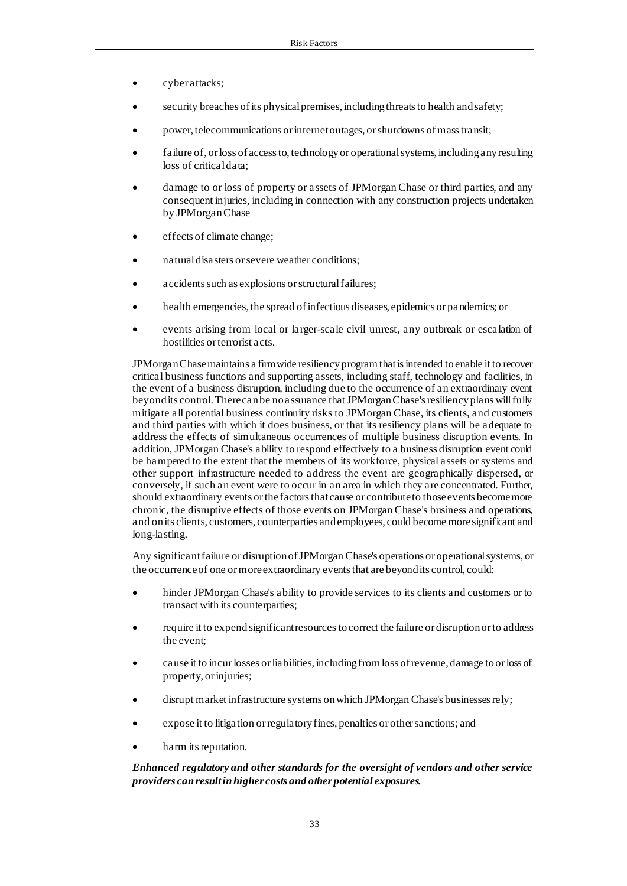- cyber attacks;
- security breaches of its physical premises, including threats to health and safety;
- power, telecommunications or internet outages, or shutdowns of mass transit;
- failure of, or loss of access to, technology or operational systems, including any resulting loss of critical data;
- damage to or loss of property or assets of JPMorgan Chase or third parties, and any consequent injuries, including in connection with any construction projects undertaken by JPMorgan Chase
- effects of climate change;
- natural disasters or severe weather conditions;
- accidents such as explosions or structural failures;
- health emergencies, the spread of infectious diseases, epidemics or pandemics; or
- events arising from local or larger-scale civil unrest, any outbreak or escalation of hostilities or terrorist acts.

JPMorgan Chase maintains a firmwide resiliency program that is intended to enable it to recover critical business functions and supporting assets, including staff, technology and facilities, in the event of a business disruption, including due to the occurrence of an extraordinary event beyond its control. There can be no assurance that JPMorgan Chase's resiliency plans will fully mitigate all potential business continuity risks to JPMorgan Chase, its clients, and customers and third parties with which it does business, or that its resiliency plans will be adequate to address the effects of simultaneous occurrences of multiple business disruption events. In addition, JPMorgan Chase's ability to respond effectively to a business disruption event could be hampered to the extent that the members of its workforce, physical assets or systems and other support infrastructure needed to address the event are geographically dispersed, or conversely, if such an event were to occur in an area in which they are concentrated. Further, should extraordinary events or the factors that cause or contribute to those events become more chronic, the disruptive effects of those events on JPMorgan Chase's business and operations, and on its clients, customers, counterparties and employees, could become more significant and long-lasting.

Any significant failure or disruption of JPMorgan Chase's operations or operational systems, or the occurrence of one or more extraordinary events that are beyond its control, could:

- hinder JPMorgan Chase's ability to provide services to its clients and customers or to transact with its counterparties;
- require it to expend significant resources to correct the failure or disruption or to address the event;
- cause it to incur losses or liabilities, including from loss of revenue, damage to or loss of property, or injuries;
- disrupt market infrastructure systems on which JPMorgan Chase's businesses rely;
- expose it to litigation or regulatory fines, penalties or other sanctions; and
- harm its reputation.

***Enhanced regulatory and other standards for the oversight of vendors and other service providers can result in higher costs and other potential exposures.***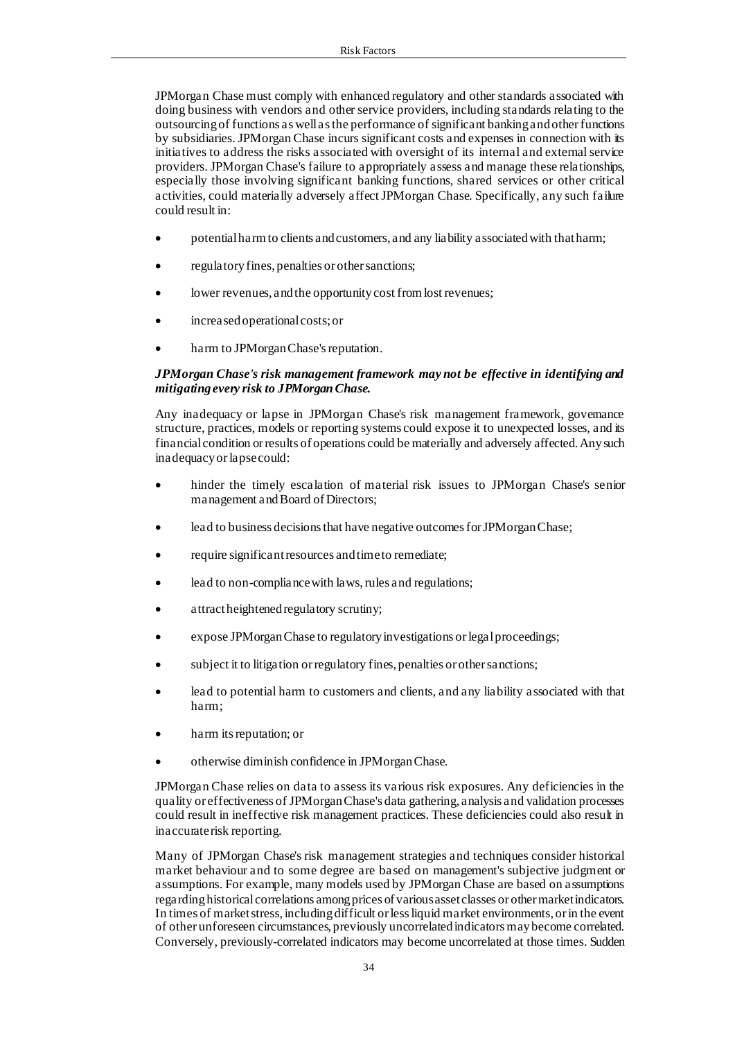JPMorgan Chase must comply with enhanced regulatory and other standards associated with doing business with vendors and other service providers, including standards relating to the outsourcing of functions as well as the performance of significant banking and other functions by subsidiaries. JPMorgan Chase incurs significant costs and expenses in connection with its initiatives to address the risks associated with oversight of its internal and external service providers. JPMorgan Chase's failure to appropriately assess and manage these relationships, especially those involving significant banking functions, shared services or other critical activities, could materially adversely affect JPMorgan Chase. Specifically, any such failure could result in:

- potential harm to clients and customers, and any liability associated with that harm;
- regulatory fines, penalties or other sanctions;
- lower revenues, and the opportunity cost from lost revenues;
- increased operational costs; or
- harm to JPMorgan Chase's reputation.

***JPMorgan Chase's risk management framework may not be effective in identifying and mitigating every risk to JPMorgan Chase.***

Any inadequacy or lapse in JPMorgan Chase's risk management framework, governance structure, practices, models or reporting systems could expose it to unexpected losses, and its financial condition or results of operations could be materially and adversely affected. Any such inadequacy or lapse could:

- hinder the timely escalation of material risk issues to JPMorgan Chase's senior management and Board of Directors;
- lead to business decisions that have negative outcomes for JPMorgan Chase;
- require significant resources and time to remediate;
- lead to non-compliance with laws, rules and regulations;
- attract heightened regulatory scrutiny;
- expose JPMorgan Chase to regulatory investigations or legal proceedings;
- subject it to litigation or regulatory fines, penalties or other sanctions;
- lead to potential harm to customers and clients, and any liability associated with that harm;
- harm its reputation; or
- otherwise diminish confidence in JPMorgan Chase.

JPMorgan Chase relies on data to assess its various risk exposures. Any deficiencies in the quality or effectiveness of JPMorgan Chase's data gathering, analysis and validation processes could result in ineffective risk management practices. These deficiencies could also result in inaccurate risk reporting.

Many of JPMorgan Chase's risk management strategies and techniques consider historical market behaviour and to some degree are based on management's subjective judgment or assumptions. For example, many models used by JPMorgan Chase are based on assumptions regarding historical correlations among prices of various asset classes or other market indicators. In times of market stress, including difficult or less liquid market environments, or in the event of other unforeseen circumstances, previously uncorrelated indicators may become correlated. Conversely, previously-correlated indicators may become uncorrelated at those times. Sudden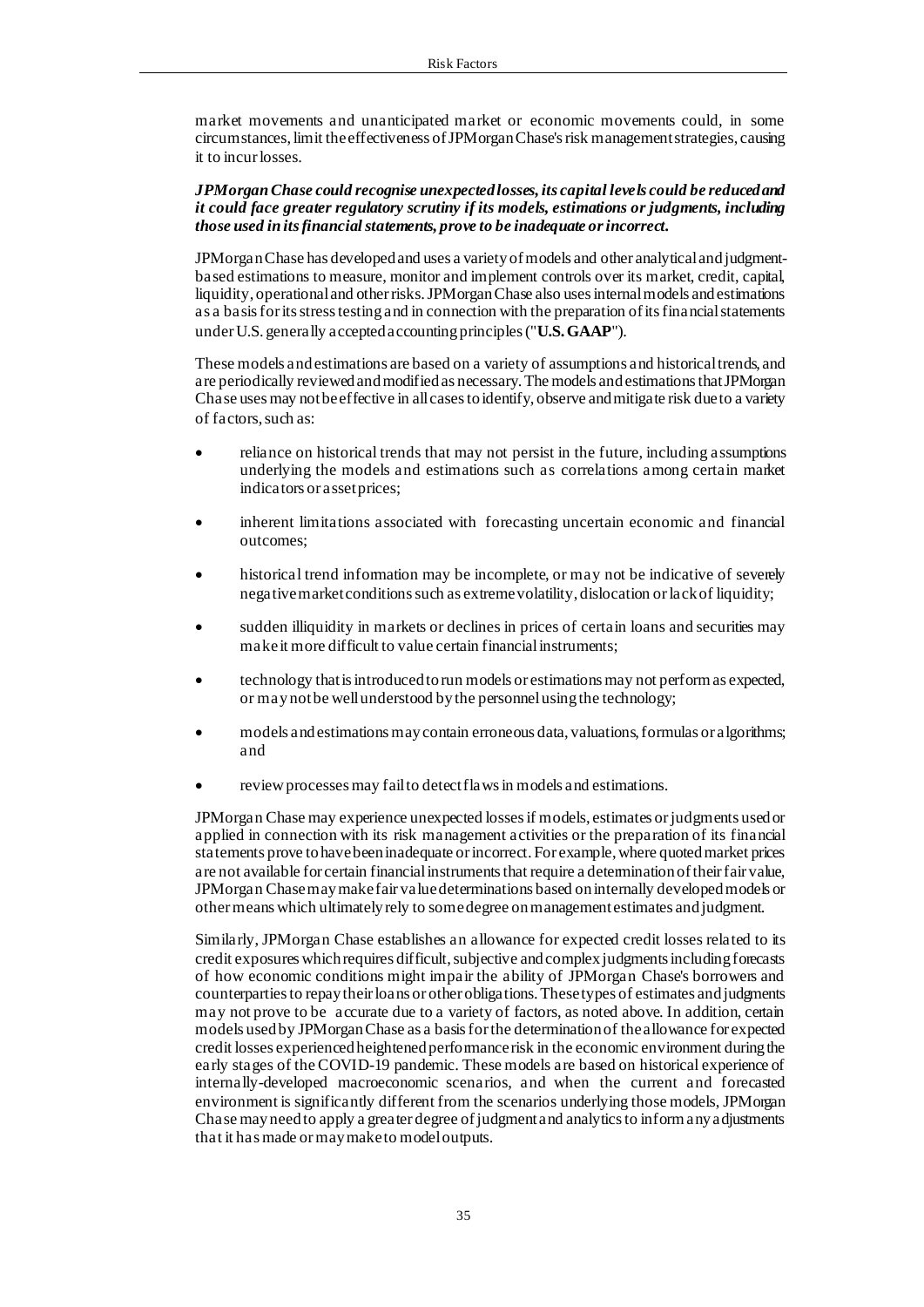market movements and unanticipated market or economic movements could, in some circumstances, limit the effectiveness of JPMorgan Chase's risk management strategies, causing it to incur losses.

***JPMorgan Chase could recognise unexpected losses, its capital levels could be reduced and it could face greater regulatory scrutiny if its models, estimations or judgments, including those used in its financial statements, prove to be inadequate or incorrect.***

JPMorgan Chase has developed and uses a variety of models and other analytical and judgment-based estimations to measure, monitor and implement controls over its market, credit, capital, liquidity, operational and other risks. JPMorgan Chase also uses internal models and estimations as a basis for its stress testing and in connection with the preparation of its financial statements under U.S. generally accepted accounting principles ("**U.S. GAAP**").

These models and estimations are based on a variety of assumptions and historical trends, and are periodically reviewed and modified as necessary. The models and estimations that JPMorgan Chase uses may not be effective in all cases to identify, observe and mitigate risk due to a variety of factors, such as:

- reliance on historical trends that may not persist in the future, including assumptions underlying the models and estimations such as correlations among certain market indicators or asset prices;
- inherent limitations associated with forecasting uncertain economic and financial outcomes;
- historical trend information may be incomplete, or may not be indicative of severely negative market conditions such as extreme volatility, dislocation or lack of liquidity;
- sudden illiquidity in markets or declines in prices of certain loans and securities may make it more difficult to value certain financial instruments;
- technology that is introduced to run models or estimations may not perform as expected, or may not be well understood by the personnel using the technology;
- models and estimations may contain erroneous data, valuations, formulas or algorithms; and
- review processes may fail to detect flaws in models and estimations.

JPMorgan Chase may experience unexpected losses if models, estimates or judgments used or applied in connection with its risk management activities or the preparation of its financial statements prove to have been inadequate or incorrect. For example, where quoted market prices are not available for certain financial instruments that require a determination of their fair value, JPMorgan Chase may make fair value determinations based on internally developed models or other means which ultimately rely to some degree on management estimates and judgment.

Similarly, JPMorgan Chase establishes an allowance for expected credit losses related to its credit exposures which requires difficult, subjective and complex judgments including forecasts of how economic conditions might impair the ability of JPMorgan Chase's borrowers and counterparties to repay their loans or other obligations. These types of estimates and judgments may not prove to be accurate due to a variety of factors, as noted above. In addition, certain models used by JPMorgan Chase as a basis for the determination of the allowance for expected credit losses experienced heightened performance risk in the economic environment during the early stages of the COVID-19 pandemic. These models are based on historical experience of internally-developed macroeconomic scenarios, and when the current and forecasted environment is significantly different from the scenarios underlying those models, JPMorgan Chase may need to apply a greater degree of judgment and analytics to inform any adjustments that it has made or may make to model outputs.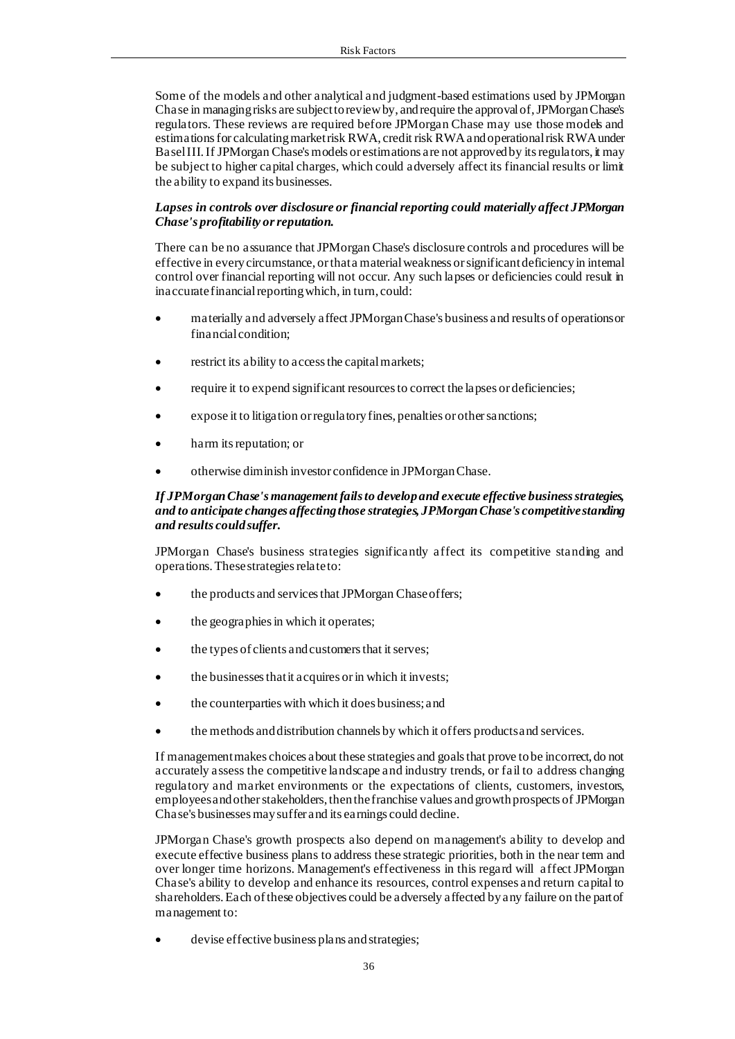Some of the models and other analytical and judgment-based estimations used by JPMorgan Chase in managing risks are subject to review by, and require the approval of, JPMorgan Chase's regulators. These reviews are required before JPMorgan Chase may use those models and estimations for calculating market risk RWA, credit risk RWA and operational risk RWA under Basel III. If JPMorgan Chase's models or estimations are not approved by its regulators, it may be subject to higher capital charges, which could adversely affect its financial results or limit the ability to expand its businesses.

***Lapses in controls over disclosure or financial reporting could materially affect JPMorgan Chase's profitability or reputation.***

There can be no assurance that JPMorgan Chase's disclosure controls and procedures will be effective in every circumstance, or that a material weakness or significant deficiency in internal control over financial reporting will not occur. Any such lapses or deficiencies could result in inaccurate financial reporting which, in turn, could:

- materially and adversely affect JPMorgan Chase's business and results of operations or financial condition;
- restrict its ability to access the capital markets;
- require it to expend significant resources to correct the lapses or deficiencies;
- expose it to litigation or regulatory fines, penalties or other sanctions;
- harm its reputation; or
- otherwise diminish investor confidence in JPMorgan Chase.

***If JPMorgan Chase's management fails to develop and execute effective business strategies, and to anticipate changes affecting those strategies, JPMorgan Chase's competitive standing and results could suffer.***

JPMorgan Chase's business strategies significantly affect its competitive standing and operations. These strategies relate to:

- the products and services that JPMorgan Chase offers;
- the geographies in which it operates;
- the types of clients and customers that it serves;
- the businesses that it acquires or in which it invests;
- the counterparties with which it does business; and
- the methods and distribution channels by which it offers products and services.

If management makes choices about these strategies and goals that prove to be incorrect, do not accurately assess the competitive landscape and industry trends, or fail to address changing regulatory and market environments or the expectations of clients, customers, investors, employees and other stakeholders, then the franchise values and growth prospects of JPMorgan Chase's businesses may suffer and its earnings could decline.

JPMorgan Chase's growth prospects also depend on management's ability to develop and execute effective business plans to address these strategic priorities, both in the near term and over longer time horizons. Management's effectiveness in this regard will affect JPMorgan Chase's ability to develop and enhance its resources, control expenses and return capital to shareholders. Each of these objectives could be adversely affected by any failure on the part of management to:

- devise effective business plans and strategies;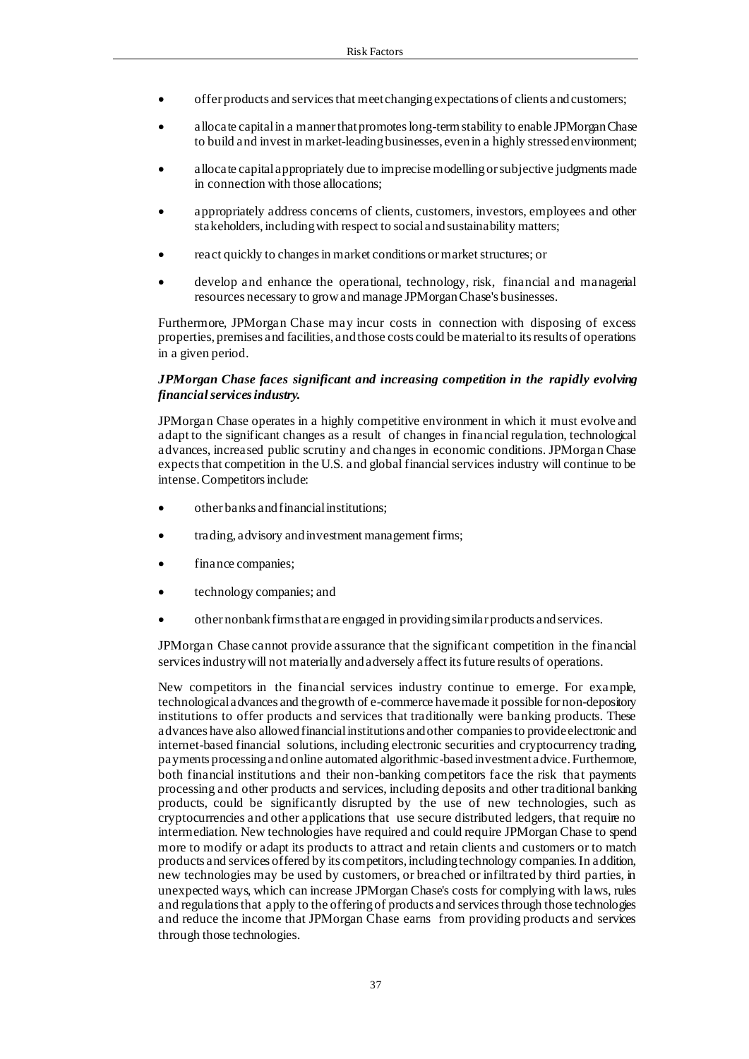- offer products and services that meet changing expectations of clients and customers;
- allocate capital in a manner that promotes long-term stability to enable JPMorgan Chase to build and invest in market-leading businesses, even in a highly stressed environment;
- allocate capital appropriately due to imprecise modelling or subjective judgments made in connection with those allocations;
- appropriately address concerns of clients, customers, investors, employees and other stakeholders, including with respect to social and sustainability matters;
- react quickly to changes in market conditions or market structures; or
- develop and enhance the operational, technology, risk, financial and managerial resources necessary to grow and manage JPMorgan Chase's businesses.

Furthermore, JPMorgan Chase may incur costs in connection with disposing of excess properties, premises and facilities, and those costs could be material to its results of operations in a given period.

***JPMorgan Chase faces significant and increasing competition in the rapidly evolving financial services industry.***

JPMorgan Chase operates in a highly competitive environment in which it must evolve and adapt to the significant changes as a result of changes in financial regulation, technological advances, increased public scrutiny and changes in economic conditions. JPMorgan Chase expects that competition in the U.S. and global financial services industry will continue to be intense. Competitors include:

- other banks and financial institutions;
- trading, advisory and investment management firms;
- finance companies;
- technology companies; and
- other nonbank firms that are engaged in providing similar products and services.

JPMorgan Chase cannot provide assurance that the significant competition in the financial services industry will not materially and adversely affect its future results of operations.

New competitors in the financial services industry continue to emerge. For example, technological advances and the growth of e-commerce have made it possible for non-depository institutions to offer products and services that traditionally were banking products. These advances have also allowed financial institutions and other companies to provide electronic and internet-based financial solutions, including electronic securities and cryptocurrency trading, payments processing and online automated algorithmic-based investment advice. Furthermore, both financial institutions and their non-banking competitors face the risk that payments processing and other products and services, including deposits and other traditional banking products, could be significantly disrupted by the use of new technologies, such as cryptocurrencies and other applications that use secure distributed ledgers, that require no intermediation. New technologies have required and could require JPMorgan Chase to spend more to modify or adapt its products to attract and retain clients and customers or to match products and services offered by its competitors, including technology companies. In addition, new technologies may be used by customers, or breached or infiltrated by third parties, in unexpected ways, which can increase JPMorgan Chase's costs for complying with laws, rules and regulations that apply to the offering of products and services through those technologies and reduce the income that JPMorgan Chase earns from providing products and services through those technologies.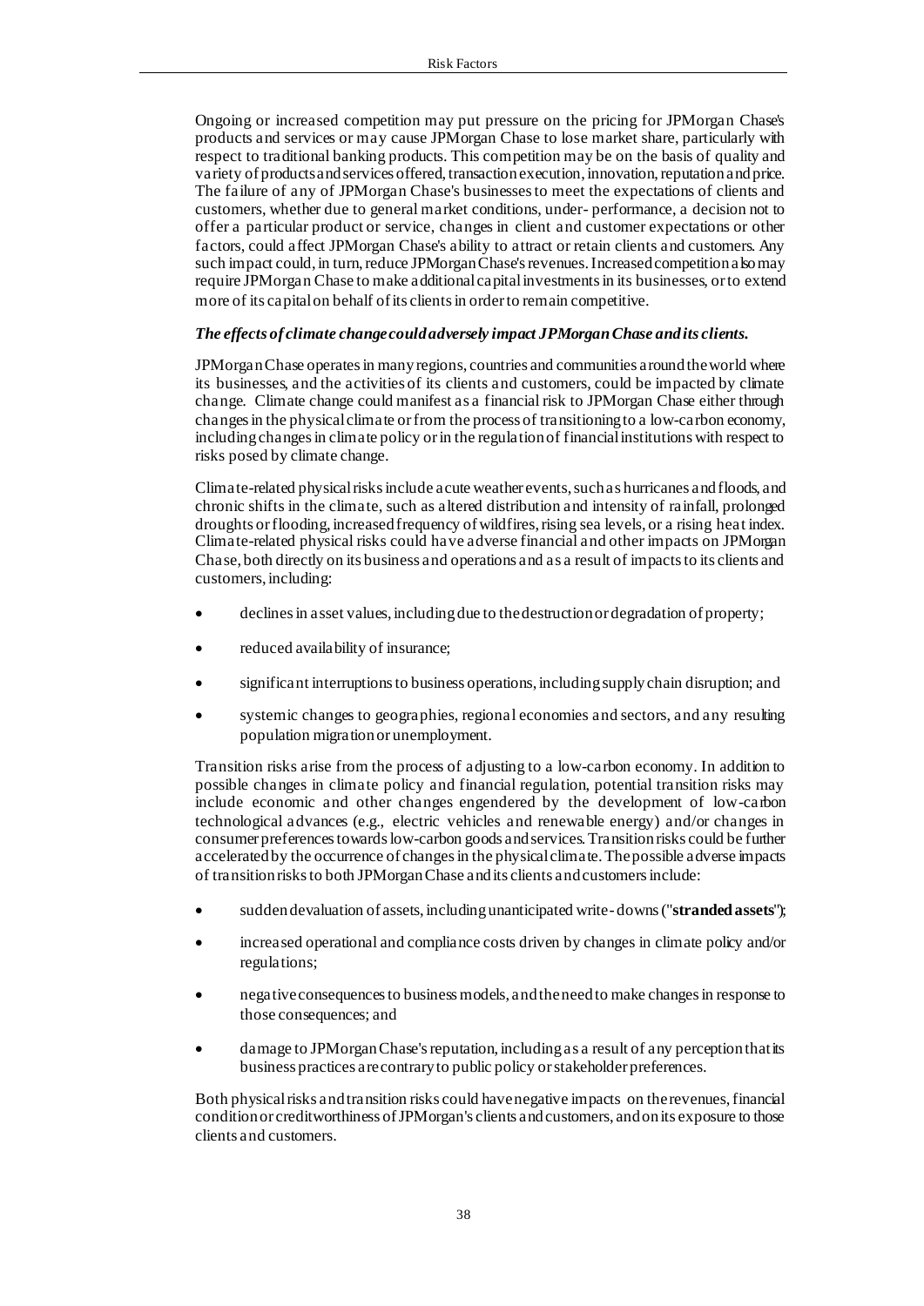Ongoing or increased competition may put pressure on the pricing for JPMorgan Chase's products and services or may cause JPMorgan Chase to lose market share, particularly with respect to traditional banking products. This competition may be on the basis of quality and variety of products and services offered, transaction execution, innovation, reputation and price. The failure of any of JPMorgan Chase's businesses to meet the expectations of clients and customers, whether due to general market conditions, under- performance, a decision not to offer a particular product or service, changes in client and customer expectations or other factors, could affect JPMorgan Chase's ability to attract or retain clients and customers. Any such impact could, in turn, reduce JPMorgan Chase's revenues. Increased competition also may require JPMorgan Chase to make additional capital investments in its businesses, or to extend more of its capital on behalf of its clients in order to remain competitive.

***The effects of climate change could adversely impact JPMorgan Chase and its clients.***

JPMorgan Chase operates in many regions, countries and communities around the world where its businesses, and the activities of its clients and customers, could be impacted by climate change. Climate change could manifest as a financial risk to JPMorgan Chase either through changes in the physical climate or from the process of transitioning to a low-carbon economy, including changes in climate policy or in the regulation of financial institutions with respect to risks posed by climate change.

Climate-related physical risks include acute weather events, such as hurricanes and floods, and chronic shifts in the climate, such as altered distribution and intensity of rainfall, prolonged droughts or flooding, increased frequency of wildfires, rising sea levels, or a rising heat index. Climate-related physical risks could have adverse financial and other impacts on JPMorgan Chase, both directly on its business and operations and as a result of impacts to its clients and customers, including:

- declines in asset values, including due to the destruction or degradation of property;
- reduced availability of insurance;
- significant interruptions to business operations, including supply chain disruption; and
- systemic changes to geographies, regional economies and sectors, and any resulting population migration or unemployment.

Transition risks arise from the process of adjusting to a low-carbon economy. In addition to possible changes in climate policy and financial regulation, potential transition risks may include economic and other changes engendered by the development of low-carbon technological advances (e.g., electric vehicles and renewable energy) and/or changes in consumer preferences towards low-carbon goods and services. Transition risks could be further accelerated by the occurrence of changes in the physical climate. The possible adverse impacts of transition risks to both JPMorgan Chase and its clients and customers include:

- sudden devaluation of assets, including unanticipated write-downs ("**stranded assets**");
- increased operational and compliance costs driven by changes in climate policy and/or regulations;
- negative consequences to business models, and the need to make changes in response to those consequences; and
- damage to JPMorgan Chase's reputation, including as a result of any perception that its business practices are contrary to public policy or stakeholder preferences.

Both physical risks and transition risks could have negative impacts on the revenues, financial condition or creditworthiness of JPMorgan's clients and customers, and on its exposure to those clients and customers.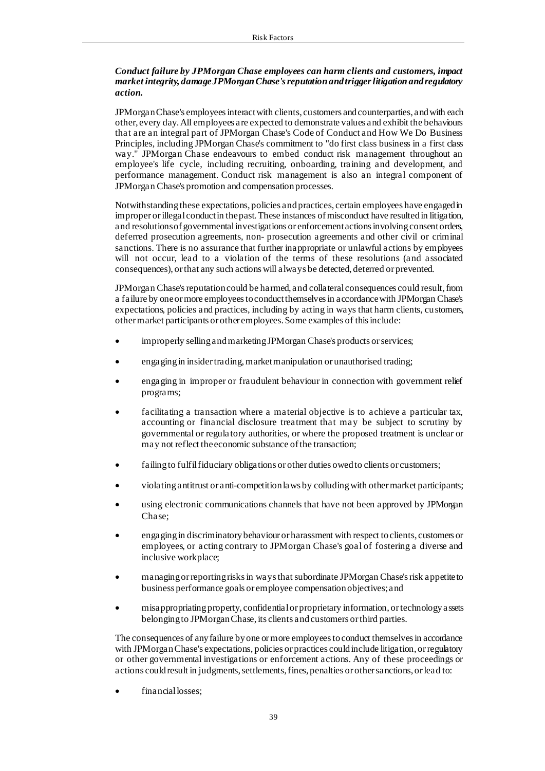***Conduct failure by JPMorgan Chase employees can harm clients and customers, impact market integrity, damage JPMorgan Chase's reputation and trigger litigation and regulatory action.***

JPMorgan Chase's employees interact with clients, customers and counterparties, and with each other, every day. All employees are expected to demonstrate values and exhibit the behaviours that are an integral part of JPMorgan Chase's Code of Conduct and How We Do Business Principles, including JPMorgan Chase's commitment to "do first class business in a first class way." JPMorgan Chase endeavours to embed conduct risk management throughout an employee's life cycle, including recruiting, onboarding, training and development, and performance management. Conduct risk management is also an integral component of JPMorgan Chase's promotion and compensation processes.

Notwithstanding these expectations, policies and practices, certain employees have engaged in improper or illegal conduct in the past. These instances of misconduct have resulted in litigation, and resolutions of governmental investigations or enforcement actions involving consent orders, deferred prosecution agreements, non- prosecution agreements and other civil or criminal sanctions. There is no assurance that further inappropriate or unlawful actions by employees will not occur, lead to a violation of the terms of these resolutions (and associated consequences), or that any such actions will always be detected, deterred or prevented.

JPMorgan Chase's reputation could be harmed, and collateral consequences could result, from a failure by one or more employees to conduct themselves in accordance with JPMorgan Chase's expectations, policies and practices, including by acting in ways that harm clients, customers, other market participants or other employees. Some examples of this include:

- improperly selling and marketing JPMorgan Chase's products or services;
- engaging in insider trading, market manipulation or unauthorised trading;
- engaging in improper or fraudulent behaviour in connection with government relief programs;
- facilitating a transaction where a material objective is to achieve a particular tax, accounting or financial disclosure treatment that may be subject to scrutiny by governmental or regulatory authorities, or where the proposed treatment is unclear or may not reflect the economic substance of the transaction;
- failing to fulfil fiduciary obligations or other duties owed to clients or customers;
- violating antitrust or anti-competition laws by colluding with other market participants;
- using electronic communications channels that have not been approved by JPMorgan Chase;
- engaging in discriminatory behaviour or harassment with respect to clients, customers or employees, or acting contrary to JPMorgan Chase's goal of fostering a diverse and inclusive workplace;
- managing or reporting risks in ways that subordinate JPMorgan Chase's risk appetite to business performance goals or employee compensation objectives; and
- misappropriating property, confidential or proprietary information, or technology assets belonging to JPMorgan Chase, its clients and customers or third parties.

The consequences of any failure by one or more employees to conduct themselves in accordance with JPMorgan Chase's expectations, policies or practices could include litigation, or regulatory or other governmental investigations or enforcement actions. Any of these proceedings or actions could result in judgments, settlements, fines, penalties or other sanctions, or lead to:

- financial losses;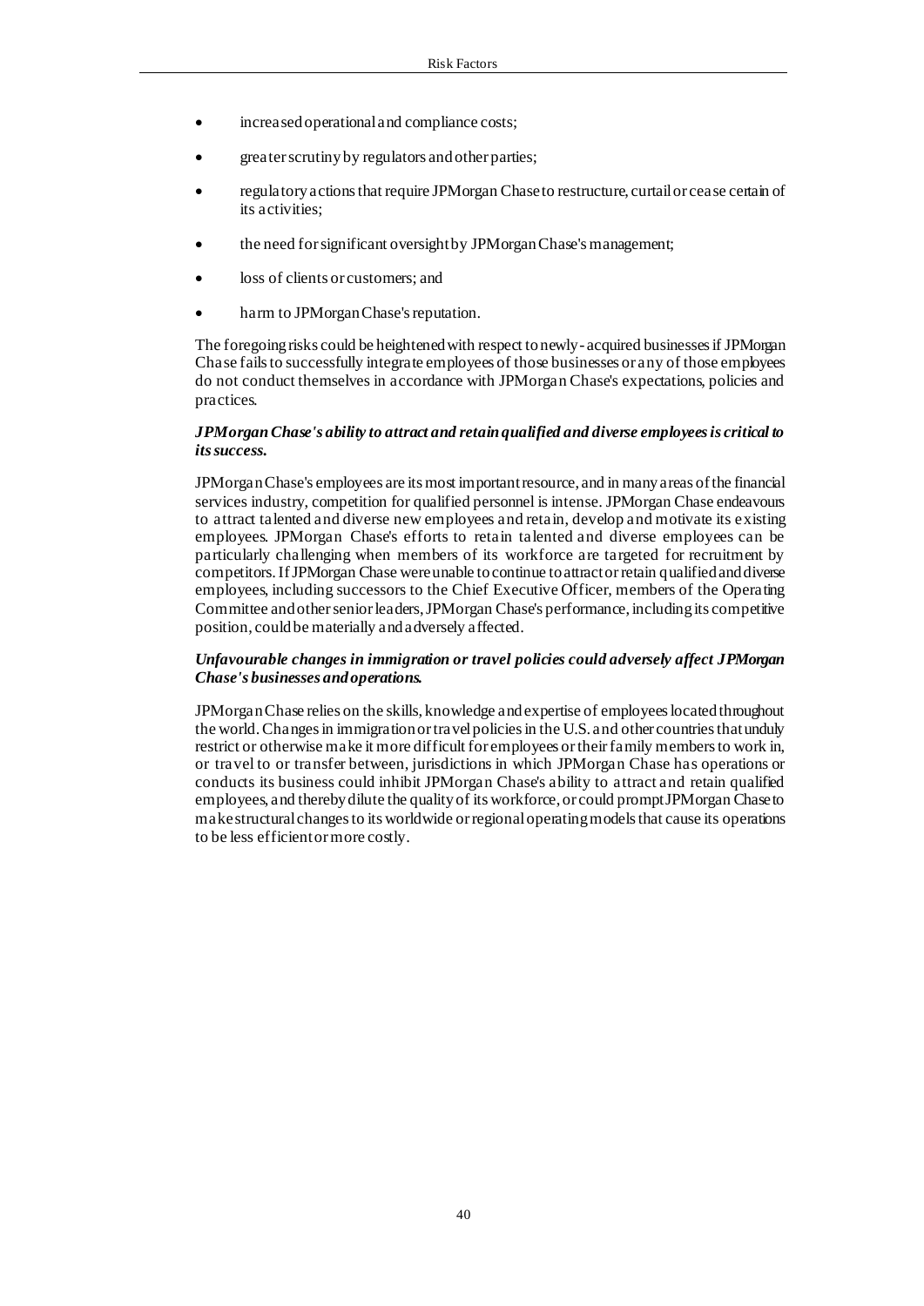- increased operational and compliance costs;
- greater scrutiny by regulators and other parties;
- regulatory actions that require JPMorgan Chase to restructure, curtail or cease certain of its activities;
- the need for significant oversight by JPMorgan Chase's management;
- loss of clients or customers; and
- harm to JPMorgan Chase's reputation.

The foregoing risks could be heightened with respect to newly-acquired businesses if JPMorgan Chase fails to successfully integrate employees of those businesses or any of those employees do not conduct themselves in accordance with JPMorgan Chase's expectations, policies and practices.

***JPMorgan Chase's ability to attract and retain qualified and diverse employees is critical to its success.***

JPMorgan Chase's employees are its most important resource, and in many areas of the financial services industry, competition for qualified personnel is intense. JPMorgan Chase endeavours to attract talented and diverse new employees and retain, develop and motivate its existing employees. JPMorgan Chase's efforts to retain talented and diverse employees can be particularly challenging when members of its workforce are targeted for recruitment by competitors. If JPMorgan Chase were unable to continue to attract or retain qualified and diverse employees, including successors to the Chief Executive Officer, members of the Operating Committee and other senior leaders, JPMorgan Chase's performance, including its competitive position, could be materially and adversely affected.

***Unfavourable changes in immigration or travel policies could adversely affect JPMorgan Chase's businesses and operations.***

JPMorgan Chase relies on the skills, knowledge and expertise of employees located throughout the world. Changes in immigration or travel policies in the U.S. and other countries that unduly restrict or otherwise make it more difficult for employees or their family members to work in, or travel to or transfer between, jurisdictions in which JPMorgan Chase has operations or conducts its business could inhibit JPMorgan Chase's ability to attract and retain qualified employees, and thereby dilute the quality of its workforce, or could prompt JPMorgan Chase to make structural changes to its worldwide or regional operating models that cause its operations to be less efficient or more costly.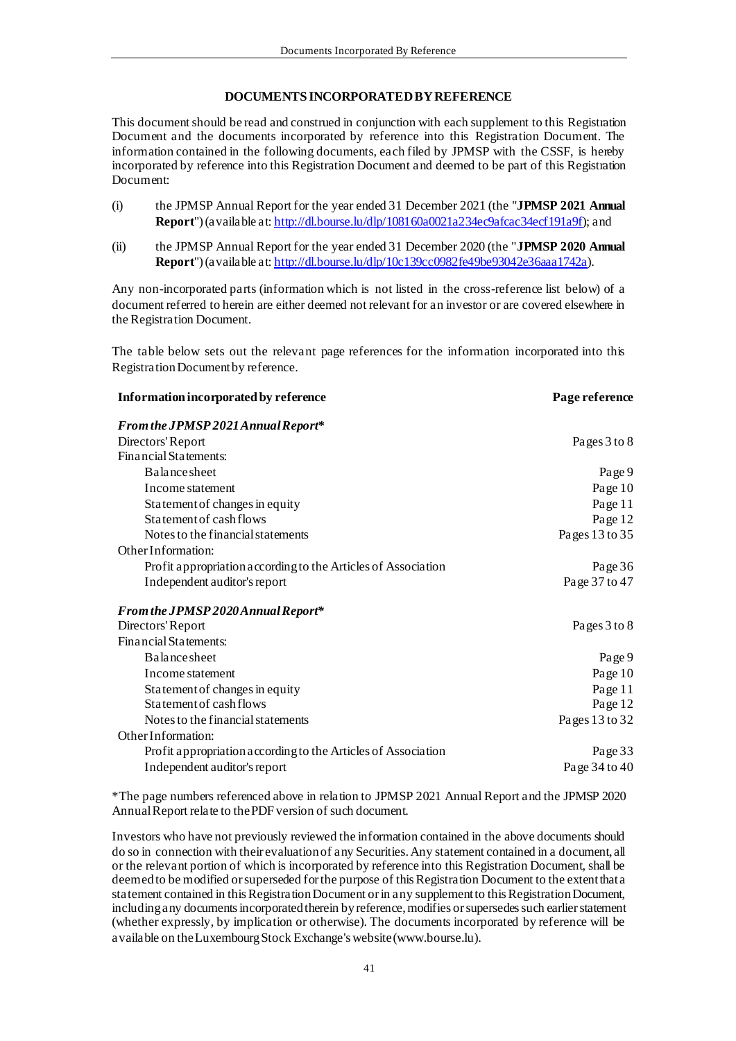## DOCUMENTS INCORPORATED BY REFERENCE

This document should be read and construed in conjunction with each supplement to this Registration Document and the documents incorporated by reference into this Registration Document. The information contained in the following documents, each filed by JPMSP with the CSSF, is hereby incorporated by reference into this Registration Document and deemed to be part of this Registration Document:

(i) the JPMSP Annual Report for the year ended 31 December 2021 (the "**JPMSP 2021 Annual Report**") (available at: http://dl.bourse.lu/dlp/108160a0021a234ec9afcac34ecf191a9f); and

(ii) the JPMSP Annual Report for the year ended 31 December 2020 (the "**JPMSP 2020 Annual Report**") (available at: http://dl.bourse.lu/dlp/10c139cc0982fe49be93042e36aaa1742a).

Any non-incorporated parts (information which is not listed in the cross-reference list below) of a document referred to herein are either deemed not relevant for an investor or are covered elsewhere in the Registration Document.

The table below sets out the relevant page references for the information incorporated into this Registration Document by reference.

| **Information incorporated by reference** | **Page reference** |
|---|---|
| ***From the JPMSP 2021 Annual Report**** | |
| Directors' Report | Pages 3 to 8 |
| Financial Statements: | |
| Balance sheet | Page 9 |
| Income statement | Page 10 |
| Statement of changes in equity | Page 11 |
| Statement of cash flows | Page 12 |
| Notes to the financial statements | Pages 13 to 35 |
| Other Information: | |
| Profit appropriation according to the Articles of Association | Page 36 |
| Independent auditor's report | Page 37 to 47 |
| ***From the JPMSP 2020 Annual Report**** | |
| Directors' Report | Pages 3 to 8 |
| Financial Statements: | |
| Balance sheet | Page 9 |
| Income statement | Page 10 |
| Statement of changes in equity | Page 11 |
| Statement of cash flows | Page 12 |
| Notes to the financial statements | Pages 13 to 32 |
| Other Information: | |
| Profit appropriation according to the Articles of Association | Page 33 |
| Independent auditor's report | Page 34 to 40 |

*The page numbers referenced above in relation to JPMSP 2021 Annual Report and the JPMSP 2020 Annual Report relate to the PDF version of such document.

Investors who have not previously reviewed the information contained in the above documents should do so in connection with their evaluation of any Securities. Any statement contained in a document, all or the relevant portion of which is incorporated by reference into this Registration Document, shall be deemed to be modified or superseded for the purpose of this Registration Document to the extent that a statement contained in this Registration Document or in any supplement to this Registration Document, including any documents incorporated therein by reference, modifies or supersedes such earlier statement (whether expressly, by implication or otherwise). The documents incorporated by reference will be available on the Luxembourg Stock Exchange's website (www.bourse.lu).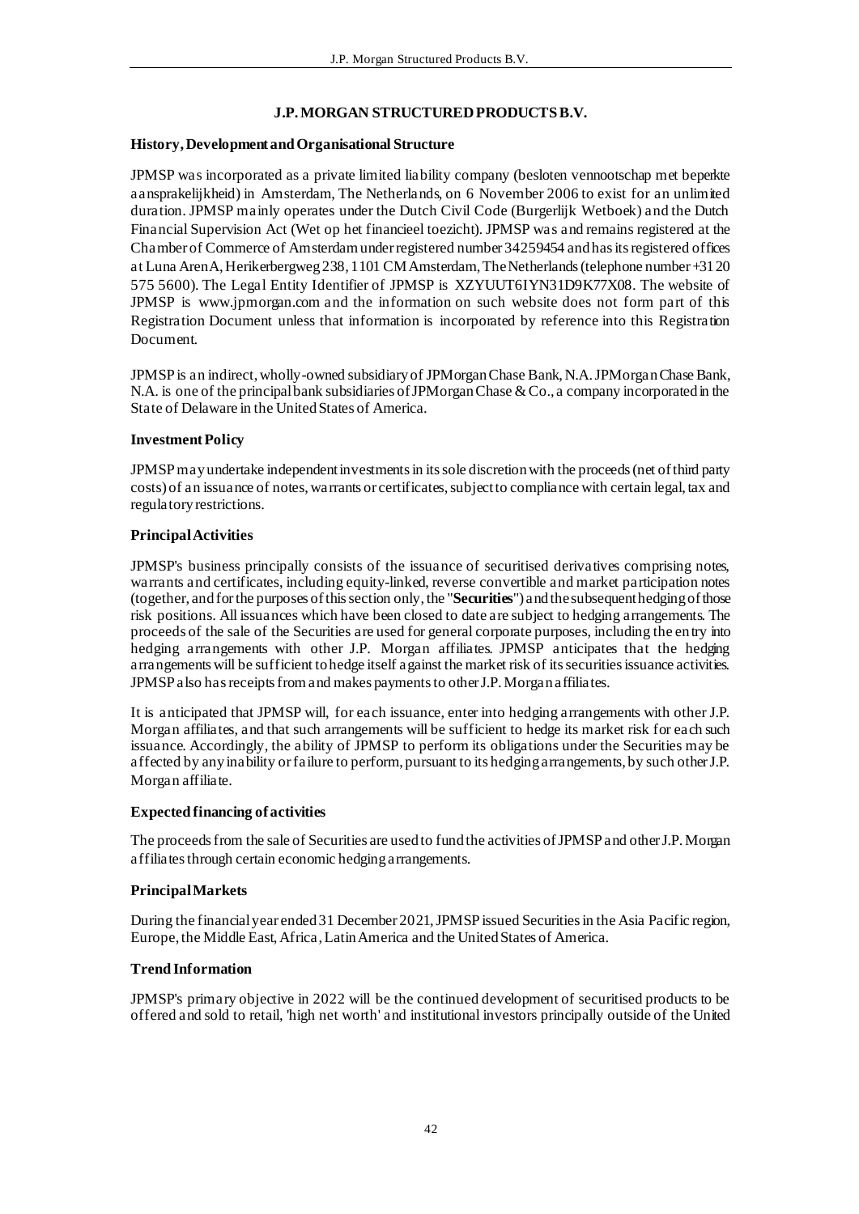## J.P. MORGAN STRUCTURED PRODUCTS B.V.

### History, Development and Organisational Structure

JPMSP was incorporated as a private limited liability company (besloten vennootschap met beperkte aansprakelijkheid) in Amsterdam, The Netherlands, on 6 November 2006 to exist for an unlimited duration. JPMSP mainly operates under the Dutch Civil Code (Burgerlijk Wetboek) and the Dutch Financial Supervision Act (Wet op het financieel toezicht). JPMSP was and remains registered at the Chamber of Commerce of Amsterdam under registered number 34259454 and has its registered offices at Luna ArenA, Herikerbergweg 238, 1101 CM Amsterdam, The Netherlands (telephone number +31 20 575 5600). The Legal Entity Identifier of JPMSP is XZYUUT6IYN31D9K77X08. The website of JPMSP is www.jpmorgan.com and the information on such website does not form part of this Registration Document unless that information is incorporated by reference into this Registration Document.

JPMSP is an indirect, wholly-owned subsidiary of JPMorgan Chase Bank, N.A. JPMorgan Chase Bank, N.A. is one of the principal bank subsidiaries of JPMorgan Chase & Co., a company incorporated in the State of Delaware in the United States of America.

### Investment Policy

JPMSP may undertake independent investments in its sole discretion with the proceeds (net of third party costs) of an issuance of notes, warrants or certificates, subject to compliance with certain legal, tax and regulatory restrictions.

### Principal Activities

JPMSP's business principally consists of the issuance of securitised derivatives comprising notes, warrants and certificates, including equity-linked, reverse convertible and market participation notes (together, and for the purposes of this section only, the "**Securities**") and the subsequent hedging of those risk positions. All issuances which have been closed to date are subject to hedging arrangements. The proceeds of the sale of the Securities are used for general corporate purposes, including the entry into hedging arrangements with other J.P. Morgan affiliates. JPMSP anticipates that the hedging arrangements will be sufficient to hedge itself against the market risk of its securities issuance activities. JPMSP also has receipts from and makes payments to other J.P. Morgan affiliates.

It is anticipated that JPMSP will, for each issuance, enter into hedging arrangements with other J.P. Morgan affiliates, and that such arrangements will be sufficient to hedge its market risk for each such issuance. Accordingly, the ability of JPMSP to perform its obligations under the Securities may be affected by any inability or failure to perform, pursuant to its hedging arrangements, by such other J.P. Morgan affiliate.

### Expected financing of activities

The proceeds from the sale of Securities are used to fund the activities of JPMSP and other J.P. Morgan affiliates through certain economic hedging arrangements.

### Principal Markets

During the financial year ended 31 December 2021, JPMSP issued Securities in the Asia Pacific region, Europe, the Middle East, Africa, Latin America and the United States of America.

### Trend Information

JPMSP's primary objective in 2022 will be the continued development of securitised products to be offered and sold to retail, 'high net worth' and institutional investors principally outside of the United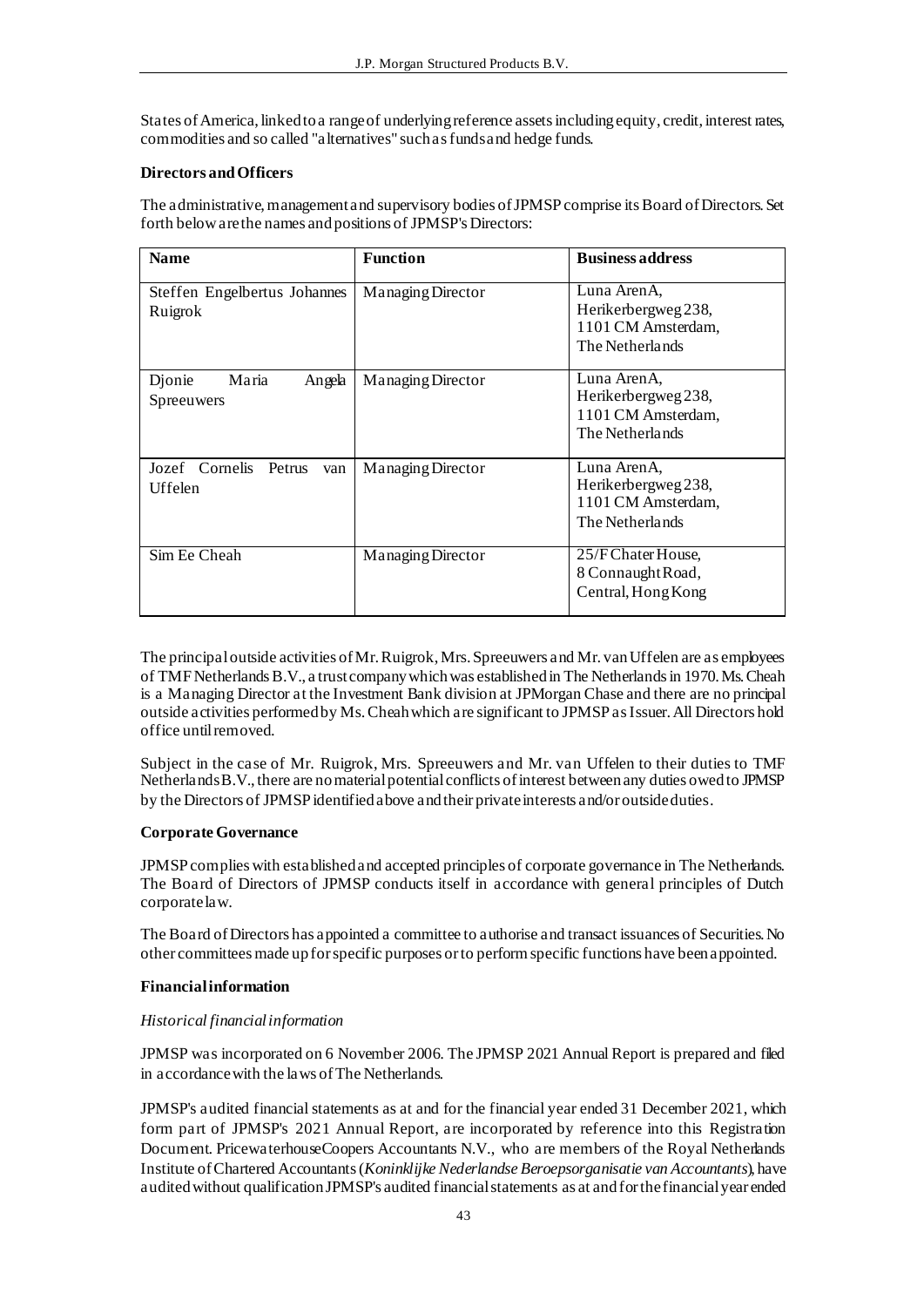States of America, linked to a range of underlying reference assets including equity, credit, interest rates, commodities and so called "alternatives" such as funds and hedge funds.

**Directors and Officers**

The administrative, management and supervisory bodies of JPMSP comprise its Board of Directors. Set forth below are the names and positions of JPMSP's Directors:

| Name | Function | Business address |
|---|---|---|
| Steffen Engelbertus Johannes Ruigrok | Managing Director | Luna ArenA, Herikerbergweg 238, 1101 CM Amsterdam, The Netherlands |
| Djonie Maria Angela Spreeuwers | Managing Director | Luna ArenA, Herikerbergweg 238, 1101 CM Amsterdam, The Netherlands |
| Jozef Cornelis Petrus van Uffelen | Managing Director | Luna ArenA, Herikerbergweg 238, 1101 CM Amsterdam, The Netherlands |
| Sim Ee Cheah | Managing Director | 25/F Chater House, 8 Connaught Road, Central, Hong Kong |

The principal outside activities of Mr. Ruigrok, Mrs. Spreeuwers and Mr. van Uffelen are as employees of TMF Netherlands B.V., a trust company which was established in The Netherlands in 1970. Ms. Cheah is a Managing Director at the Investment Bank division at JPMorgan Chase and there are no principal outside activities performed by Ms. Cheah which are significant to JPMSP as Issuer. All Directors hold office until removed.

Subject in the case of Mr. Ruigrok, Mrs. Spreeuwers and Mr. van Uffelen to their duties to TMF Netherlands B.V., there are no material potential conflicts of interest between any duties owed to JPMSP by the Directors of JPMSP identified above and their private interests and/or outside duties.

**Corporate Governance**

JPMSP complies with established and accepted principles of corporate governance in The Netherlands. The Board of Directors of JPMSP conducts itself in accordance with general principles of Dutch corporate law.

The Board of Directors has appointed a committee to authorise and transact issuances of Securities. No other committees made up for specific purposes or to perform specific functions have been appointed.

**Financial information**

*Historical financial information*

JPMSP was incorporated on 6 November 2006. The JPMSP 2021 Annual Report is prepared and filed in accordance with the laws of The Netherlands.

JPMSP's audited financial statements as at and for the financial year ended 31 December 2021, which form part of JPMSP's 2021 Annual Report, are incorporated by reference into this Registration Document. PricewaterhouseCoopers Accountants N.V., who are members of the Royal Netherlands Institute of Chartered Accountants (*Koninklijke Nederlandse Beroepsorganisatie van Accountants*), have audited without qualification JPMSP's audited financial statements as at and for the financial year ended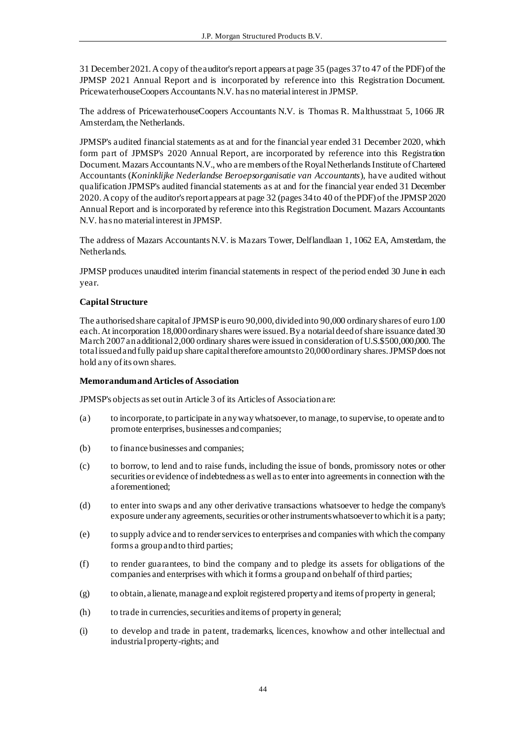31 December 2021. A copy of the auditor's report appears at page 35 (pages 37 to 47 of the PDF) of the JPMSP 2021 Annual Report and is incorporated by reference into this Registration Document. PricewaterhouseCoopers Accountants N.V. has no material interest in JPMSP.

The address of PricewaterhouseCoopers Accountants N.V. is Thomas R. Malthusstraat 5, 1066 JR Amsterdam, the Netherlands.

JPMSP's audited financial statements as at and for the financial year ended 31 December 2020, which form part of JPMSP's 2020 Annual Report, are incorporated by reference into this Registration Document. Mazars Accountants N.V., who are members of the Royal Netherlands Institute of Chartered Accountants (*Koninklijke Nederlandse Beroepsorganisatie van Accountants*), have audited without qualification JPMSP's audited financial statements as at and for the financial year ended 31 December 2020. A copy of the auditor's report appears at page 32 (pages 34 to 40 of the PDF) of the JPMSP 2020 Annual Report and is incorporated by reference into this Registration Document. Mazars Accountants N.V. has no material interest in JPMSP.

The address of Mazars Accountants N.V. is Mazars Tower, Delflandlaan 1, 1062 EA, Amsterdam, the Netherlands.

JPMSP produces unaudited interim financial statements in respect of the period ended 30 June in each year.

**Capital Structure**

The authorised share capital of JPMSP is euro 90,000, divided into 90,000 ordinary shares of euro 1.00 each. At incorporation 18,000 ordinary shares were issued. By a notarial deed of share issuance dated 30 March 2007 an additional 2,000 ordinary shares were issued in consideration of U.S.$500,000,000. The total issued and fully paid up share capital therefore amounts to 20,000 ordinary shares. JPMSP does not hold any of its own shares.

**Memorandum and Articles of Association**

JPMSP's objects as set out in Article 3 of its Articles of Association are:

(a) to incorporate, to participate in any way whatsoever, to manage, to supervise, to operate and to promote enterprises, businesses and companies;

(b) to finance businesses and companies;

(c) to borrow, to lend and to raise funds, including the issue of bonds, promissory notes or other securities or evidence of indebtedness as well as to enter into agreements in connection with the aforementioned;

(d) to enter into swaps and any other derivative transactions whatsoever to hedge the company's exposure under any agreements, securities or other instruments whatsoever to which it is a party;

(e) to supply advice and to render services to enterprises and companies with which the company forms a group and to third parties;

(f) to render guarantees, to bind the company and to pledge its assets for obligations of the companies and enterprises with which it forms a group and on behalf of third parties;

(g) to obtain, alienate, manage and exploit registered property and items of property in general;

(h) to trade in currencies, securities and items of property in general;

(i) to develop and trade in patent, trademarks, licences, knowhow and other intellectual and industrial property-rights; and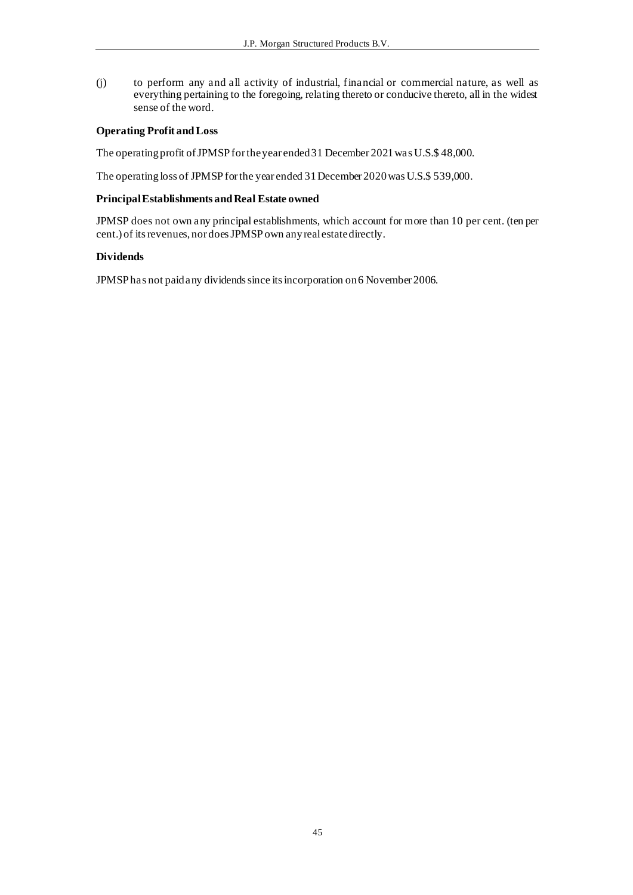(j) to perform any and all activity of industrial, financial or commercial nature, as well as everything pertaining to the foregoing, relating thereto or conducive thereto, all in the widest sense of the word.

**Operating Profit and Loss**

The operating profit of JPMSP for the year ended 31 December 2021 was U.S.$ 48,000.

The operating loss of JPMSP for the year ended 31 December 2020 was U.S.$ 539,000.

**Principal Establishments and Real Estate owned**

JPMSP does not own any principal establishments, which account for more than 10 per cent. (ten per cent.) of its revenues, nor does JPMSP own any real estate directly.

**Dividends**

JPMSP has not paid any dividends since its incorporation on 6 November 2006.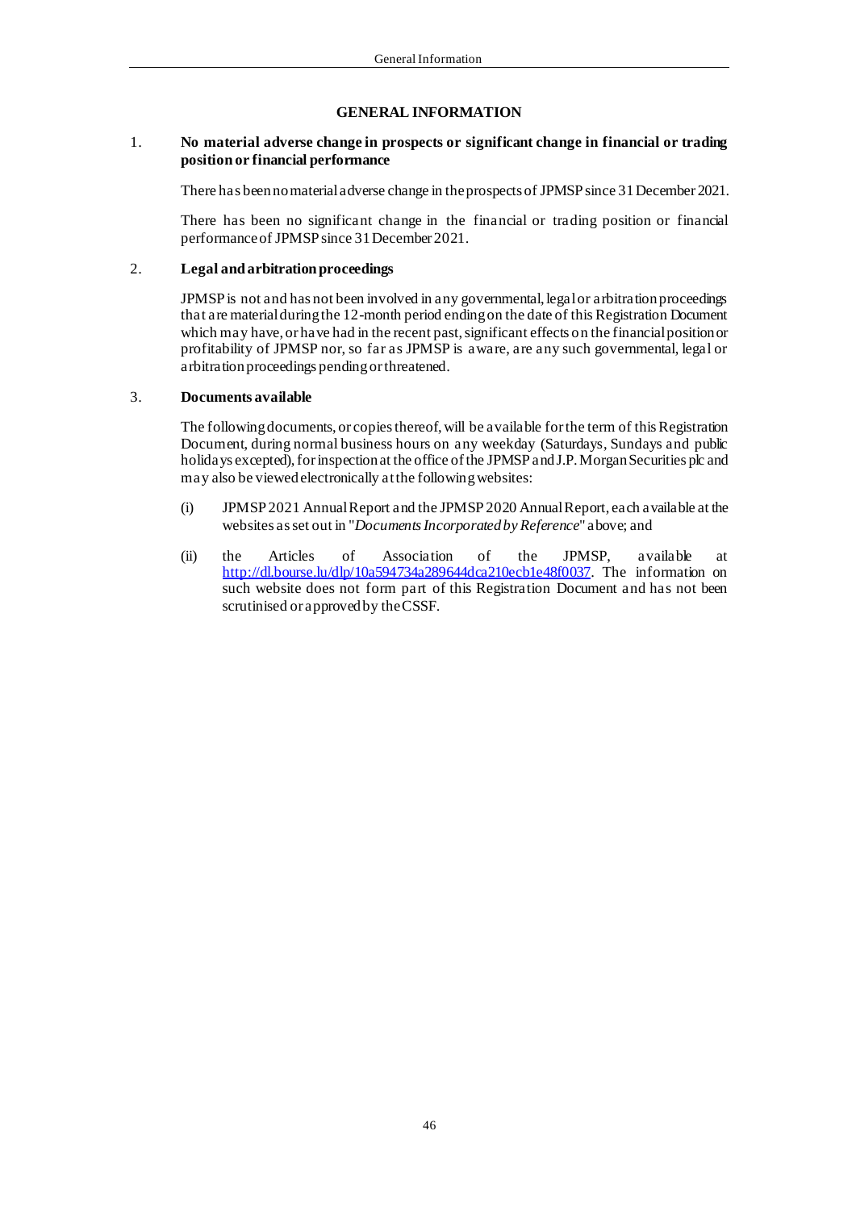# GENERAL INFORMATION

## 1. No material adverse change in prospects or significant change in financial or trading position or financial performance

There has been no material adverse change in the prospects of JPMSP since 31 December 2021.

There has been no significant change in the financial or trading position or financial performance of JPMSP since 31 December 2021.

## 2. Legal and arbitration proceedings

JPMSP is not and has not been involved in any governmental, legal or arbitration proceedings that are material during the 12-month period ending on the date of this Registration Document which may have, or have had in the recent past, significant effects on the financial position or profitability of JPMSP nor, so far as JPMSP is aware, are any such governmental, legal or arbitration proceedings pending or threatened.

## 3. Documents available

The following documents, or copies thereof, will be available for the term of this Registration Document, during normal business hours on any weekday (Saturdays, Sundays and public holidays excepted), for inspection at the office of the JPMSP and J.P. Morgan Securities plc and may also be viewed electronically at the following websites:

(i) JPMSP 2021 Annual Report and the JPMSP 2020 Annual Report, each available at the websites as set out in "*Documents Incorporated by Reference*" above; and

(ii) the Articles of Association of the JPMSP, available at http://dl.bourse.lu/dlp/10a594734a289644dca210ecb1e48f0037. The information on such website does not form part of this Registration Document and has not been scrutinised or approved by the CSSF.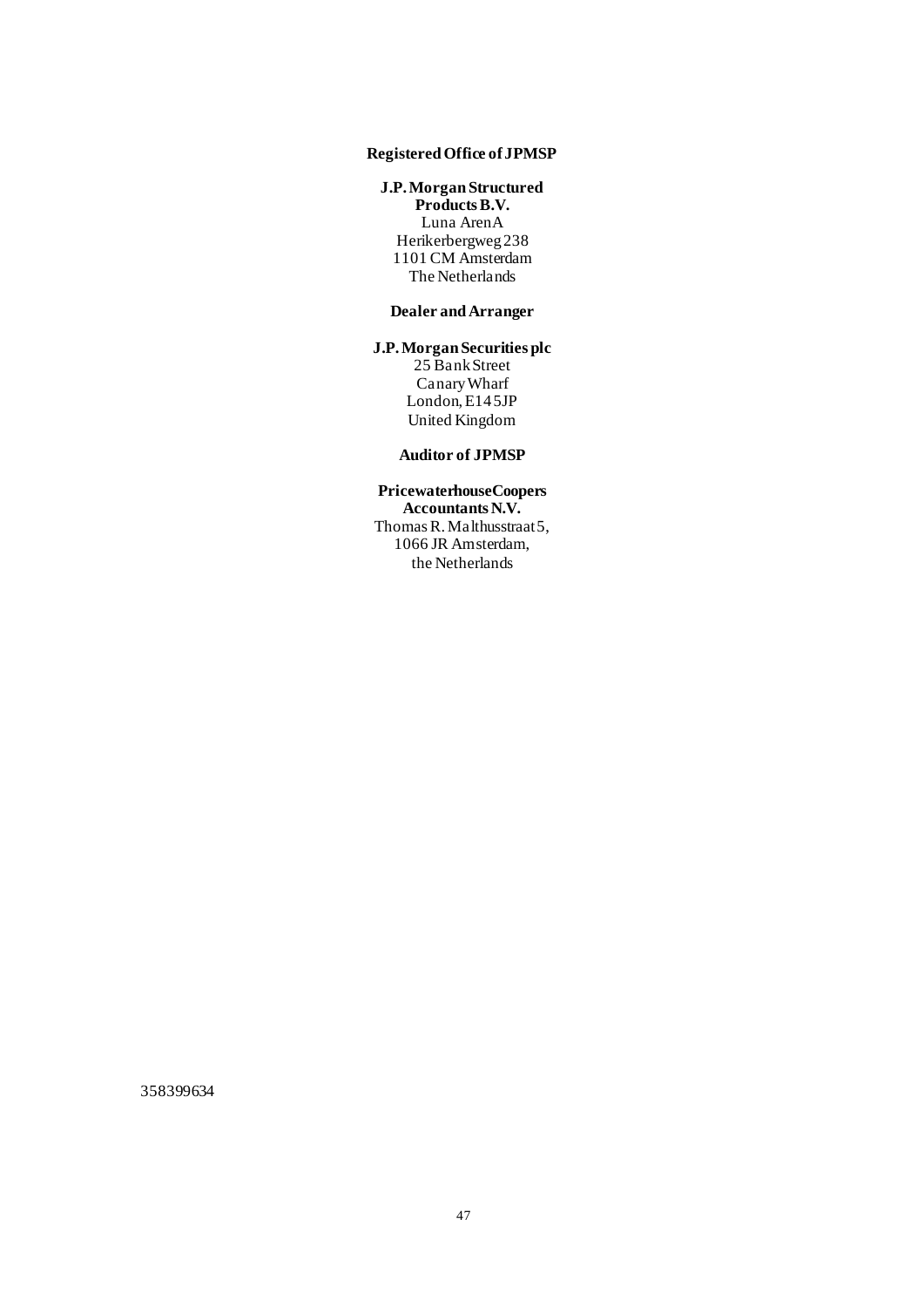**Registered Office of JPMSP**

**J.P. Morgan Structured Products B.V.**
Luna ArenA
Herikerbergweg 238
1101 CM Amsterdam
The Netherlands

**Dealer and Arranger**

**J.P. Morgan Securities plc**
25 Bank Street
Canary Wharf
London, E14 5JP
United Kingdom

**Auditor of JPMSP**

**PricewaterhouseCoopers Accountants N.V.**
Thomas R. Malthusstraat 5,
1066 JR Amsterdam,
the Netherlands

358399634